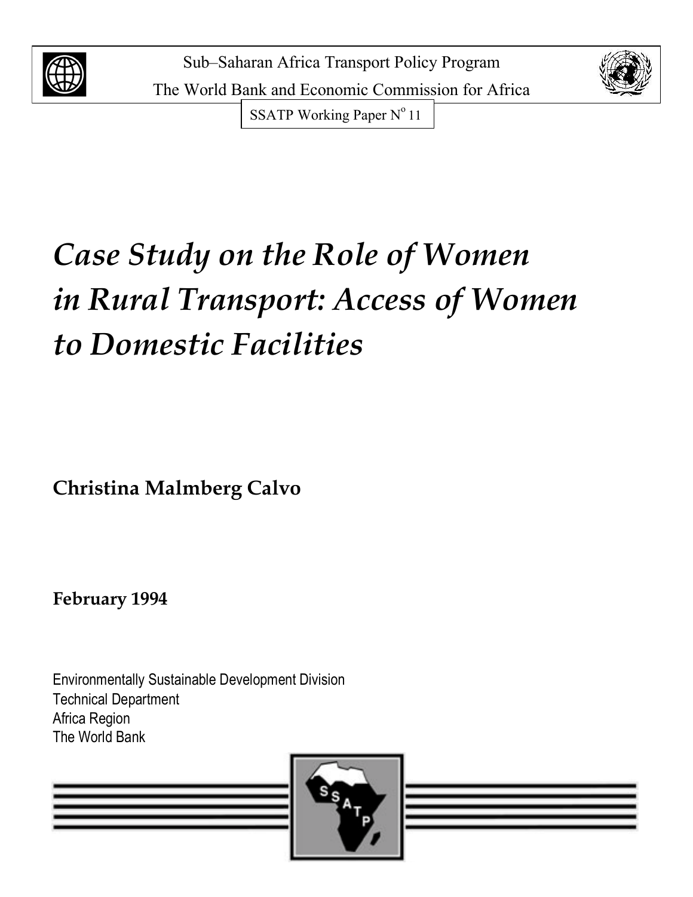Sub–Saharan Africa Transport Policy Program

The World Bank and Economic Commission for Africa

SSATP Working Paper N° 11

# *Case Study on the Role of Women in Rural Transport: Access of Women to Domestic Facilities*

**Christina Malmberg Calvo**

**February 1994**

Environmentally Sustainable Development Division
Technical Department
Africa Region
The World Bank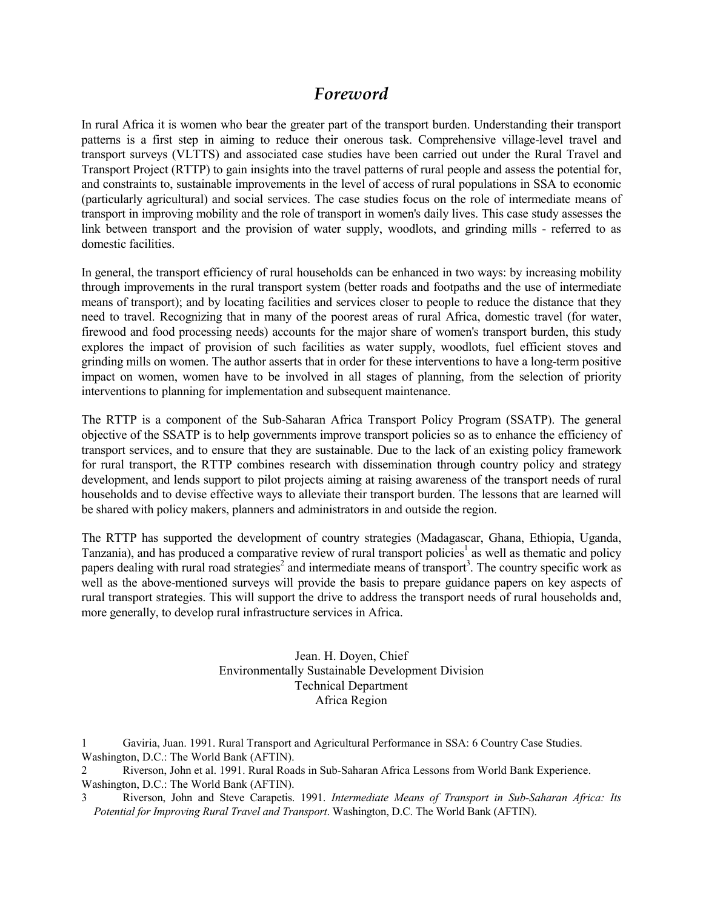# *Foreword*

In rural Africa it is women who bear the greater part of the transport burden. Understanding their transport patterns is a first step in aiming to reduce their onerous task. Comprehensive village-level travel and transport surveys (VLTTS) and associated case studies have been carried out under the Rural Travel and Transport Project (RTTP) to gain insights into the travel patterns of rural people and assess the potential for, and constraints to, sustainable improvements in the level of access of rural populations in SSA to economic (particularly agricultural) and social services. The case studies focus on the role of intermediate means of transport in improving mobility and the role of transport in women's daily lives. This case study assesses the link between transport and the provision of water supply, woodlots, and grinding mills - referred to as domestic facilities.

In general, the transport efficiency of rural households can be enhanced in two ways: by increasing mobility through improvements in the rural transport system (better roads and footpaths and the use of intermediate means of transport); and by locating facilities and services closer to people to reduce the distance that they need to travel. Recognizing that in many of the poorest areas of rural Africa, domestic travel (for water, firewood and food processing needs) accounts for the major share of women's transport burden, this study explores the impact of provision of such facilities as water supply, woodlots, fuel efficient stoves and grinding mills on women. The author asserts that in order for these interventions to have a long-term positive impact on women, women have to be involved in all stages of planning, from the selection of priority interventions to planning for implementation and subsequent maintenance.

The RTTP is a component of the Sub-Saharan Africa Transport Policy Program (SSATP). The general objective of the SSATP is to help governments improve transport policies so as to enhance the efficiency of transport services, and to ensure that they are sustainable. Due to the lack of an existing policy framework for rural transport, the RTTP combines research with dissemination through country policy and strategy development, and lends support to pilot projects aiming at raising awareness of the transport needs of rural households and to devise effective ways to alleviate their transport burden. The lessons that are learned will be shared with policy makers, planners and administrators in and outside the region.

The RTTP has supported the development of country strategies (Madagascar, Ghana, Ethiopia, Uganda, Tanzania), and has produced a comparative review of rural transport policies[1] as well as thematic and policy papers dealing with rural road strategies[2] and intermediate means of transport[3]. The country specific work as well as the above-mentioned surveys will provide the basis to prepare guidance papers on key aspects of rural transport strategies. This will support the drive to address the transport needs of rural households and, more generally, to develop rural infrastructure services in Africa.

Jean. H. Doyen, Chief
Environmentally Sustainable Development Division
Technical Department
Africa Region

1 Gaviria, Juan. 1991. Rural Transport and Agricultural Performance in SSA: 6 Country Case Studies. Washington, D.C.: The World Bank (AFTIN).

2 Riverson, John et al. 1991. Rural Roads in Sub-Saharan Africa Lessons from World Bank Experience. Washington, D.C.: The World Bank (AFTIN).

3 Riverson, John and Steve Carapetis. 1991. *Intermediate Means of Transport in Sub-Saharan Africa: Its Potential for Improving Rural Travel and Transport*. Washington, D.C. The World Bank (AFTIN).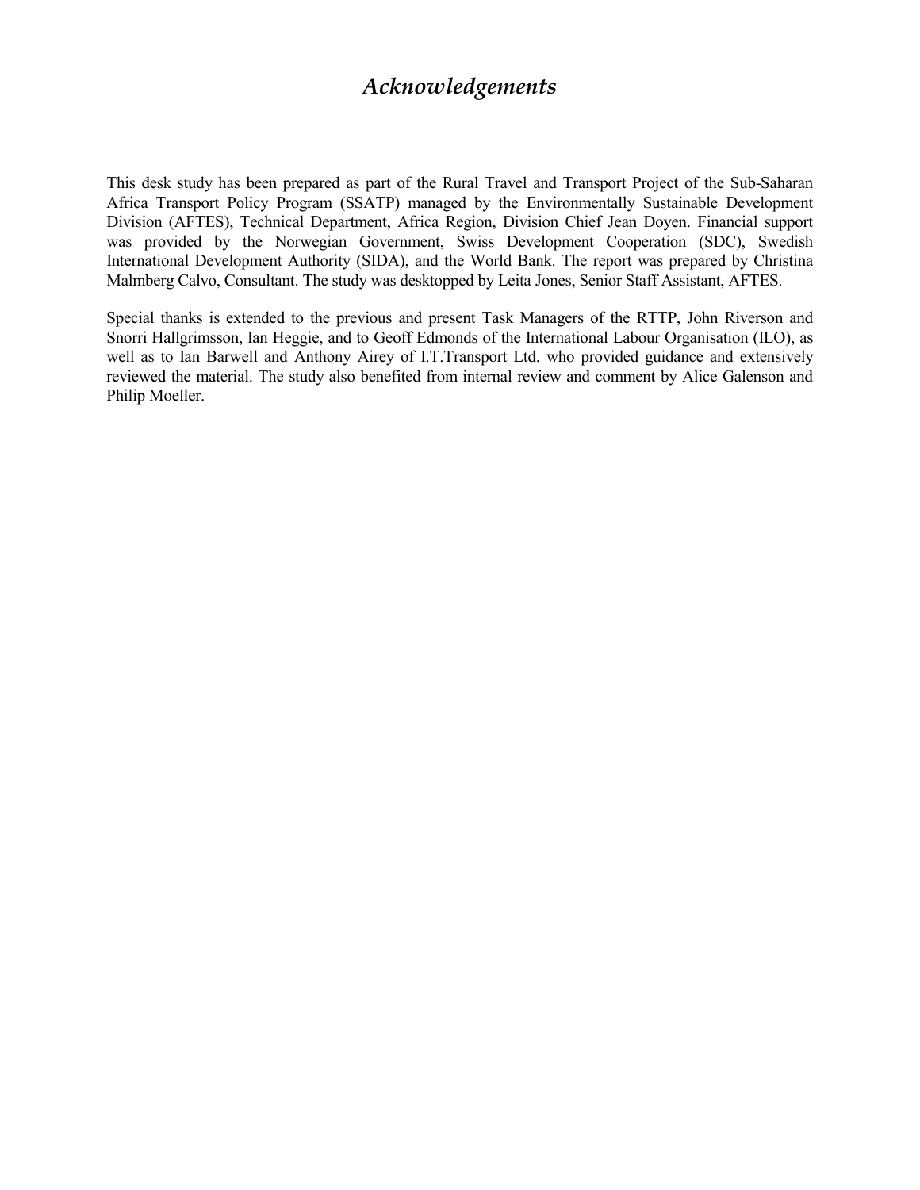# *Acknowledgements*

This desk study has been prepared as part of the Rural Travel and Transport Project of the Sub-Saharan Africa Transport Policy Program (SSATP) managed by the Environmentally Sustainable Development Division (AFTES), Technical Department, Africa Region, Division Chief Jean Doyen. Financial support was provided by the Norwegian Government, Swiss Development Cooperation (SDC), Swedish International Development Authority (SIDA), and the World Bank. The report was prepared by Christina Malmberg Calvo, Consultant. The study was desktopped by Leita Jones, Senior Staff Assistant, AFTES.

Special thanks is extended to the previous and present Task Managers of the RTTP, John Riverson and Snorri Hallgrimsson, Ian Heggie, and to Geoff Edmonds of the International Labour Organisation (ILO), as well as to Ian Barwell and Anthony Airey of I.T.Transport Ltd. who provided guidance and extensively reviewed the material. The study also benefited from internal review and comment by Alice Galenson and Philip Moeller.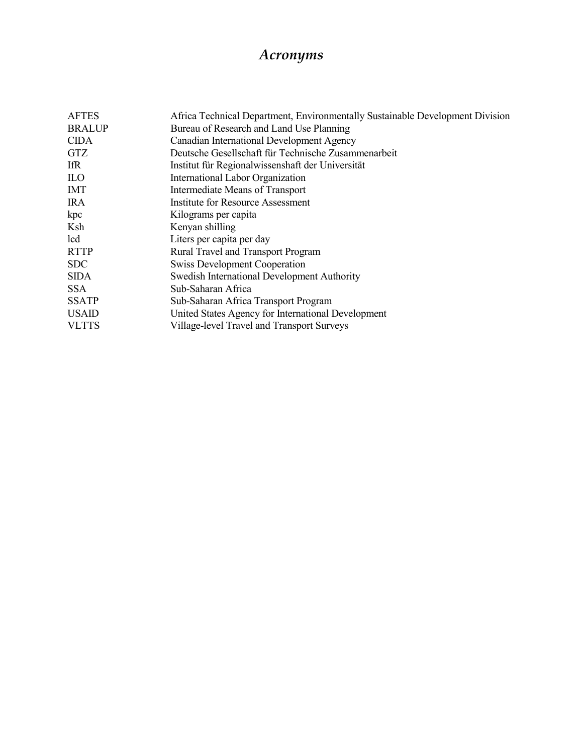# *Acronyms*

| | |
|---|---|
| AFTES | Africa Technical Department, Environmentally Sustainable Development Division |
| BRALUP | Bureau of Research and Land Use Planning |
| CIDA | Canadian International Development Agency |
| GTZ | Deutsche Gesellschaft für Technische Zusammenarbeit |
| IfR | Institut für Regionalwissenshaft der Universität |
| ILO | International Labor Organization |
| IMT | Intermediate Means of Transport |
| IRA | Institute for Resource Assessment |
| kpc | Kilograms per capita |
| Ksh | Kenyan shilling |
| lcd | Liters per capita per day |
| RTTP | Rural Travel and Transport Program |
| SDC | Swiss Development Cooperation |
| SIDA | Swedish International Development Authority |
| SSA | Sub-Saharan Africa |
| SSATP | Sub-Saharan Africa Transport Program |
| USAID | United States Agency for International Development |
| VLTTS | Village-level Travel and Transport Surveys |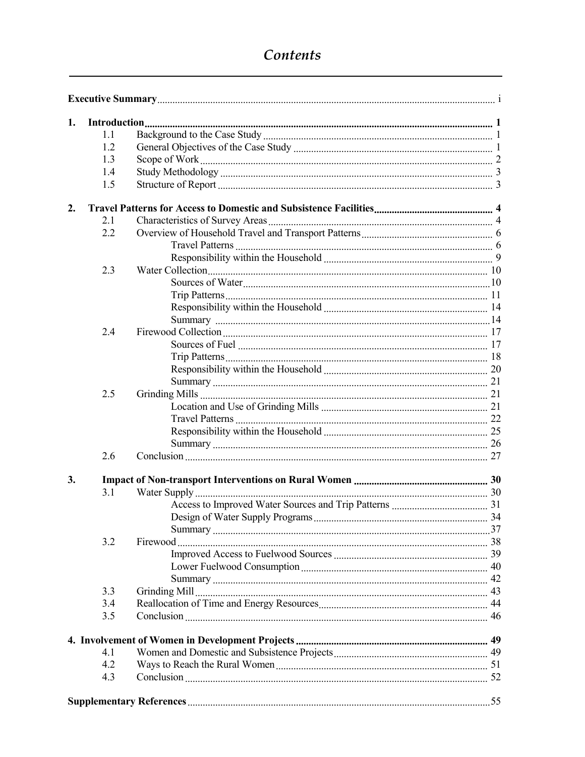# Contents

**Executive Summary** ..... i

**1. Introduction** ..... **1**

- 1.1 Background to the Case Study ..... 1
- 1.2 General Objectives of the Case Study ..... 1
- 1.3 Scope of Work ..... 2
- 1.4 Study Methodology ..... 3
- 1.5 Structure of Report ..... 3

**2. Travel Patterns for Access to Domestic and Subsistence Facilities** ..... **4**

- 2.1 Characteristics of Survey Areas ..... 4
- 2.2 Overview of Household Travel and Transport Patterns ..... 6
    - Travel Patterns ..... 6
    - Responsibility within the Household ..... 9
- 2.3 Water Collection ..... 10
    - Sources of Water ..... 10
    - Trip Patterns ..... 11
    - Responsibility within the Household ..... 14
    - Summary ..... 14
- 2.4 Firewood Collection ..... 17
    - Sources of Fuel ..... 17
    - Trip Patterns ..... 18
    - Responsibility within the Household ..... 20
    - Summary ..... 21
- 2.5 Grinding Mills ..... 21
    - Location and Use of Grinding Mills ..... 21
    - Travel Patterns ..... 22
    - Responsibility within the Household ..... 25
    - Summary ..... 26
- 2.6 Conclusion ..... 27

**3. Impact of Non-transport Interventions on Rural Women** ..... **30**

- 3.1 Water Supply ..... 30
    - Access to Improved Water Sources and Trip Patterns ..... 31
    - Design of Water Supply Programs ..... 34
    - Summary ..... 37
- 3.2 Firewood ..... 38
    - Improved Access to Fuelwood Sources ..... 39
    - Lower Fuelwood Consumption ..... 40
    - Summary ..... 42
- 3.3 Grinding Mill ..... 43
- 3.4 Reallocation of Time and Energy Resources ..... 44
- 3.5 Conclusion ..... 46

**4. Involvement of Women in Development Projects** ..... **49**

- 4.1 Women and Domestic and Subsistence Projects ..... 49
- 4.2 Ways to Reach the Rural Women ..... 51
- 4.3 Conclusion ..... 52

**Supplementary References** ..... 55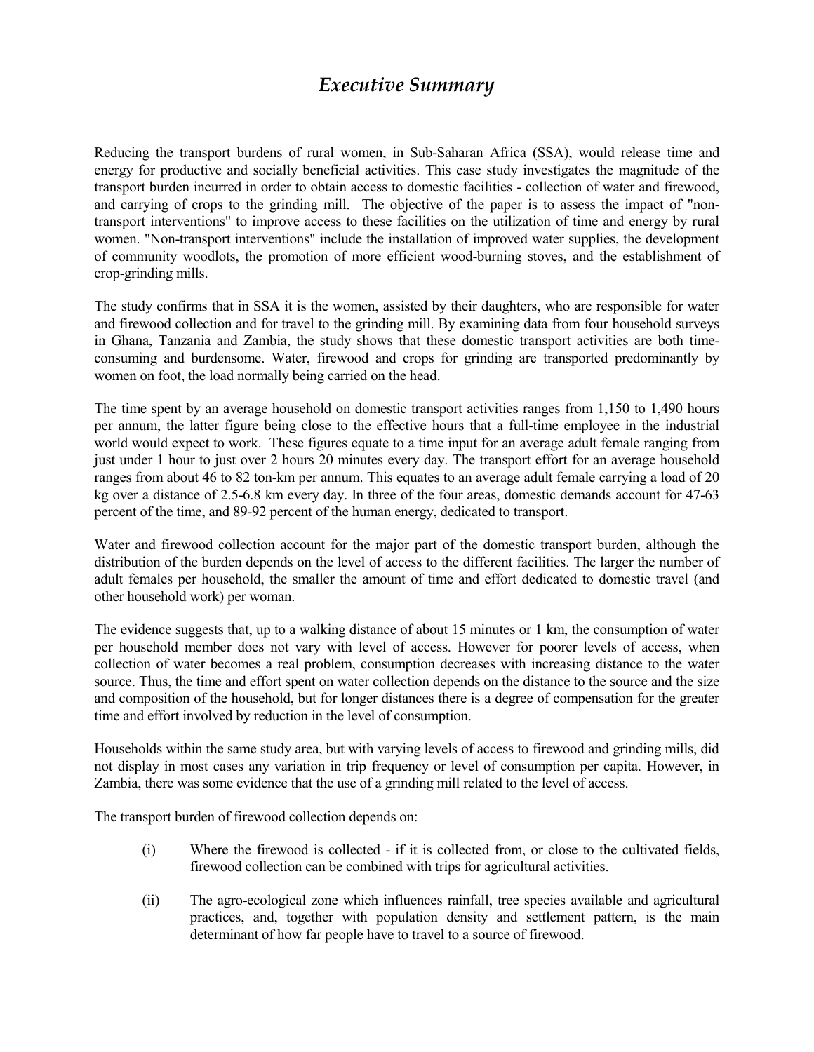# *Executive Summary*

Reducing the transport burdens of rural women, in Sub-Saharan Africa (SSA), would release time and energy for productive and socially beneficial activities. This case study investigates the magnitude of the transport burden incurred in order to obtain access to domestic facilities - collection of water and firewood, and carrying of crops to the grinding mill. The objective of the paper is to assess the impact of "non-transport interventions" to improve access to these facilities on the utilization of time and energy by rural women. "Non-transport interventions" include the installation of improved water supplies, the development of community woodlots, the promotion of more efficient wood-burning stoves, and the establishment of crop-grinding mills.

The study confirms that in SSA it is the women, assisted by their daughters, who are responsible for water and firewood collection and for travel to the grinding mill. By examining data from four household surveys in Ghana, Tanzania and Zambia, the study shows that these domestic transport activities are both time-consuming and burdensome. Water, firewood and crops for grinding are transported predominantly by women on foot, the load normally being carried on the head.

The time spent by an average household on domestic transport activities ranges from 1,150 to 1,490 hours per annum, the latter figure being close to the effective hours that a full-time employee in the industrial world would expect to work. These figures equate to a time input for an average adult female ranging from just under 1 hour to just over 2 hours 20 minutes every day. The transport effort for an average household ranges from about 46 to 82 ton-km per annum. This equates to an average adult female carrying a load of 20 kg over a distance of 2.5-6.8 km every day. In three of the four areas, domestic demands account for 47-63 percent of the time, and 89-92 percent of the human energy, dedicated to transport.

Water and firewood collection account for the major part of the domestic transport burden, although the distribution of the burden depends on the level of access to the different facilities. The larger the number of adult females per household, the smaller the amount of time and effort dedicated to domestic travel (and other household work) per woman.

The evidence suggests that, up to a walking distance of about 15 minutes or 1 km, the consumption of water per household member does not vary with level of access. However for poorer levels of access, when collection of water becomes a real problem, consumption decreases with increasing distance to the water source. Thus, the time and effort spent on water collection depends on the distance to the source and the size and composition of the household, but for longer distances there is a degree of compensation for the greater time and effort involved by reduction in the level of consumption.

Households within the same study area, but with varying levels of access to firewood and grinding mills, did not display in most cases any variation in trip frequency or level of consumption per capita. However, in Zambia, there was some evidence that the use of a grinding mill related to the level of access.

The transport burden of firewood collection depends on:

(i) Where the firewood is collected - if it is collected from, or close to the cultivated fields, firewood collection can be combined with trips for agricultural activities.

(ii) The agro-ecological zone which influences rainfall, tree species available and agricultural practices, and, together with population density and settlement pattern, is the main determinant of how far people have to travel to a source of firewood.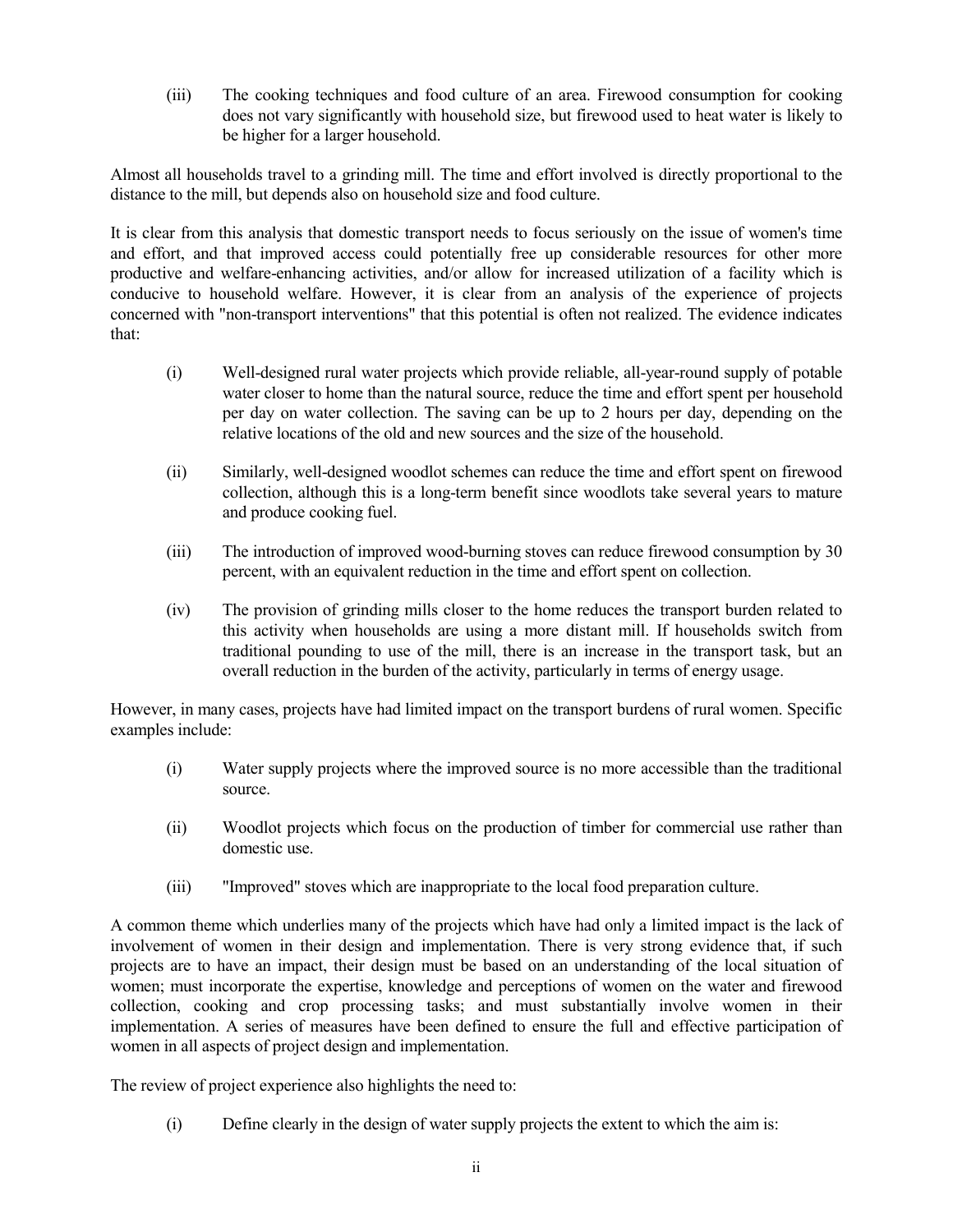(iii) The cooking techniques and food culture of an area. Firewood consumption for cooking does not vary significantly with household size, but firewood used to heat water is likely to be higher for a larger household.

Almost all households travel to a grinding mill. The time and effort involved is directly proportional to the distance to the mill, but depends also on household size and food culture.

It is clear from this analysis that domestic transport needs to focus seriously on the issue of women's time and effort, and that improved access could potentially free up considerable resources for other more productive and welfare-enhancing activities, and/or allow for increased utilization of a facility which is conducive to household welfare. However, it is clear from an analysis of the experience of projects concerned with "non-transport interventions" that this potential is often not realized. The evidence indicates that:

(i) Well-designed rural water projects which provide reliable, all-year-round supply of potable water closer to home than the natural source, reduce the time and effort spent per household per day on water collection. The saving can be up to 2 hours per day, depending on the relative locations of the old and new sources and the size of the household.

(ii) Similarly, well-designed woodlot schemes can reduce the time and effort spent on firewood collection, although this is a long-term benefit since woodlots take several years to mature and produce cooking fuel.

(iii) The introduction of improved wood-burning stoves can reduce firewood consumption by 30 percent, with an equivalent reduction in the time and effort spent on collection.

(iv) The provision of grinding mills closer to the home reduces the transport burden related to this activity when households are using a more distant mill. If households switch from traditional pounding to use of the mill, there is an increase in the transport task, but an overall reduction in the burden of the activity, particularly in terms of energy usage.

However, in many cases, projects have had limited impact on the transport burdens of rural women. Specific examples include:

(i) Water supply projects where the improved source is no more accessible than the traditional source.

(ii) Woodlot projects which focus on the production of timber for commercial use rather than domestic use.

(iii) "Improved" stoves which are inappropriate to the local food preparation culture.

A common theme which underlies many of the projects which have had only a limited impact is the lack of involvement of women in their design and implementation. There is very strong evidence that, if such projects are to have an impact, their design must be based on an understanding of the local situation of women; must incorporate the expertise, knowledge and perceptions of women on the water and firewood collection, cooking and crop processing tasks; and must substantially involve women in their implementation. A series of measures have been defined to ensure the full and effective participation of women in all aspects of project design and implementation.

The review of project experience also highlights the need to:

(i) Define clearly in the design of water supply projects the extent to which the aim is: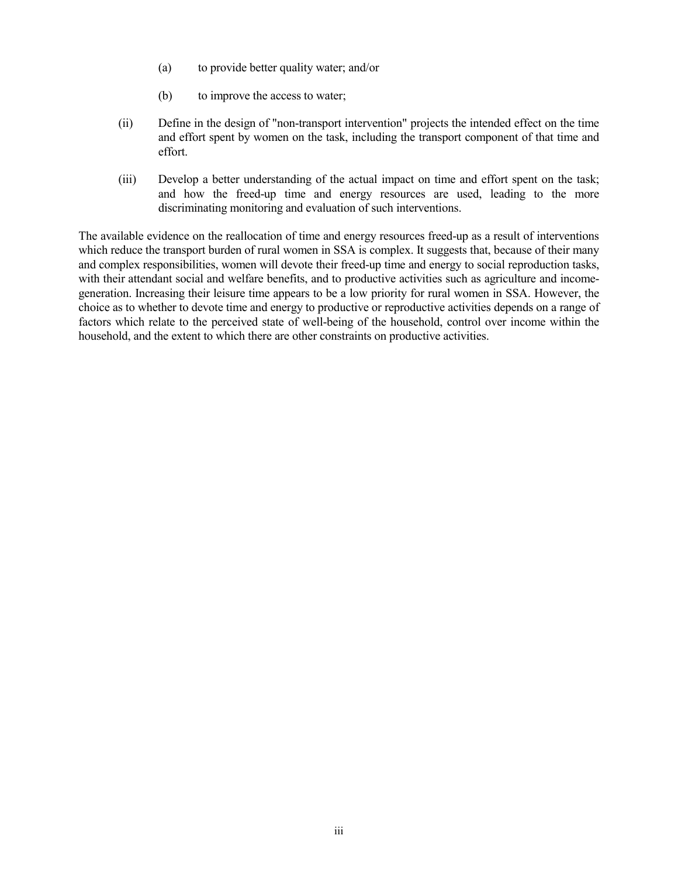(a) to provide better quality water; and/or

(b) to improve the access to water;

(ii) Define in the design of "non-transport intervention" projects the intended effect on the time and effort spent by women on the task, including the transport component of that time and effort.

(iii) Develop a better understanding of the actual impact on time and effort spent on the task; and how the freed-up time and energy resources are used, leading to the more discriminating monitoring and evaluation of such interventions.

The available evidence on the reallocation of time and energy resources freed-up as a result of interventions which reduce the transport burden of rural women in SSA is complex. It suggests that, because of their many and complex responsibilities, women will devote their freed-up time and energy to social reproduction tasks, with their attendant social and welfare benefits, and to productive activities such as agriculture and income-generation. Increasing their leisure time appears to be a low priority for rural women in SSA. However, the choice as to whether to devote time and energy to productive or reproductive activities depends on a range of factors which relate to the perceived state of well-being of the household, control over income within the household, and the extent to which there are other constraints on productive activities.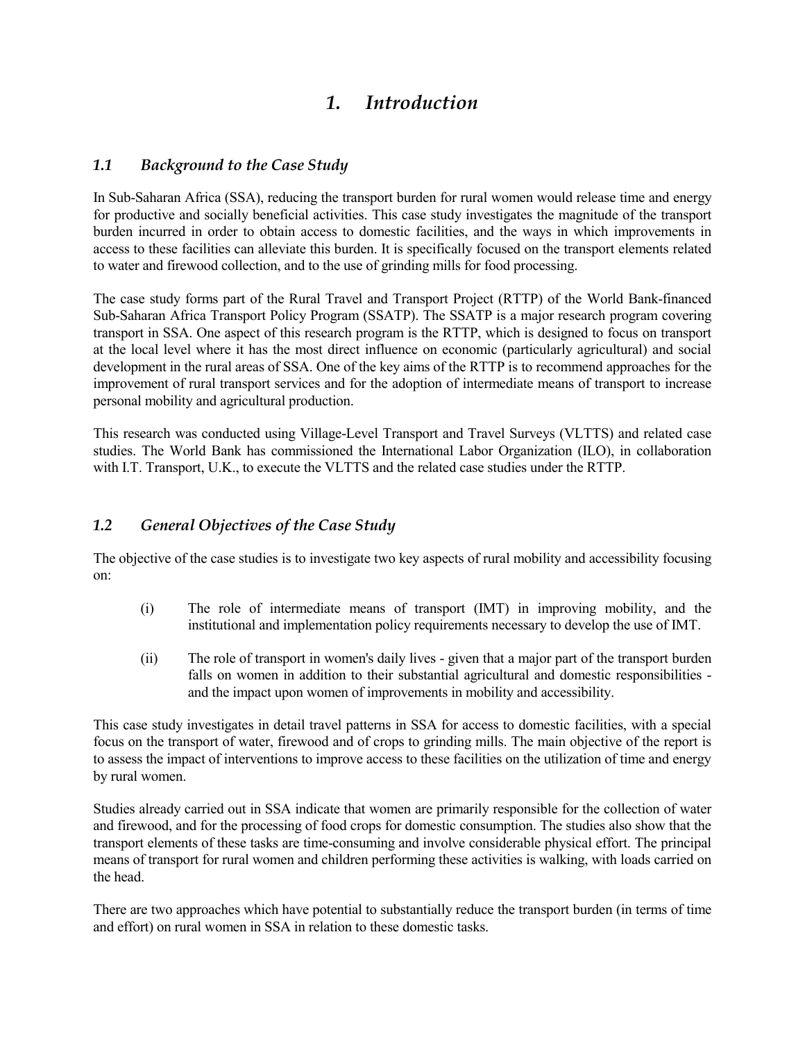# *1. Introduction*

## *1.1 Background to the Case Study*

In Sub-Saharan Africa (SSA), reducing the transport burden for rural women would release time and energy for productive and socially beneficial activities. This case study investigates the magnitude of the transport burden incurred in order to obtain access to domestic facilities, and the ways in which improvements in access to these facilities can alleviate this burden. It is specifically focused on the transport elements related to water and firewood collection, and to the use of grinding mills for food processing.

The case study forms part of the Rural Travel and Transport Project (RTTP) of the World Bank-financed Sub-Saharan Africa Transport Policy Program (SSATP). The SSATP is a major research program covering transport in SSA. One aspect of this research program is the RTTP, which is designed to focus on transport at the local level where it has the most direct influence on economic (particularly agricultural) and social development in the rural areas of SSA. One of the key aims of the RTTP is to recommend approaches for the improvement of rural transport services and for the adoption of intermediate means of transport to increase personal mobility and agricultural production.

This research was conducted using Village-Level Transport and Travel Surveys (VLTTS) and related case studies. The World Bank has commissioned the International Labor Organization (ILO), in collaboration with I.T. Transport, U.K., to execute the VLTTS and the related case studies under the RTTP.

## *1.2 General Objectives of the Case Study*

The objective of the case studies is to investigate two key aspects of rural mobility and accessibility focusing on:

(i) The role of intermediate means of transport (IMT) in improving mobility, and the institutional and implementation policy requirements necessary to develop the use of IMT.

(ii) The role of transport in women's daily lives - given that a major part of the transport burden falls on women in addition to their substantial agricultural and domestic responsibilities - and the impact upon women of improvements in mobility and accessibility.

This case study investigates in detail travel patterns in SSA for access to domestic facilities, with a special focus on the transport of water, firewood and of crops to grinding mills. The main objective of the report is to assess the impact of interventions to improve access to these facilities on the utilization of time and energy by rural women.

Studies already carried out in SSA indicate that women are primarily responsible for the collection of water and firewood, and for the processing of food crops for domestic consumption. The studies also show that the transport elements of these tasks are time-consuming and involve considerable physical effort. The principal means of transport for rural women and children performing these activities is walking, with loads carried on the head.

There are two approaches which have potential to substantially reduce the transport burden (in terms of time and effort) on rural women in SSA in relation to these domestic tasks.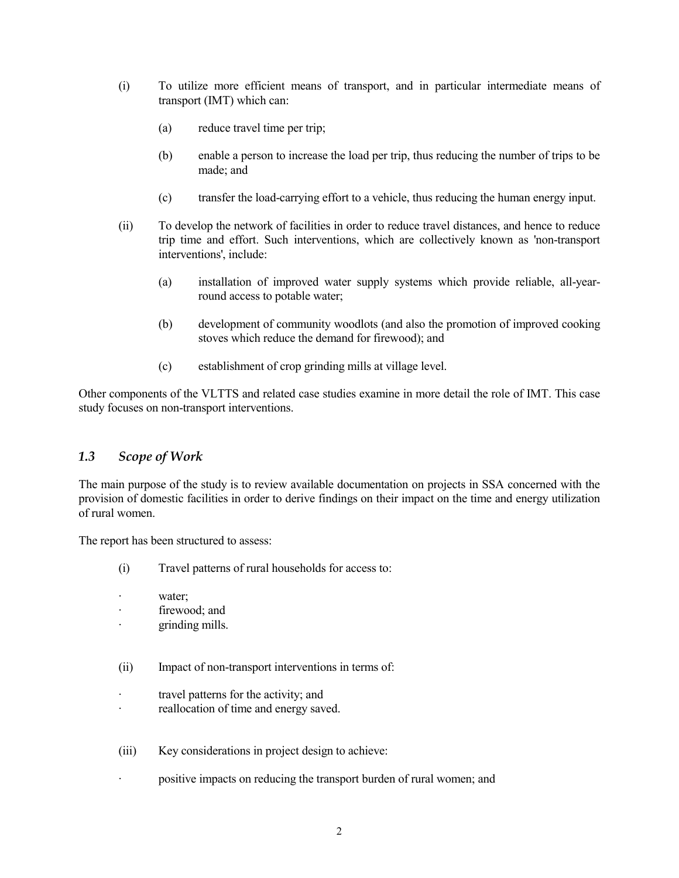(i) To utilize more efficient means of transport, and in particular intermediate means of transport (IMT) which can:

   (a) reduce travel time per trip;

   (b) enable a person to increase the load per trip, thus reducing the number of trips to be made; and

   (c) transfer the load-carrying effort to a vehicle, thus reducing the human energy input.

(ii) To develop the network of facilities in order to reduce travel distances, and hence to reduce trip time and effort. Such interventions, which are collectively known as 'non-transport interventions', include:

   (a) installation of improved water supply systems which provide reliable, all-year-round access to potable water;

   (b) development of community woodlots (and also the promotion of improved cooking stoves which reduce the demand for firewood); and

   (c) establishment of crop grinding mills at village level.

Other components of the VLTTS and related case studies examine in more detail the role of IMT. This case study focuses on non-transport interventions.

### *1.3 Scope of Work*

The main purpose of the study is to review available documentation on projects in SSA concerned with the provision of domestic facilities in order to derive findings on their impact on the time and energy utilization of rural women.

The report has been structured to assess:

(i) Travel patterns of rural households for access to:

- water;
- firewood; and
- grinding mills.

(ii) Impact of non-transport interventions in terms of:

- travel patterns for the activity; and
- reallocation of time and energy saved.

(iii) Key considerations in project design to achieve:

- positive impacts on reducing the transport burden of rural women; and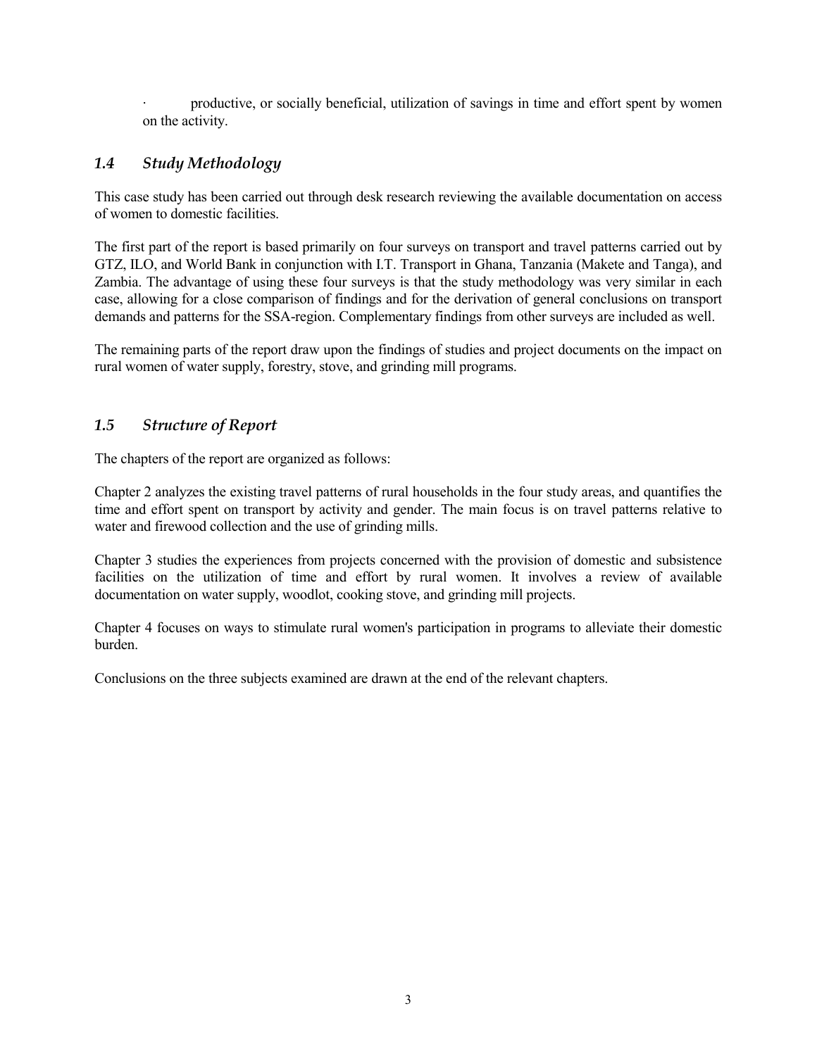- productive, or socially beneficial, utilization of savings in time and effort spent by women on the activity.

### *1.4 Study Methodology*

This case study has been carried out through desk research reviewing the available documentation on access of women to domestic facilities.

The first part of the report is based primarily on four surveys on transport and travel patterns carried out by GTZ, ILO, and World Bank in conjunction with I.T. Transport in Ghana, Tanzania (Makete and Tanga), and Zambia. The advantage of using these four surveys is that the study methodology was very similar in each case, allowing for a close comparison of findings and for the derivation of general conclusions on transport demands and patterns for the SSA-region. Complementary findings from other surveys are included as well.

The remaining parts of the report draw upon the findings of studies and project documents on the impact on rural women of water supply, forestry, stove, and grinding mill programs.

### *1.5 Structure of Report*

The chapters of the report are organized as follows:

Chapter 2 analyzes the existing travel patterns of rural households in the four study areas, and quantifies the time and effort spent on transport by activity and gender. The main focus is on travel patterns relative to water and firewood collection and the use of grinding mills.

Chapter 3 studies the experiences from projects concerned with the provision of domestic and subsistence facilities on the utilization of time and effort by rural women. It involves a review of available documentation on water supply, woodlot, cooking stove, and grinding mill projects.

Chapter 4 focuses on ways to stimulate rural women's participation in programs to alleviate their domestic burden.

Conclusions on the three subjects examined are drawn at the end of the relevant chapters.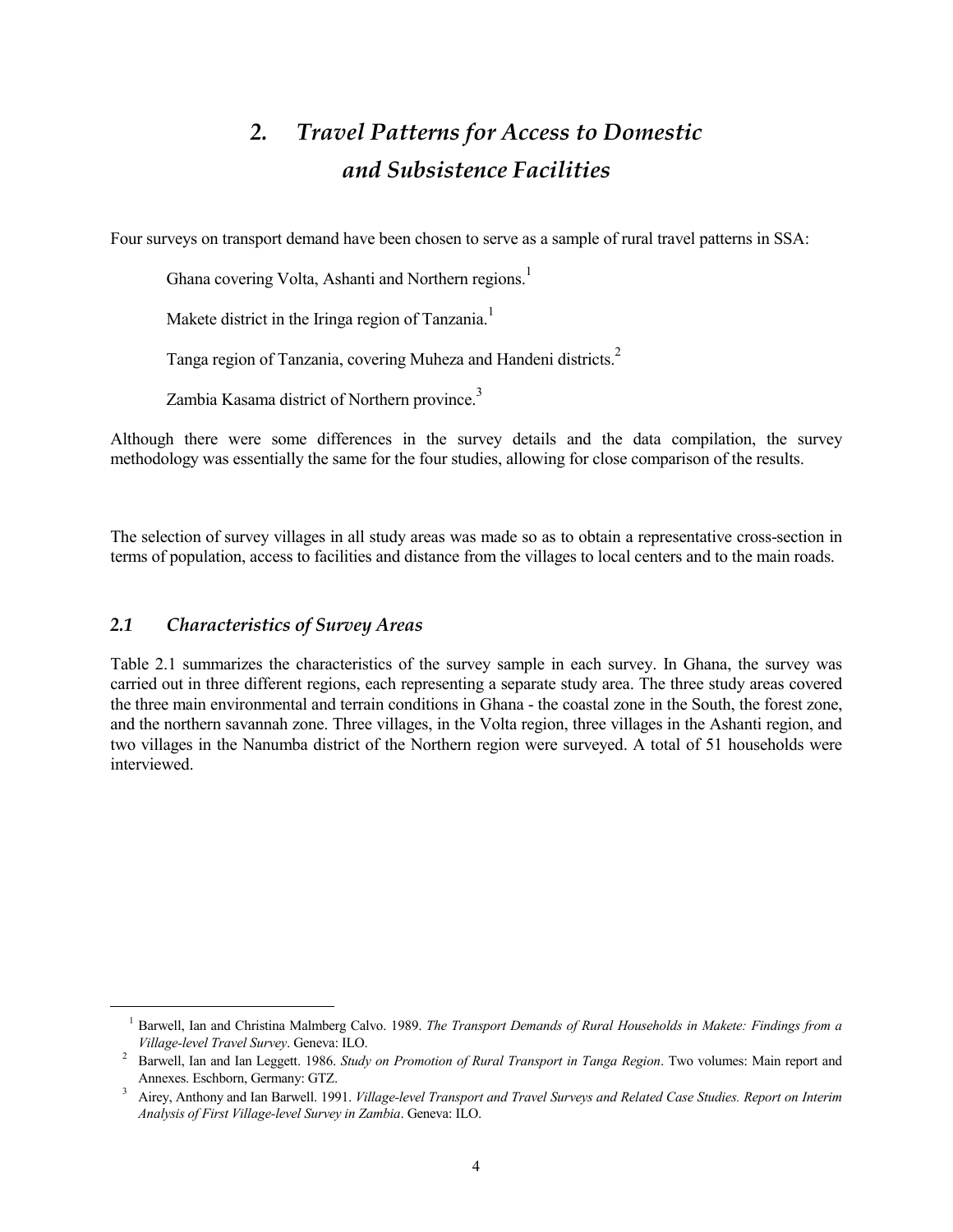# 2. *Travel Patterns for Access to Domestic and Subsistence Facilities*

Four surveys on transport demand have been chosen to serve as a sample of rural travel patterns in SSA:

Ghana covering Volta, Ashanti and Northern regions.[1]

Makete district in the Iringa region of Tanzania.[1]

Tanga region of Tanzania, covering Muheza and Handeni districts.[2]

Zambia Kasama district of Northern province.[3]

Although there were some differences in the survey details and the data compilation, the survey methodology was essentially the same for the four studies, allowing for close comparison of the results.

The selection of survey villages in all study areas was made so as to obtain a representative cross-section in terms of population, access to facilities and distance from the villages to local centers and to the main roads.

## *2.1 Characteristics of Survey Areas*

Table 2.1 summarizes the characteristics of the survey sample in each survey. In Ghana, the survey was carried out in three different regions, each representing a separate study area. The three study areas covered the three main environmental and terrain conditions in Ghana - the coastal zone in the South, the forest zone, and the northern savannah zone. Three villages, in the Volta region, three villages in the Ashanti region, and two villages in the Nanumba district of the Northern region were surveyed. A total of 51 households were interviewed.

---

[1] Barwell, Ian and Christina Malmberg Calvo. 1989. *The Transport Demands of Rural Households in Makete: Findings from a Village-level Travel Survey*. Geneva: ILO.

[2] Barwell, Ian and Ian Leggett. 1986. *Study on Promotion of Rural Transport in Tanga Region*. Two volumes: Main report and Annexes. Eschborn, Germany: GTZ.

[3] Airey, Anthony and Ian Barwell. 1991. *Village-level Transport and Travel Surveys and Related Case Studies. Report on Interim Analysis of First Village-level Survey in Zambia*. Geneva: ILO.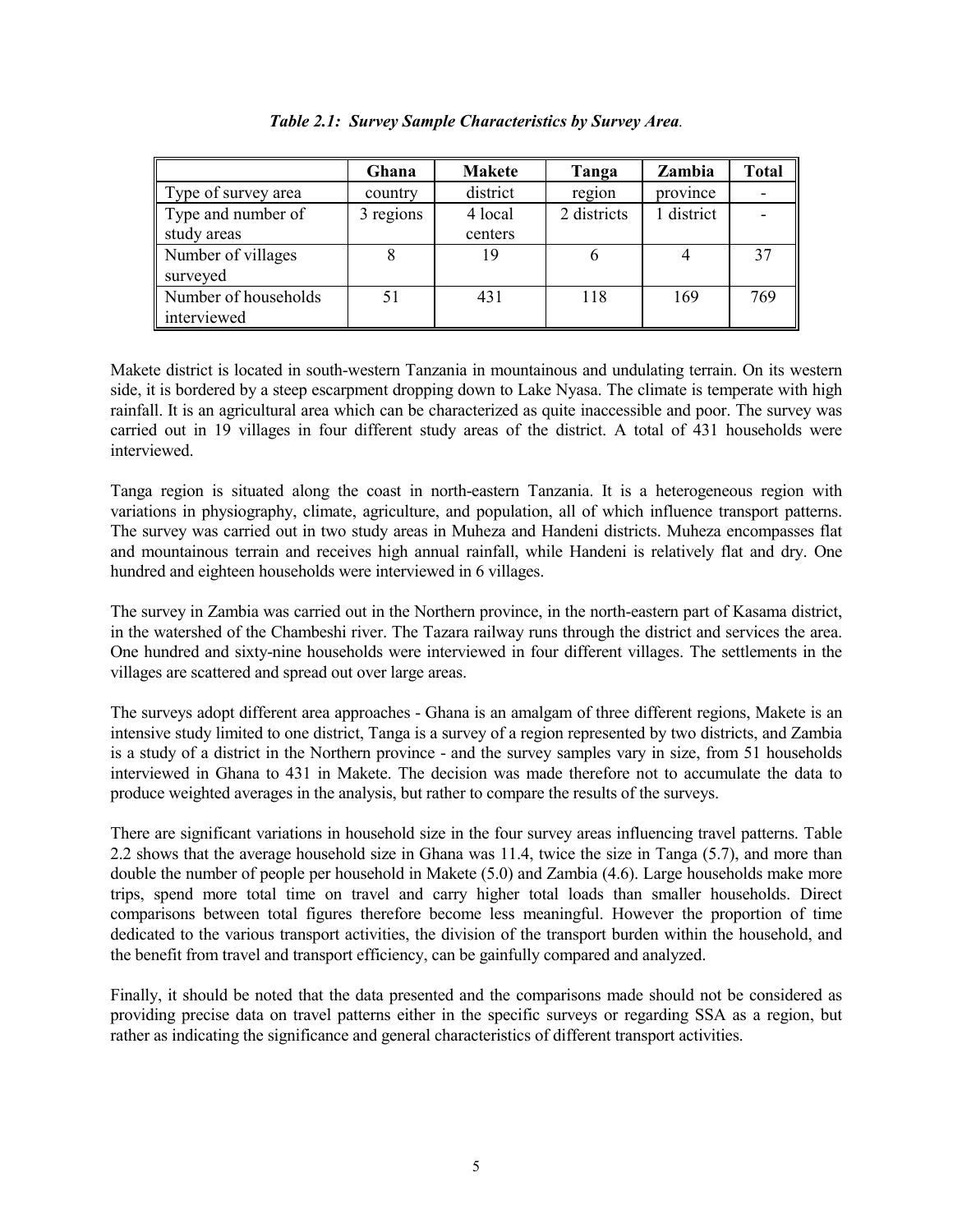*Table 2.1: Survey Sample Characteristics by Survey Area.*

| | Ghana | Makete | Tanga | Zambia | Total |
|---|---|---|---|---|---|
| Type of survey area | country | district | region | province | - |
| Type and number of study areas | 3 regions | 4 local centers | 2 districts | 1 district | - |
| Number of villages surveyed | 8 | 19 | 6 | 4 | 37 |
| Number of households interviewed | 51 | 431 | 118 | 169 | 769 |

Makete district is located in south-western Tanzania in mountainous and undulating terrain. On its western side, it is bordered by a steep escarpment dropping down to Lake Nyasa. The climate is temperate with high rainfall. It is an agricultural area which can be characterized as quite inaccessible and poor. The survey was carried out in 19 villages in four different study areas of the district. A total of 431 households were interviewed.

Tanga region is situated along the coast in north-eastern Tanzania. It is a heterogeneous region with variations in physiography, climate, agriculture, and population, all of which influence transport patterns. The survey was carried out in two study areas in Muheza and Handeni districts. Muheza encompasses flat and mountainous terrain and receives high annual rainfall, while Handeni is relatively flat and dry. One hundred and eighteen households were interviewed in 6 villages.

The survey in Zambia was carried out in the Northern province, in the north-eastern part of Kasama district, in the watershed of the Chambeshi river. The Tazara railway runs through the district and services the area. One hundred and sixty-nine households were interviewed in four different villages. The settlements in the villages are scattered and spread out over large areas.

The surveys adopt different area approaches - Ghana is an amalgam of three different regions, Makete is an intensive study limited to one district, Tanga is a survey of a region represented by two districts, and Zambia is a study of a district in the Northern province - and the survey samples vary in size, from 51 households interviewed in Ghana to 431 in Makete. The decision was made therefore not to accumulate the data to produce weighted averages in the analysis, but rather to compare the results of the surveys.

There are significant variations in household size in the four survey areas influencing travel patterns. Table 2.2 shows that the average household size in Ghana was 11.4, twice the size in Tanga (5.7), and more than double the number of people per household in Makete (5.0) and Zambia (4.6). Large households make more trips, spend more total time on travel and carry higher total loads than smaller households. Direct comparisons between total figures therefore become less meaningful. However the proportion of time dedicated to the various transport activities, the division of the transport burden within the household, and the benefit from travel and transport efficiency, can be gainfully compared and analyzed.

Finally, it should be noted that the data presented and the comparisons made should not be considered as providing precise data on travel patterns either in the specific surveys or regarding SSA as a region, but rather as indicating the significance and general characteristics of different transport activities.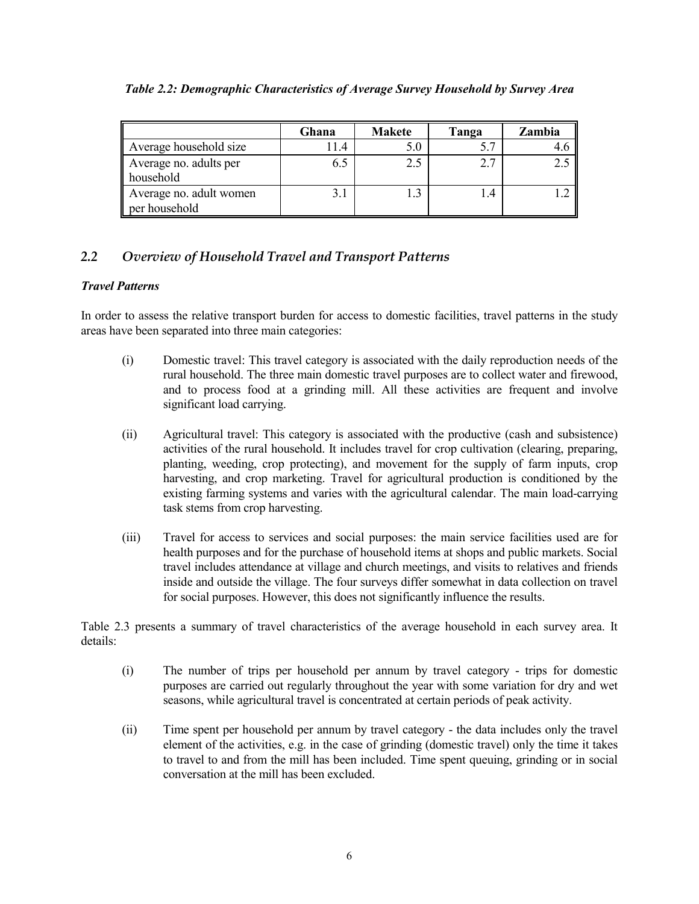*Table 2.2: Demographic Characteristics of Average Survey Household by Survey Area*

| | Ghana | Makete | Tanga | Zambia |
|---|---|---|---|---|
| Average household size | 11.4 | 5.0 | 5.7 | 4.6 |
| Average no. adults per household | 6.5 | 2.5 | 2.7 | 2.5 |
| Average no. adult women per household | 3.1 | 1.3 | 1.4 | 1.2 |

## 2.2 *Overview of Household Travel and Transport Patterns*

***Travel Patterns***

In order to assess the relative transport burden for access to domestic facilities, travel patterns in the study areas have been separated into three main categories:

(i) Domestic travel: This travel category is associated with the daily reproduction needs of the rural household. The three main domestic travel purposes are to collect water and firewood, and to process food at a grinding mill. All these activities are frequent and involve significant load carrying.

(ii) Agricultural travel: This category is associated with the productive (cash and subsistence) activities of the rural household. It includes travel for crop cultivation (clearing, preparing, planting, weeding, crop protecting), and movement for the supply of farm inputs, crop harvesting, and crop marketing. Travel for agricultural production is conditioned by the existing farming systems and varies with the agricultural calendar. The main load-carrying task stems from crop harvesting.

(iii) Travel for access to services and social purposes: the main service facilities used are for health purposes and for the purchase of household items at shops and public markets. Social travel includes attendance at village and church meetings, and visits to relatives and friends inside and outside the village. The four surveys differ somewhat in data collection on travel for social purposes. However, this does not significantly influence the results.

Table 2.3 presents a summary of travel characteristics of the average household in each survey area. It details:

(i) The number of trips per household per annum by travel category - trips for domestic purposes are carried out regularly throughout the year with some variation for dry and wet seasons, while agricultural travel is concentrated at certain periods of peak activity.

(ii) Time spent per household per annum by travel category - the data includes only the travel element of the activities, e.g. in the case of grinding (domestic travel) only the time it takes to travel to and from the mill has been included. Time spent queuing, grinding or in social conversation at the mill has been excluded.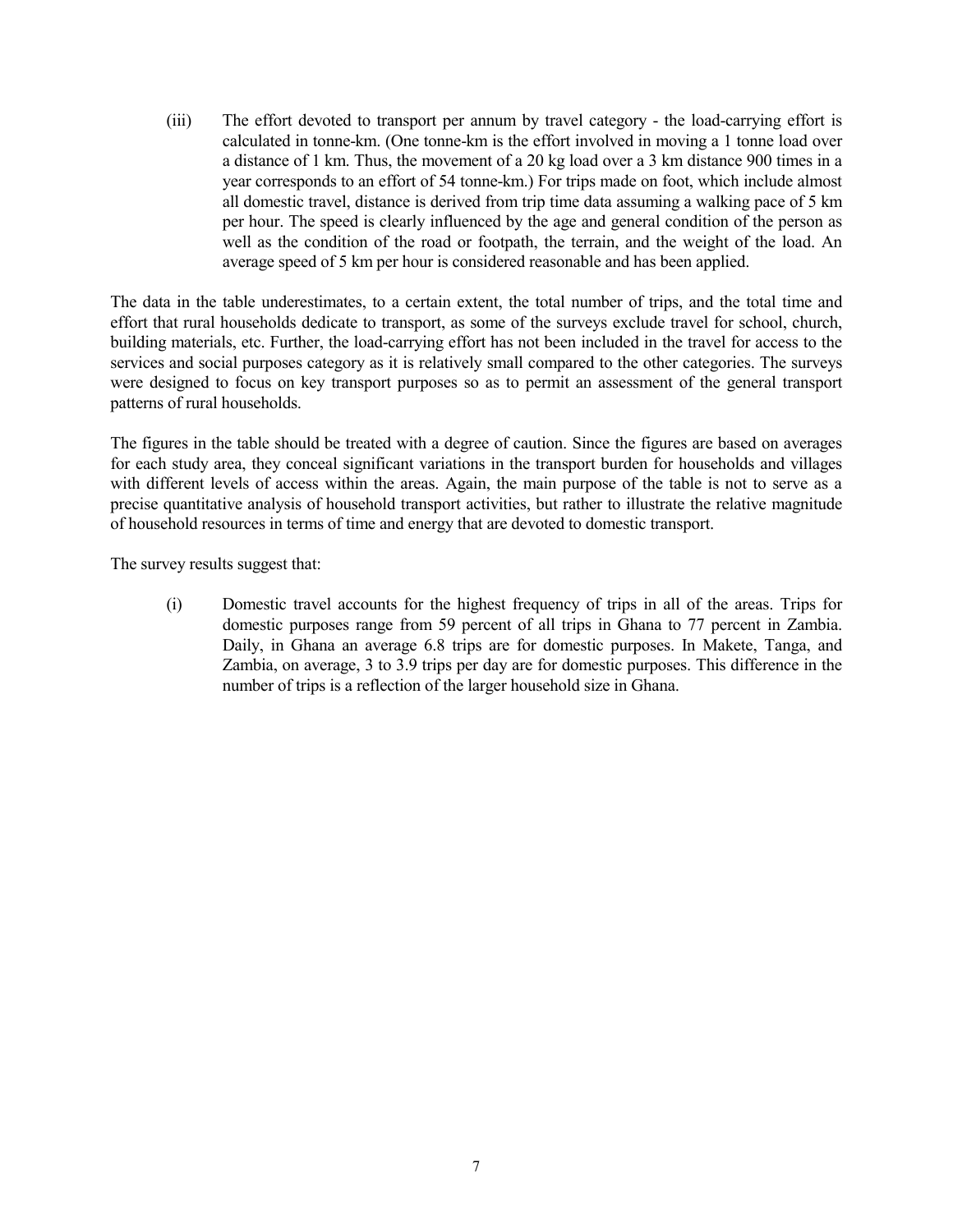(iii) The effort devoted to transport per annum by travel category - the load-carrying effort is calculated in tonne-km. (One tonne-km is the effort involved in moving a 1 tonne load over a distance of 1 km. Thus, the movement of a 20 kg load over a 3 km distance 900 times in a year corresponds to an effort of 54 tonne-km.) For trips made on foot, which include almost all domestic travel, distance is derived from trip time data assuming a walking pace of 5 km per hour. The speed is clearly influenced by the age and general condition of the person as well as the condition of the road or footpath, the terrain, and the weight of the load. An average speed of 5 km per hour is considered reasonable and has been applied.

The data in the table underestimates, to a certain extent, the total number of trips, and the total time and effort that rural households dedicate to transport, as some of the surveys exclude travel for school, church, building materials, etc. Further, the load-carrying effort has not been included in the travel for access to the services and social purposes category as it is relatively small compared to the other categories. The surveys were designed to focus on key transport purposes so as to permit an assessment of the general transport patterns of rural households.

The figures in the table should be treated with a degree of caution. Since the figures are based on averages for each study area, they conceal significant variations in the transport burden for households and villages with different levels of access within the areas. Again, the main purpose of the table is not to serve as a precise quantitative analysis of household transport activities, but rather to illustrate the relative magnitude of household resources in terms of time and energy that are devoted to domestic transport.

The survey results suggest that:

(i) Domestic travel accounts for the highest frequency of trips in all of the areas. Trips for domestic purposes range from 59 percent of all trips in Ghana to 77 percent in Zambia. Daily, in Ghana an average 6.8 trips are for domestic purposes. In Makete, Tanga, and Zambia, on average, 3 to 3.9 trips per day are for domestic purposes. This difference in the number of trips is a reflection of the larger household size in Ghana.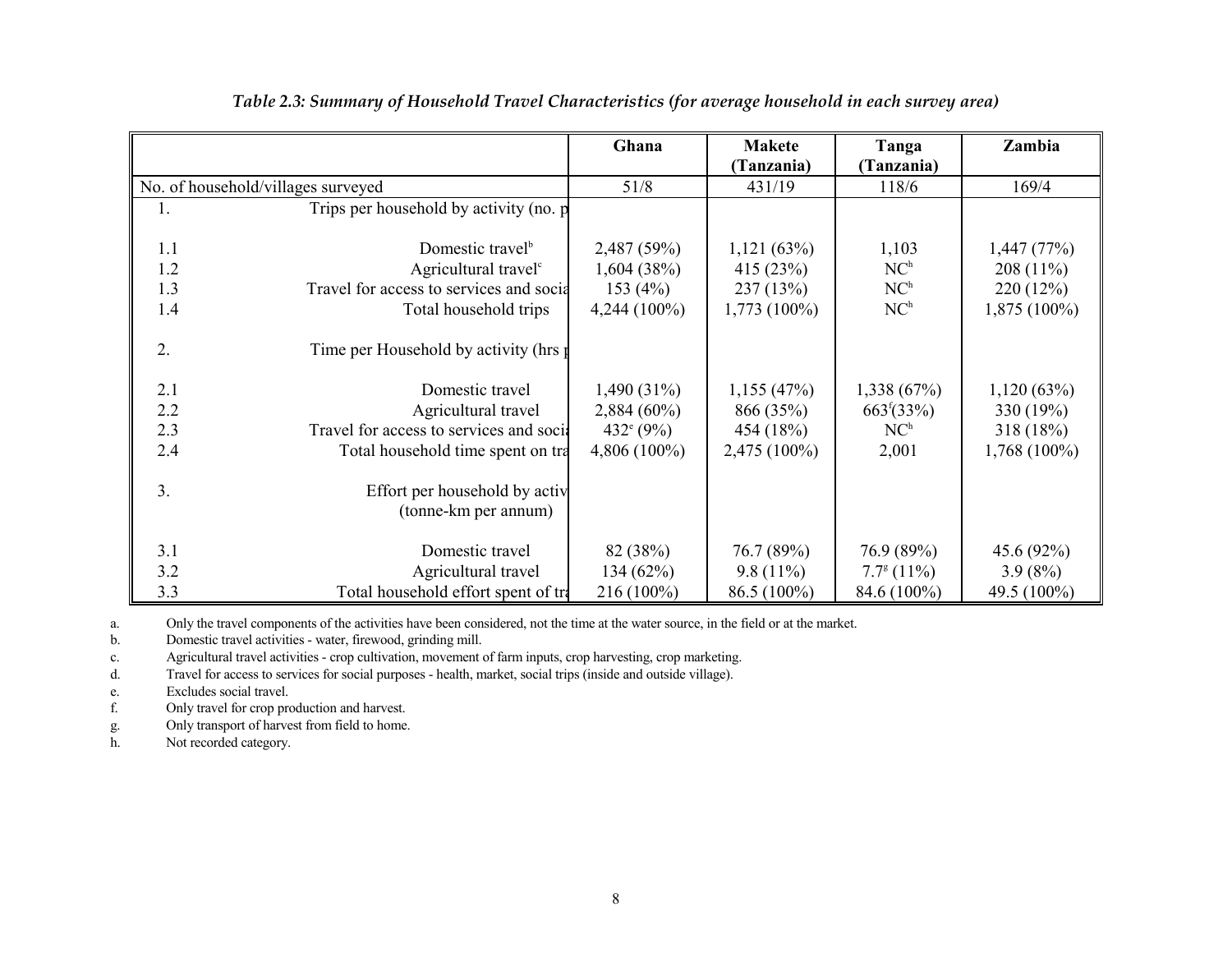*Table 2.3: Summary of Household Travel Characteristics (for average household in each survey area)*

| | | Ghana | Makete (Tanzania) | Tanga (Tanzania) | Zambia |
|---|---|---|---|---|---|
| No. of household/villages surveyed | | 51/8 | 431/19 | 118/6 | 169/4 |
| 1. | Trips per household by activity (no. p | | | | |
| 1.1 | Domestic travel[b] | 2,487 (59%) | 1,121 (63%) | 1,103 | 1,447 (77%) |
| 1.2 | Agricultural travel[c] | 1,604 (38%) | 415 (23%) | NC[h] | 208 (11%) |
| 1.3 | Travel for access to services and socia | 153 (4%) | 237 (13%) | NC[h] | 220 (12%) |
| 1.4 | Total household trips | 4,244 (100%) | 1,773 (100%) | NC[h] | 1,875 (100%) |
| 2. | Time per Household by activity (hrs p | | | | |
| 2.1 | Domestic travel | 1,490 (31%) | 1,155 (47%) | 1,338 (67%) | 1,120 (63%) |
| 2.2 | Agricultural travel | 2,884 (60%) | 866 (35%) | 663[f] (33%) | 330 (19%) |
| 2.3 | Travel for access to services and socia | 432[e] (9%) | 454 (18%) | NC[h] | 318 (18%) |
| 2.4 | Total household time spent on tra | 4,806 (100%) | 2,475 (100%) | 2,001 | 1,768 (100%) |
| 3. | Effort per household by activ (tonne-km per annum) | | | | |
| 3.1 | Domestic travel | 82 (38%) | 76.7 (89%) | 76.9 (89%) | 45.6 (92%) |
| 3.2 | Agricultural travel | 134 (62%) | 9.8 (11%) | 7.7[g] (11%) | 3.9 (8%) |
| 3.3 | Total household effort spent of tra | 216 (100%) | 86.5 (100%) | 84.6 (100%) | 49.5 (100%) |

a. Only the travel components of the activities have been considered, not the time at the water source, in the field or at the market.
b. Domestic travel activities - water, firewood, grinding mill.
c. Agricultural travel activities - crop cultivation, movement of farm inputs, crop harvesting, crop marketing.
d. Travel for access to services for social purposes - health, market, social trips (inside and outside village).
e. Excludes social travel.
f. Only travel for crop production and harvest.
g. Only transport of harvest from field to home.
h. Not recorded category.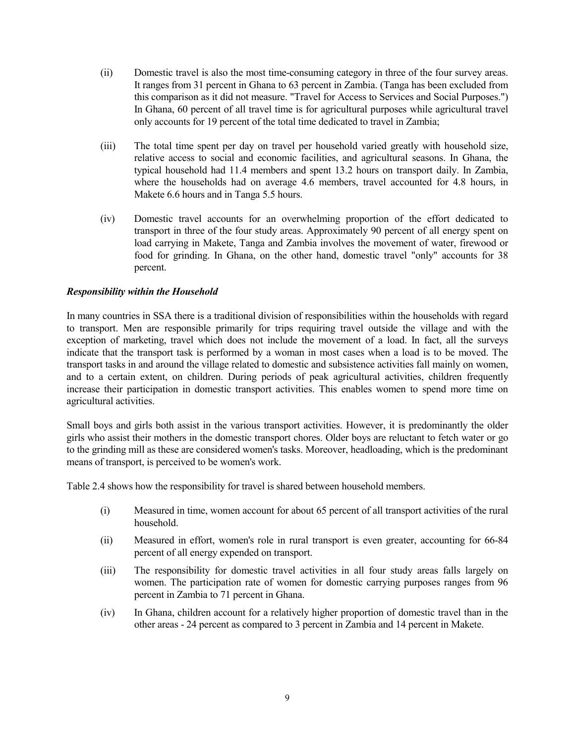(ii) Domestic travel is also the most time-consuming category in three of the four survey areas. It ranges from 31 percent in Ghana to 63 percent in Zambia. (Tanga has been excluded from this comparison as it did not measure. "Travel for Access to Services and Social Purposes.") In Ghana, 60 percent of all travel time is for agricultural purposes while agricultural travel only accounts for 19 percent of the total time dedicated to travel in Zambia;

(iii) The total time spent per day on travel per household varied greatly with household size, relative access to social and economic facilities, and agricultural seasons. In Ghana, the typical household had 11.4 members and spent 13.2 hours on transport daily. In Zambia, where the households had on average 4.6 members, travel accounted for 4.8 hours, in Makete 6.6 hours and in Tanga 5.5 hours.

(iv) Domestic travel accounts for an overwhelming proportion of the effort dedicated to transport in three of the four study areas. Approximately 90 percent of all energy spent on load carrying in Makete, Tanga and Zambia involves the movement of water, firewood or food for grinding. In Ghana, on the other hand, domestic travel "only" accounts for 38 percent.

***Responsibility within the Household***

In many countries in SSA there is a traditional division of responsibilities within the households with regard to transport. Men are responsible primarily for trips requiring travel outside the village and with the exception of marketing, travel which does not include the movement of a load. In fact, all the surveys indicate that the transport task is performed by a woman in most cases when a load is to be moved. The transport tasks in and around the village related to domestic and subsistence activities fall mainly on women, and to a certain extent, on children. During periods of peak agricultural activities, children frequently increase their participation in domestic transport activities. This enables women to spend more time on agricultural activities.

Small boys and girls both assist in the various transport activities. However, it is predominantly the older girls who assist their mothers in the domestic transport chores. Older boys are reluctant to fetch water or go to the grinding mill as these are considered women's tasks. Moreover, headloading, which is the predominant means of transport, is perceived to be women's work.

Table 2.4 shows how the responsibility for travel is shared between household members.

(i) Measured in time, women account for about 65 percent of all transport activities of the rural household.

(ii) Measured in effort, women's role in rural transport is even greater, accounting for 66-84 percent of all energy expended on transport.

(iii) The responsibility for domestic travel activities in all four study areas falls largely on women. The participation rate of women for domestic carrying purposes ranges from 96 percent in Zambia to 71 percent in Ghana.

(iv) In Ghana, children account for a relatively higher proportion of domestic travel than in the other areas - 24 percent as compared to 3 percent in Zambia and 14 percent in Makete.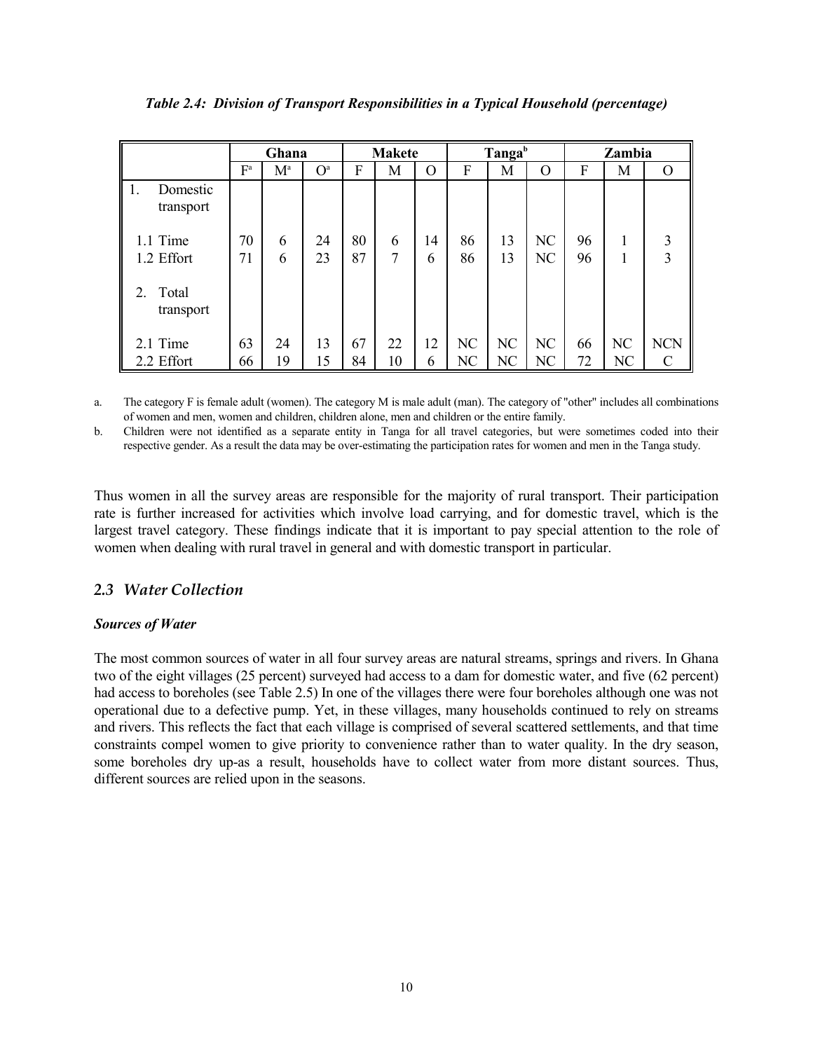***Table 2.4: Division of Transport Responsibilities in a Typical Household (percentage)***

| | Ghana | | | Makete | | | Tanga[b] | | | Zambia | | |
|---|---|---|---|---|---|---|---|---|---|---|---|---|
| | F[a] | M[a] | O[a] | F | M | O | F | M | O | F | M | O |
| 1. Domestic transport | | | | | | | | | | | | |
| 1.1 Time | 70 | 6 | 24 | 80 | 6 | 14 | 86 | 13 | NC | 96 | 1 | 3 |
| 1.2 Effort | 71 | 6 | 23 | 87 | 7 | 6 | 86 | 13 | NC | 96 | 1 | 3 |
| 2. Total transport | | | | | | | | | | | | |
| 2.1 Time | 63 | 24 | 13 | 67 | 22 | 12 | NC | NC | NC | 66 | NC | NCN |
| 2.2 Effort | 66 | 19 | 15 | 84 | 10 | 6 | NC | NC | NC | 72 | NC | C |

a. The category F is female adult (women). The category M is male adult (man). The category of "other" includes all combinations of women and men, women and children, children alone, men and children or the entire family.

b. Children were not identified as a separate entity in Tanga for all travel categories, but were sometimes coded into their respective gender. As a result the data may be over-estimating the participation rates for women and men in the Tanga study.

Thus women in all the survey areas are responsible for the majority of rural transport. Their participation rate is further increased for activities which involve load carrying, and for domestic travel, which is the largest travel category. These findings indicate that it is important to pay special attention to the role of women when dealing with rural travel in general and with domestic transport in particular.

## *2.3 Water Collection*

***Sources of Water***

The most common sources of water in all four survey areas are natural streams, springs and rivers. In Ghana two of the eight villages (25 percent) surveyed had access to a dam for domestic water, and five (62 percent) had access to boreholes (see Table 2.5) In one of the villages there were four boreholes although one was not operational due to a defective pump. Yet, in these villages, many households continued to rely on streams and rivers. This reflects the fact that each village is comprised of several scattered settlements, and that time constraints compel women to give priority to convenience rather than to water quality. In the dry season, some boreholes dry up-as a result, households have to collect water from more distant sources. Thus, different sources are relied upon in the seasons.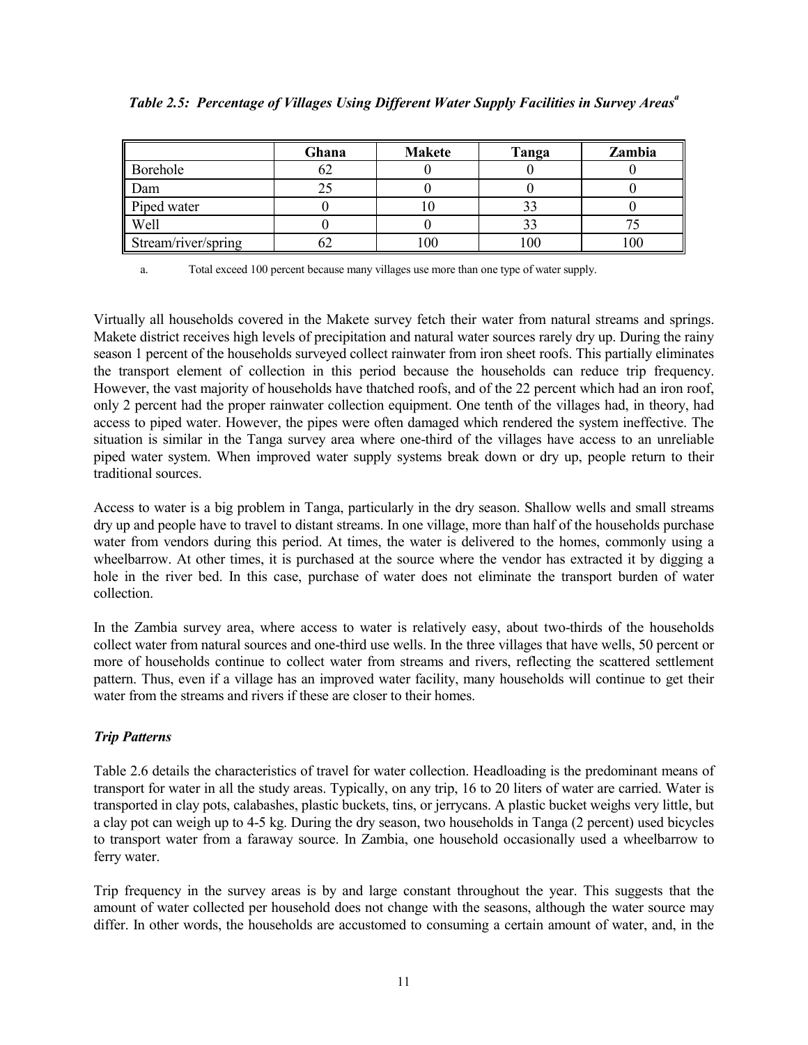*Table 2.5: Percentage of Villages Using Different Water Supply Facilities in Survey Areas*[a]

| | Ghana | Makete | Tanga | Zambia |
|---|---|---|---|---|
| Borehole | 62 | 0 | 0 | 0 |
| Dam | 25 | 0 | 0 | 0 |
| Piped water | 0 | 10 | 33 | 0 |
| Well | 0 | 0 | 33 | 75 |
| Stream/river/spring | 62 | 100 | 100 | 100 |

a. Total exceed 100 percent because many villages use more than one type of water supply.

Virtually all households covered in the Makete survey fetch their water from natural streams and springs. Makete district receives high levels of precipitation and natural water sources rarely dry up. During the rainy season 1 percent of the households surveyed collect rainwater from iron sheet roofs. This partially eliminates the transport element of collection in this period because the households can reduce trip frequency. However, the vast majority of households have thatched roofs, and of the 22 percent which had an iron roof, only 2 percent had the proper rainwater collection equipment. One tenth of the villages had, in theory, had access to piped water. However, the pipes were often damaged which rendered the system ineffective. The situation is similar in the Tanga survey area where one-third of the villages have access to an unreliable piped water system. When improved water supply systems break down or dry up, people return to their traditional sources.

Access to water is a big problem in Tanga, particularly in the dry season. Shallow wells and small streams dry up and people have to travel to distant streams. In one village, more than half of the households purchase water from vendors during this period. At times, the water is delivered to the homes, commonly using a wheelbarrow. At other times, it is purchased at the source where the vendor has extracted it by digging a hole in the river bed. In this case, purchase of water does not eliminate the transport burden of water collection.

In the Zambia survey area, where access to water is relatively easy, about two-thirds of the households collect water from natural sources and one-third use wells. In the three villages that have wells, 50 percent or more of households continue to collect water from streams and rivers, reflecting the scattered settlement pattern. Thus, even if a village has an improved water facility, many households will continue to get their water from the streams and rivers if these are closer to their homes.

### *Trip Patterns*

Table 2.6 details the characteristics of travel for water collection. Headloading is the predominant means of transport for water in all the study areas. Typically, on any trip, 16 to 20 liters of water are carried. Water is transported in clay pots, calabashes, plastic buckets, tins, or jerrycans. A plastic bucket weighs very little, but a clay pot can weigh up to 4-5 kg. During the dry season, two households in Tanga (2 percent) used bicycles to transport water from a faraway source. In Zambia, one household occasionally used a wheelbarrow to ferry water.

Trip frequency in the survey areas is by and large constant throughout the year. This suggests that the amount of water collected per household does not change with the seasons, although the water source may differ. In other words, the households are accustomed to consuming a certain amount of water, and, in the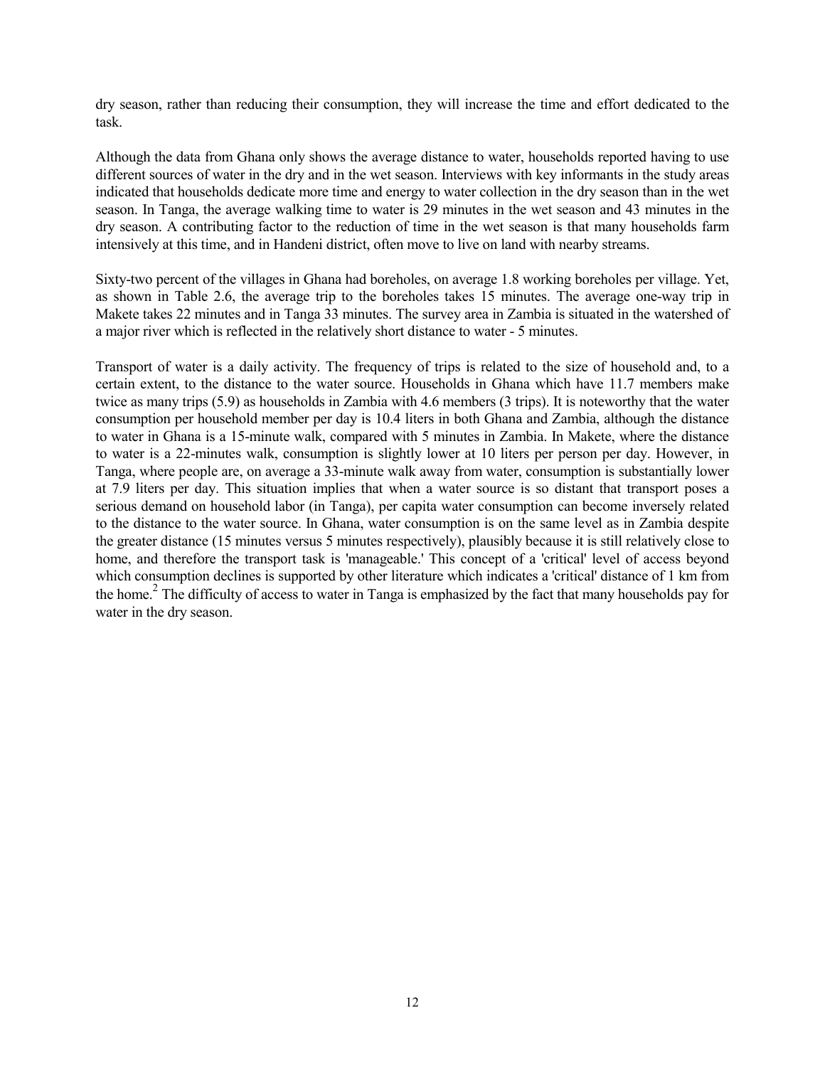dry season, rather than reducing their consumption, they will increase the time and effort dedicated to the task.

Although the data from Ghana only shows the average distance to water, households reported having to use different sources of water in the dry and in the wet season. Interviews with key informants in the study areas indicated that households dedicate more time and energy to water collection in the dry season than in the wet season. In Tanga, the average walking time to water is 29 minutes in the wet season and 43 minutes in the dry season. A contributing factor to the reduction of time in the wet season is that many households farm intensively at this time, and in Handeni district, often move to live on land with nearby streams.

Sixty-two percent of the villages in Ghana had boreholes, on average 1.8 working boreholes per village. Yet, as shown in Table 2.6, the average trip to the boreholes takes 15 minutes. The average one-way trip in Makete takes 22 minutes and in Tanga 33 minutes. The survey area in Zambia is situated in the watershed of a major river which is reflected in the relatively short distance to water - 5 minutes.

Transport of water is a daily activity. The frequency of trips is related to the size of household and, to a certain extent, to the distance to the water source. Households in Ghana which have 11.7 members make twice as many trips (5.9) as households in Zambia with 4.6 members (3 trips). It is noteworthy that the water consumption per household member per day is 10.4 liters in both Ghana and Zambia, although the distance to water in Ghana is a 15-minute walk, compared with 5 minutes in Zambia. In Makete, where the distance to water is a 22-minutes walk, consumption is slightly lower at 10 liters per person per day. However, in Tanga, where people are, on average a 33-minute walk away from water, consumption is substantially lower at 7.9 liters per day. This situation implies that when a water source is so distant that transport poses a serious demand on household labor (in Tanga), per capita water consumption can become inversely related to the distance to the water source. In Ghana, water consumption is on the same level as in Zambia despite the greater distance (15 minutes versus 5 minutes respectively), plausibly because it is still relatively close to home, and therefore the transport task is 'manageable.' This concept of a 'critical' level of access beyond which consumption declines is supported by other literature which indicates a 'critical' distance of 1 km from the home.[2] The difficulty of access to water in Tanga is emphasized by the fact that many households pay for water in the dry season.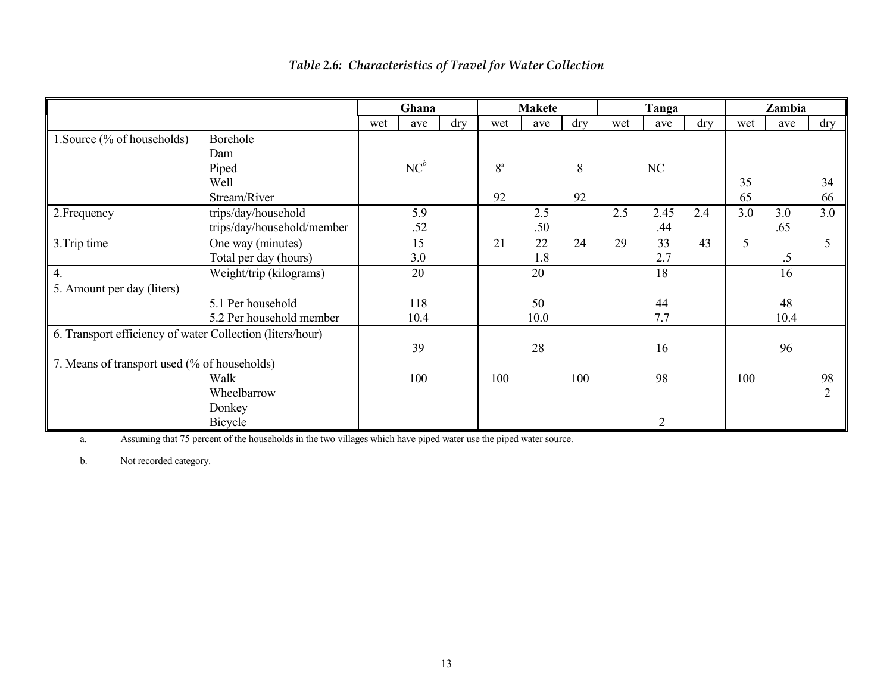*Table 2.6: Characteristics of Travel for Water Collection*

| | | Ghana | | | Makete | | | Tanga | | | Zambia | | |
|---|---|---|---|---|---|---|---|---|---|---|---|---|---|
| | | wet | ave | dry | wet | ave | dry | wet | ave | dry | wet | ave | dry |
| 1.Source (% of households) | Borehole | | | | | | | | | | | | |
| | Dam | | | | | | | | | | | | |
| | Piped | | NC[b] | | 8[a] | | 8 | | NC | | | | |
| | Well | | | | | | | | | | 35 | | 34 |
| | Stream/River | | | | 92 | | 92 | | | | 65 | | 66 |
| 2.Frequency | trips/day/household | | 5.9 | | | 2.5 | | 2.5 | 2.45 | 2.4 | 3.0 | 3.0 | 3.0 |
| | trips/day/household/member | | .52 | | | .50 | | | .44 | | | .65 | |
| 3.Trip time | One way (minutes) | | 15 | | 21 | 22 | 24 | 29 | 33 | 43 | 5 | | 5 |
| | Total per day (hours) | | 3.0 | | | 1.8 | | | 2.7 | | | .5 | |
| 4. | Weight/trip (kilograms) | | 20 | | | 20 | | | 18 | | | 16 | |
| 5. Amount per day (liters) | | | | | | | | | | | | | |
| | 5.1 Per household | | 118 | | | 50 | | | 44 | | | 48 | |
| | 5.2 Per household member | | 10.4 | | | 10.0 | | | 7.7 | | | 10.4 | |
| 6. Transport efficiency of water Collection (liters/hour) | | | 39 | | | 28 | | | 16 | | | 96 | |
| 7. Means of transport used (% of households) | | | | | | | | | | | | | |
| | Walk | | 100 | | 100 | | 100 | | 98 | | 100 | | 98 |
| | Wheelbarrow | | | | | | | | | | | | 2 |
| | Donkey | | | | | | | | | | | | |
| | Bicycle | | | | | | | | 2 | | | | |

a. Assuming that 75 percent of the households in the two villages which have piped water use the piped water source.

b. Not recorded category.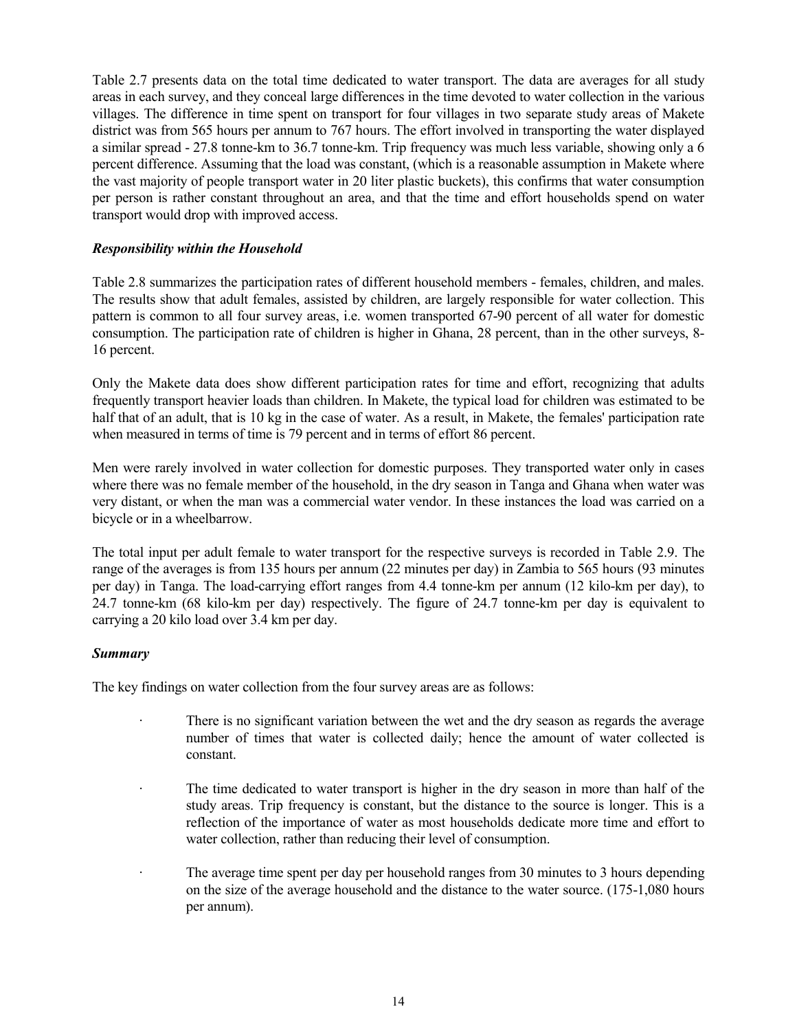Table 2.7 presents data on the total time dedicated to water transport. The data are averages for all study areas in each survey, and they conceal large differences in the time devoted to water collection in the various villages. The difference in time spent on transport for four villages in two separate study areas of Makete district was from 565 hours per annum to 767 hours. The effort involved in transporting the water displayed a similar spread - 27.8 tonne-km to 36.7 tonne-km. Trip frequency was much less variable, showing only a 6 percent difference. Assuming that the load was constant, (which is a reasonable assumption in Makete where the vast majority of people transport water in 20 liter plastic buckets), this confirms that water consumption per person is rather constant throughout an area, and that the time and effort households spend on water transport would drop with improved access.

### *Responsibility within the Household*

Table 2.8 summarizes the participation rates of different household members - females, children, and males. The results show that adult females, assisted by children, are largely responsible for water collection. This pattern is common to all four survey areas, i.e. women transported 67-90 percent of all water for domestic consumption. The participation rate of children is higher in Ghana, 28 percent, than in the other surveys, 8-16 percent.

Only the Makete data does show different participation rates for time and effort, recognizing that adults frequently transport heavier loads than children. In Makete, the typical load for children was estimated to be half that of an adult, that is 10 kg in the case of water. As a result, in Makete, the females' participation rate when measured in terms of time is 79 percent and in terms of effort 86 percent.

Men were rarely involved in water collection for domestic purposes. They transported water only in cases where there was no female member of the household, in the dry season in Tanga and Ghana when water was very distant, or when the man was a commercial water vendor. In these instances the load was carried on a bicycle or in a wheelbarrow.

The total input per adult female to water transport for the respective surveys is recorded in Table 2.9. The range of the averages is from 135 hours per annum (22 minutes per day) in Zambia to 565 hours (93 minutes per day) in Tanga. The load-carrying effort ranges from 4.4 tonne-km per annum (12 kilo-km per day), to 24.7 tonne-km (68 kilo-km per day) respectively. The figure of 24.7 tonne-km per day is equivalent to carrying a 20 kilo load over 3.4 km per day.

### *Summary*

The key findings on water collection from the four survey areas are as follows:

- There is no significant variation between the wet and the dry season as regards the average number of times that water is collected daily; hence the amount of water collected is constant.
- The time dedicated to water transport is higher in the dry season in more than half of the study areas. Trip frequency is constant, but the distance to the source is longer. This is a reflection of the importance of water as most households dedicate more time and effort to water collection, rather than reducing their level of consumption.
- The average time spent per day per household ranges from 30 minutes to 3 hours depending on the size of the average household and the distance to the water source. (175-1,080 hours per annum).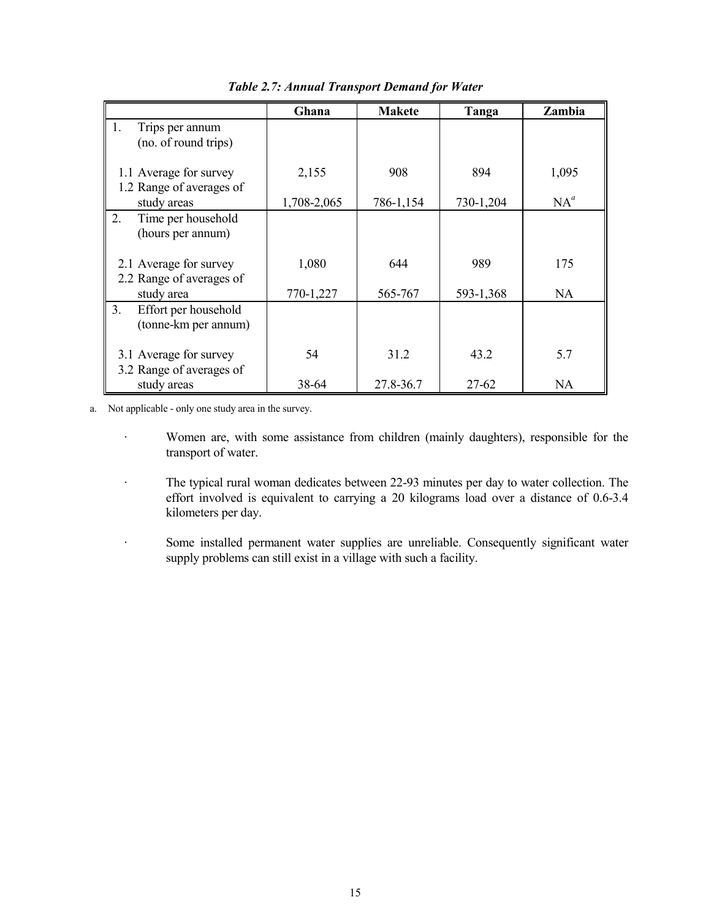*Table 2.7: Annual Transport Demand for Water*

| | Ghana | Makete | Tanga | Zambia |
|---|---|---|---|---|
| 1. Trips per annum (no. of round trips) | | | | |
| 1.1 Average for survey | 2,155 | 908 | 894 | 1,095 |
| 1.2 Range of averages of study areas | 1,708-2,065 | 786-1,154 | 730-1,204 | NA[a] |
| 2. Time per household (hours per annum) | | | | |
| 2.1 Average for survey | 1,080 | 644 | 989 | 175 |
| 2.2 Range of averages of study area | 770-1,227 | 565-767 | 593-1,368 | NA |
| 3. Effort per household (tonne-km per annum) | | | | |
| 3.1 Average for survey | 54 | 31.2 | 43.2 | 5.7 |
| 3.2 Range of averages of study areas | 38-64 | 27.8-36.7 | 27-62 | NA |

a. Not applicable - only one study area in the survey.

- Women are, with some assistance from children (mainly daughters), responsible for the transport of water.
- The typical rural woman dedicates between 22-93 minutes per day to water collection. The effort involved is equivalent to carrying a 20 kilograms load over a distance of 0.6-3.4 kilometers per day.
- Some installed permanent water supplies are unreliable. Consequently significant water supply problems can still exist in a village with such a facility.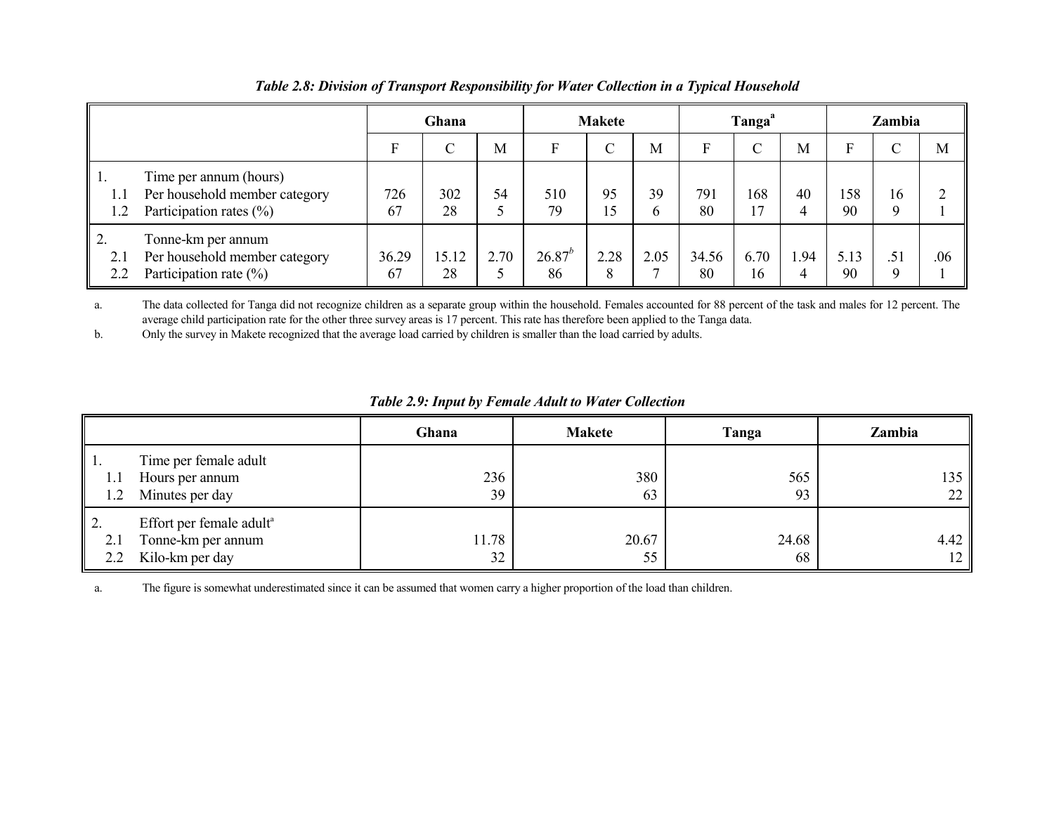***Table 2.8: Division of Transport Responsibility for Water Collection in a Typical Household***

| | Ghana | | | Makete | | | Tanga[a] | | | Zambia | | |
|---|---|---|---|---|---|---|---|---|---|---|---|---|
| | F | C | M | F | C | M | F | C | M | F | C | M |
| 1. Time per annum (hours) | | | | | | | | | | | | |
| 1.1 Per household member category | 726 | 302 | 54 | 510 | 95 | 39 | 791 | 168 | 40 | 158 | 16 | 2 |
| 1.2 Participation rates (%) | 67 | 28 | 5 | 79 | 15 | 6 | 80 | 17 | 4 | 90 | 9 | 1 |
| 2. Tonne-km per annum | | | | | | | | | | | | |
| 2.1 Per household member category | 36.29 | 15.12 | 2.70 | 26.87[b] | 2.28 | 2.05 | 34.56 | 6.70 | 1.94 | 5.13 | .51 | .06 |
| 2.2 Participation rate (%) | 67 | 28 | 5 | 86 | 8 | 7 | 80 | 16 | 4 | 90 | 9 | 1 |

a. The data collected for Tanga did not recognize children as a separate group within the household. Females accounted for 88 percent of the task and males for 12 percent. The average child participation rate for the other three survey areas is 17 percent. This rate has therefore been applied to the Tanga data.

b. Only the survey in Makete recognized that the average load carried by children is smaller than the load carried by adults.

***Table 2.9: Input by Female Adult to Water Collection***

| | Ghana | Makete | Tanga | Zambia |
|---|---|---|---|---|
| 1. Time per female adult | | | | |
| 1.1 Hours per annum | 236 | 380 | 565 | 135 |
| 1.2 Minutes per day | 39 | 63 | 93 | 22 |
| 2. Effort per female adult[a] | | | | |
| 2.1 Tonne-km per annum | 11.78 | 20.67 | 24.68 | 4.42 |
| 2.2 Kilo-km per day | 32 | 55 | 68 | 12 |

a. The figure is somewhat underestimated since it can be assumed that women carry a higher proportion of the load than children.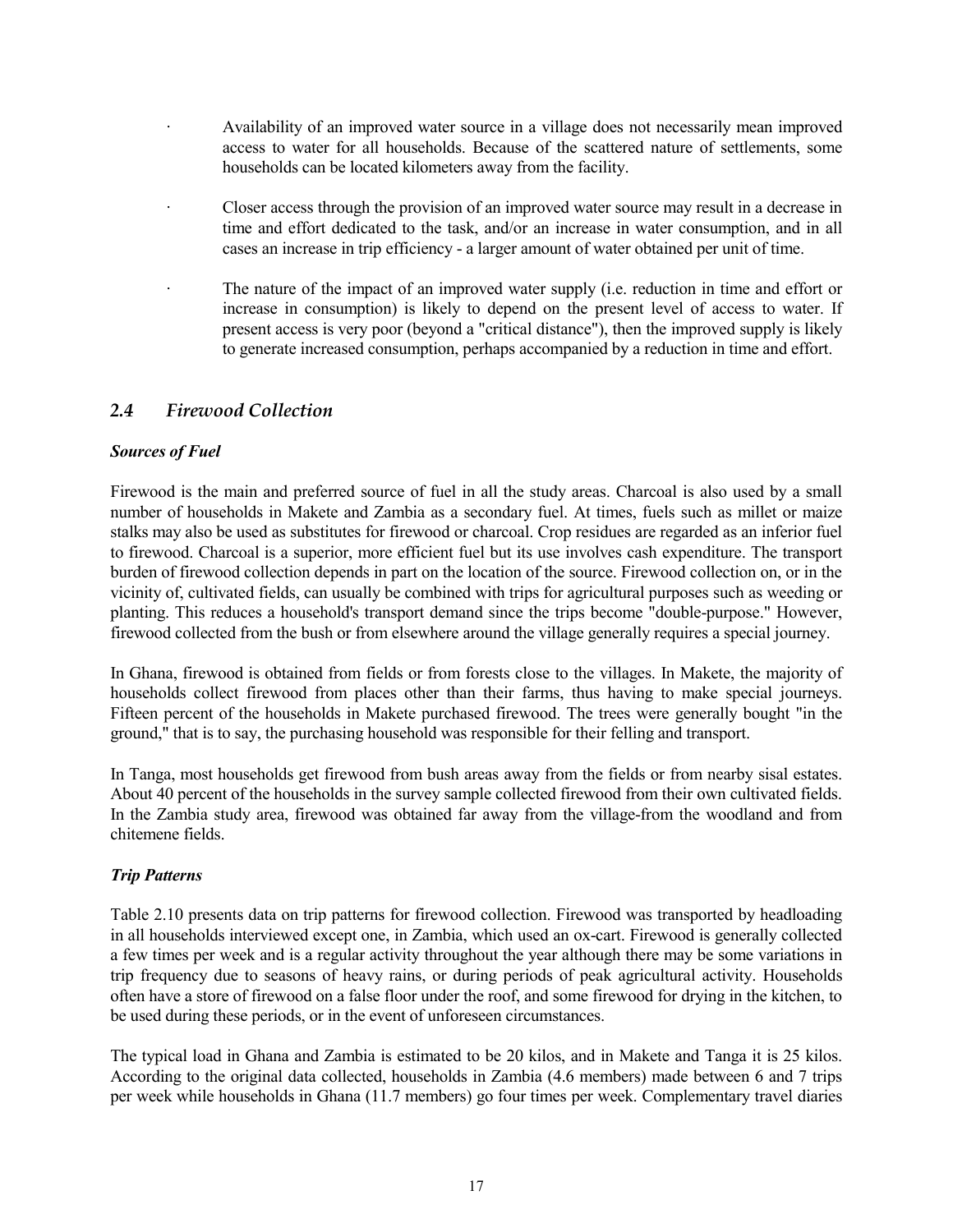- Availability of an improved water source in a village does not necessarily mean improved access to water for all households. Because of the scattered nature of settlements, some households can be located kilometers away from the facility.

- Closer access through the provision of an improved water source may result in a decrease in time and effort dedicated to the task, and/or an increase in water consumption, and in all cases an increase in trip efficiency - a larger amount of water obtained per unit of time.

- The nature of the impact of an improved water supply (i.e. reduction in time and effort or increase in consumption) is likely to depend on the present level of access to water. If present access is very poor (beyond a "critical distance"), then the improved supply is likely to generate increased consumption, perhaps accompanied by a reduction in time and effort.

## *2.4 Firewood Collection*

### *Sources of Fuel*

Firewood is the main and preferred source of fuel in all the study areas. Charcoal is also used by a small number of households in Makete and Zambia as a secondary fuel. At times, fuels such as millet or maize stalks may also be used as substitutes for firewood or charcoal. Crop residues are regarded as an inferior fuel to firewood. Charcoal is a superior, more efficient fuel but its use involves cash expenditure. The transport burden of firewood collection depends in part on the location of the source. Firewood collection on, or in the vicinity of, cultivated fields, can usually be combined with trips for agricultural purposes such as weeding or planting. This reduces a household's transport demand since the trips become "double-purpose." However, firewood collected from the bush or from elsewhere around the village generally requires a special journey.

In Ghana, firewood is obtained from fields or from forests close to the villages. In Makete, the majority of households collect firewood from places other than their farms, thus having to make special journeys. Fifteen percent of the households in Makete purchased firewood. The trees were generally bought "in the ground," that is to say, the purchasing household was responsible for their felling and transport.

In Tanga, most households get firewood from bush areas away from the fields or from nearby sisal estates. About 40 percent of the households in the survey sample collected firewood from their own cultivated fields. In the Zambia study area, firewood was obtained far away from the village-from the woodland and from chitemene fields.

### *Trip Patterns*

Table 2.10 presents data on trip patterns for firewood collection. Firewood was transported by headloading in all households interviewed except one, in Zambia, which used an ox-cart. Firewood is generally collected a few times per week and is a regular activity throughout the year although there may be some variations in trip frequency due to seasons of heavy rains, or during periods of peak agricultural activity. Households often have a store of firewood on a false floor under the roof, and some firewood for drying in the kitchen, to be used during these periods, or in the event of unforeseen circumstances.

The typical load in Ghana and Zambia is estimated to be 20 kilos, and in Makete and Tanga it is 25 kilos. According to the original data collected, households in Zambia (4.6 members) made between 6 and 7 trips per week while households in Ghana (11.7 members) go four times per week. Complementary travel diaries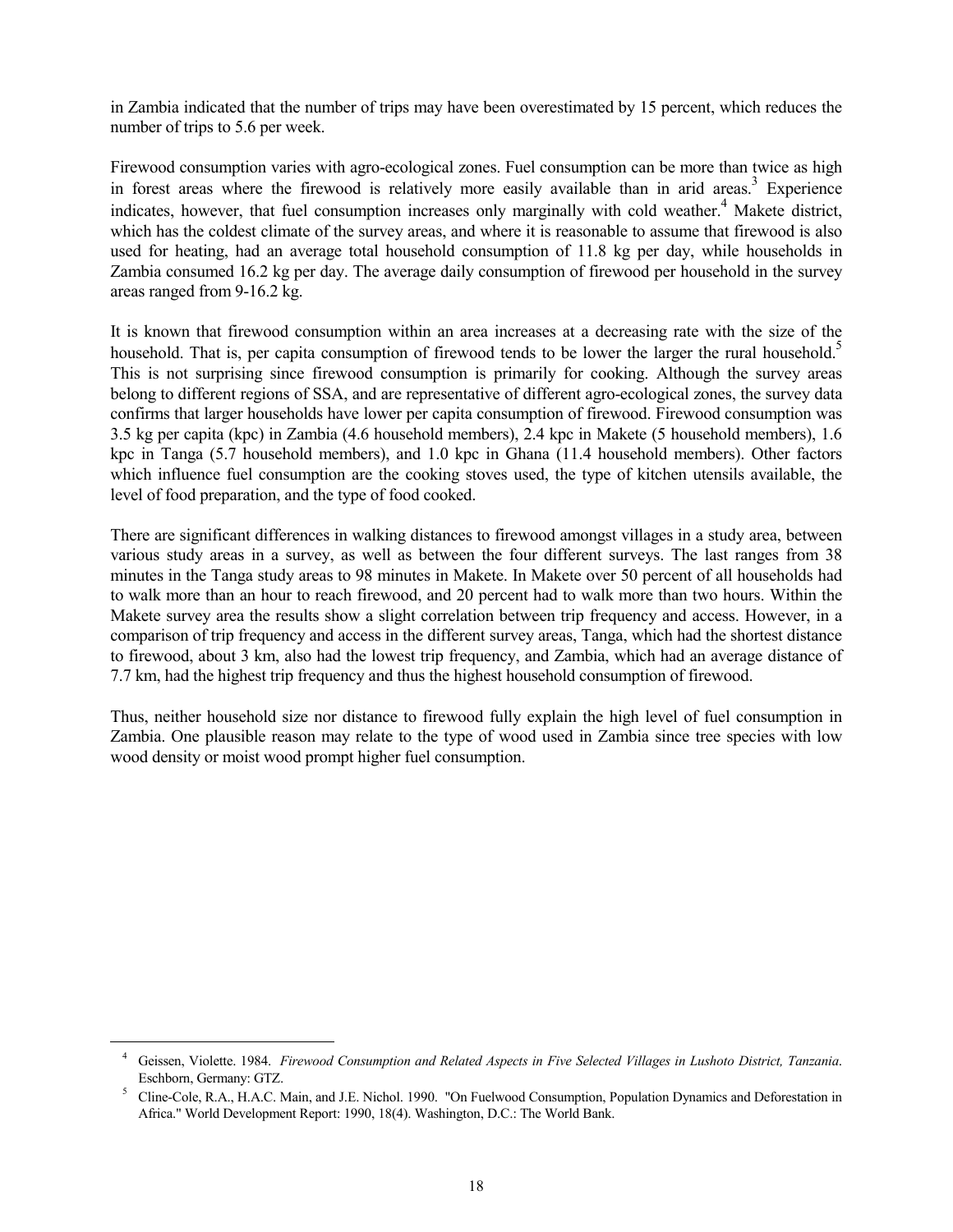in Zambia indicated that the number of trips may have been overestimated by 15 percent, which reduces the number of trips to 5.6 per week.

Firewood consumption varies with agro-ecological zones. Fuel consumption can be more than twice as high in forest areas where the firewood is relatively more easily available than in arid areas.[3] Experience indicates, however, that fuel consumption increases only marginally with cold weather.[4] Makete district, which has the coldest climate of the survey areas, and where it is reasonable to assume that firewood is also used for heating, had an average total household consumption of 11.8 kg per day, while households in Zambia consumed 16.2 kg per day. The average daily consumption of firewood per household in the survey areas ranged from 9-16.2 kg.

It is known that firewood consumption within an area increases at a decreasing rate with the size of the household. That is, per capita consumption of firewood tends to be lower the larger the rural household.[5] This is not surprising since firewood consumption is primarily for cooking. Although the survey areas belong to different regions of SSA, and are representative of different agro-ecological zones, the survey data confirms that larger households have lower per capita consumption of firewood. Firewood consumption was 3.5 kg per capita (kpc) in Zambia (4.6 household members), 2.4 kpc in Makete (5 household members), 1.6 kpc in Tanga (5.7 household members), and 1.0 kpc in Ghana (11.4 household members). Other factors which influence fuel consumption are the cooking stoves used, the type of kitchen utensils available, the level of food preparation, and the type of food cooked.

There are significant differences in walking distances to firewood amongst villages in a study area, between various study areas in a survey, as well as between the four different surveys. The last ranges from 38 minutes in the Tanga study areas to 98 minutes in Makete. In Makete over 50 percent of all households had to walk more than an hour to reach firewood, and 20 percent had to walk more than two hours. Within the Makete survey area the results show a slight correlation between trip frequency and access. However, in a comparison of trip frequency and access in the different survey areas, Tanga, which had the shortest distance to firewood, about 3 km, also had the lowest trip frequency, and Zambia, which had an average distance of 7.7 km, had the highest trip frequency and thus the highest household consumption of firewood.

Thus, neither household size nor distance to firewood fully explain the high level of fuel consumption in Zambia. One plausible reason may relate to the type of wood used in Zambia since tree species with low wood density or moist wood prompt higher fuel consumption.

---

[4] Geissen, Violette. 1984. *Firewood Consumption and Related Aspects in Five Selected Villages in Lushoto District, Tanzania*. Eschborn, Germany: GTZ.

[5] Cline-Cole, R.A., H.A.C. Main, and J.E. Nichol. 1990. "On Fuelwood Consumption, Population Dynamics and Deforestation in Africa." World Development Report: 1990, 18(4). Washington, D.C.: The World Bank.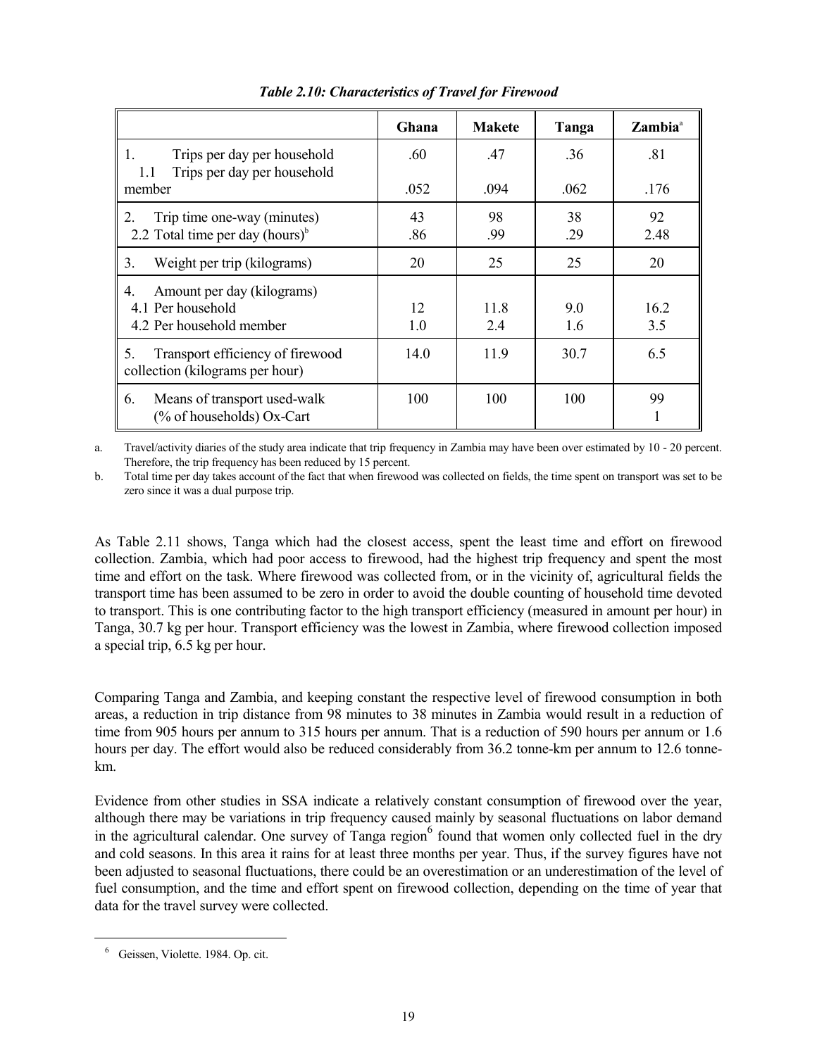***Table 2.10: Characteristics of Travel for Firewood***

| | Ghana | Makete | Tanga | Zambia[a] |
|---|---|---|---|---|
| 1. Trips per day per household | .60 | .47 | .36 | .81 |
| 1.1 Trips per day per household member | .052 | .094 | .062 | .176 |
| 2. Trip time one-way (minutes) | 43 | 98 | 38 | 92 |
| 2.2 Total time per day (hours)[b] | .86 | .99 | .29 | 2.48 |
| 3. Weight per trip (kilograms) | 20 | 25 | 25 | 20 |
| 4. Amount per day (kilograms) | | | | |
| 4.1 Per household | 12 | 11.8 | 9.0 | 16.2 |
| 4.2 Per household member | 1.0 | 2.4 | 1.6 | 3.5 |
| 5. Transport efficiency of firewood collection (kilograms per hour) | 14.0 | 11.9 | 30.7 | 6.5 |
| 6. Means of transport used-walk (% of households) | 100 | 100 | 100 | 99 |
| Ox-Cart | | | | 1 |

a. Travel/activity diaries of the study area indicate that trip frequency in Zambia may have been over estimated by 10 - 20 percent. Therefore, the trip frequency has been reduced by 15 percent.

b. Total time per day takes account of the fact that when firewood was collected on fields, the time spent on transport was set to be zero since it was a dual purpose trip.

As Table 2.11 shows, Tanga which had the closest access, spent the least time and effort on firewood collection. Zambia, which had poor access to firewood, had the highest trip frequency and spent the most time and effort on the task. Where firewood was collected from, or in the vicinity of, agricultural fields the transport time has been assumed to be zero in order to avoid the double counting of household time devoted to transport. This is one contributing factor to the high transport efficiency (measured in amount per hour) in Tanga, 30.7 kg per hour. Transport efficiency was the lowest in Zambia, where firewood collection imposed a special trip, 6.5 kg per hour.

Comparing Tanga and Zambia, and keeping constant the respective level of firewood consumption in both areas, a reduction in trip distance from 98 minutes to 38 minutes in Zambia would result in a reduction of time from 905 hours per annum to 315 hours per annum. That is a reduction of 590 hours per annum or 1.6 hours per day. The effort would also be reduced considerably from 36.2 tonne-km per annum to 12.6 tonne-km.

Evidence from other studies in SSA indicate a relatively constant consumption of firewood over the year, although there may be variations in trip frequency caused mainly by seasonal fluctuations on labor demand in the agricultural calendar. One survey of Tanga region[6] found that women only collected fuel in the dry and cold seasons. In this area it rains for at least three months per year. Thus, if the survey figures have not been adjusted to seasonal fluctuations, there could be an overestimation or an underestimation of the level of fuel consumption, and the time and effort spent on firewood collection, depending on the time of year that data for the travel survey were collected.

[6] Geissen, Violette. 1984. Op. cit.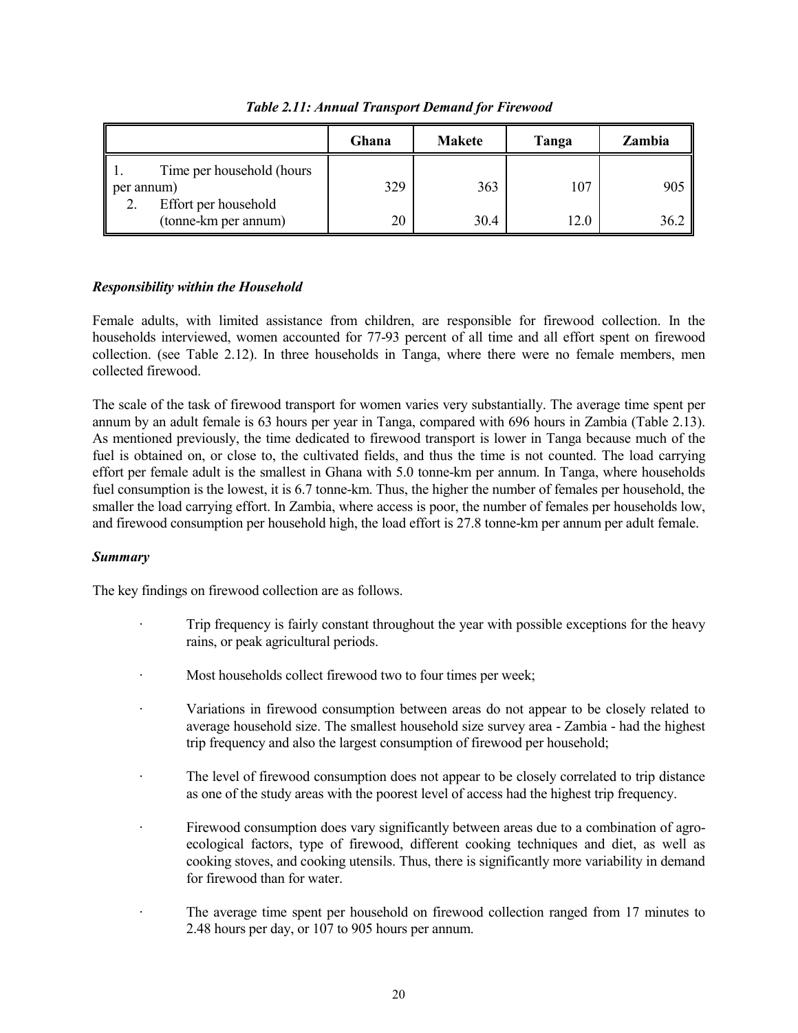*Table 2.11: Annual Transport Demand for Firewood*

| | Ghana | Makete | Tanga | Zambia |
|---|---|---|---|---|
| 1. Time per household (hours per annum) | 329 | 363 | 107 | 905 |
| 2. Effort per household (tonne-km per annum) | 20 | 30.4 | 12.0 | 36.2 |

### *Responsibility within the Household*

Female adults, with limited assistance from children, are responsible for firewood collection. In the households interviewed, women accounted for 77-93 percent of all time and all effort spent on firewood collection. (see Table 2.12). In three households in Tanga, where there were no female members, men collected firewood.

The scale of the task of firewood transport for women varies very substantially. The average time spent per annum by an adult female is 63 hours per year in Tanga, compared with 696 hours in Zambia (Table 2.13). As mentioned previously, the time dedicated to firewood transport is lower in Tanga because much of the fuel is obtained on, or close to, the cultivated fields, and thus the time is not counted. The load carrying effort per female adult is the smallest in Ghana with 5.0 tonne-km per annum. In Tanga, where households fuel consumption is the lowest, it is 6.7 tonne-km. Thus, the higher the number of females per household, the smaller the load carrying effort. In Zambia, where access is poor, the number of females per households low, and firewood consumption per household high, the load effort is 27.8 tonne-km per annum per adult female.

### *Summary*

The key findings on firewood collection are as follows.

- Trip frequency is fairly constant throughout the year with possible exceptions for the heavy rains, or peak agricultural periods.
- Most households collect firewood two to four times per week;
- Variations in firewood consumption between areas do not appear to be closely related to average household size. The smallest household size survey area - Zambia - had the highest trip frequency and also the largest consumption of firewood per household;
- The level of firewood consumption does not appear to be closely correlated to trip distance as one of the study areas with the poorest level of access had the highest trip frequency.
- Firewood consumption does vary significantly between areas due to a combination of agro-ecological factors, type of firewood, different cooking techniques and diet, as well as cooking stoves, and cooking utensils. Thus, there is significantly more variability in demand for firewood than for water.
- The average time spent per household on firewood collection ranged from 17 minutes to 2.48 hours per day, or 107 to 905 hours per annum.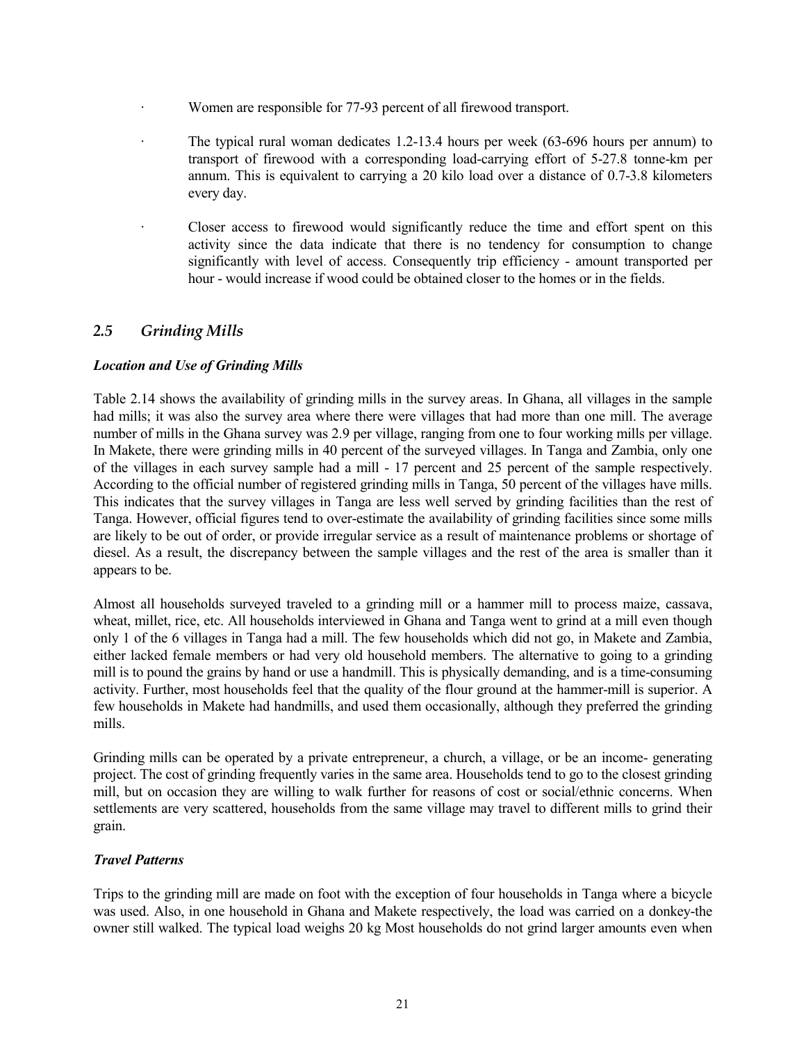- Women are responsible for 77-93 percent of all firewood transport.
- The typical rural woman dedicates 1.2-13.4 hours per week (63-696 hours per annum) to transport of firewood with a corresponding load-carrying effort of 5-27.8 tonne-km per annum. This is equivalent to carrying a 20 kilo load over a distance of 0.7-3.8 kilometers every day.
- Closer access to firewood would significantly reduce the time and effort spent on this activity since the data indicate that there is no tendency for consumption to change significantly with level of access. Consequently trip efficiency - amount transported per hour - would increase if wood could be obtained closer to the homes or in the fields.

## *2.5 Grinding Mills*

***Location and Use of Grinding Mills***

Table 2.14 shows the availability of grinding mills in the survey areas. In Ghana, all villages in the sample had mills; it was also the survey area where there were villages that had more than one mill. The average number of mills in the Ghana survey was 2.9 per village, ranging from one to four working mills per village. In Makete, there were grinding mills in 40 percent of the surveyed villages. In Tanga and Zambia, only one of the villages in each survey sample had a mill - 17 percent and 25 percent of the sample respectively. According to the official number of registered grinding mills in Tanga, 50 percent of the villages have mills. This indicates that the survey villages in Tanga are less well served by grinding facilities than the rest of Tanga. However, official figures tend to over-estimate the availability of grinding facilities since some mills are likely to be out of order, or provide irregular service as a result of maintenance problems or shortage of diesel. As a result, the discrepancy between the sample villages and the rest of the area is smaller than it appears to be.

Almost all households surveyed traveled to a grinding mill or a hammer mill to process maize, cassava, wheat, millet, rice, etc. All households interviewed in Ghana and Tanga went to grind at a mill even though only 1 of the 6 villages in Tanga had a mill. The few households which did not go, in Makete and Zambia, either lacked female members or had very old household members. The alternative to going to a grinding mill is to pound the grains by hand or use a handmill. This is physically demanding, and is a time-consuming activity. Further, most households feel that the quality of the flour ground at the hammer-mill is superior. A few households in Makete had handmills, and used them occasionally, although they preferred the grinding mills.

Grinding mills can be operated by a private entrepreneur, a church, a village, or be an income- generating project. The cost of grinding frequently varies in the same area. Households tend to go to the closest grinding mill, but on occasion they are willing to walk further for reasons of cost or social/ethnic concerns. When settlements are very scattered, households from the same village may travel to different mills to grind their grain.

***Travel Patterns***

Trips to the grinding mill are made on foot with the exception of four households in Tanga where a bicycle was used. Also, in one household in Ghana and Makete respectively, the load was carried on a donkey-the owner still walked. The typical load weighs 20 kg Most households do not grind larger amounts even when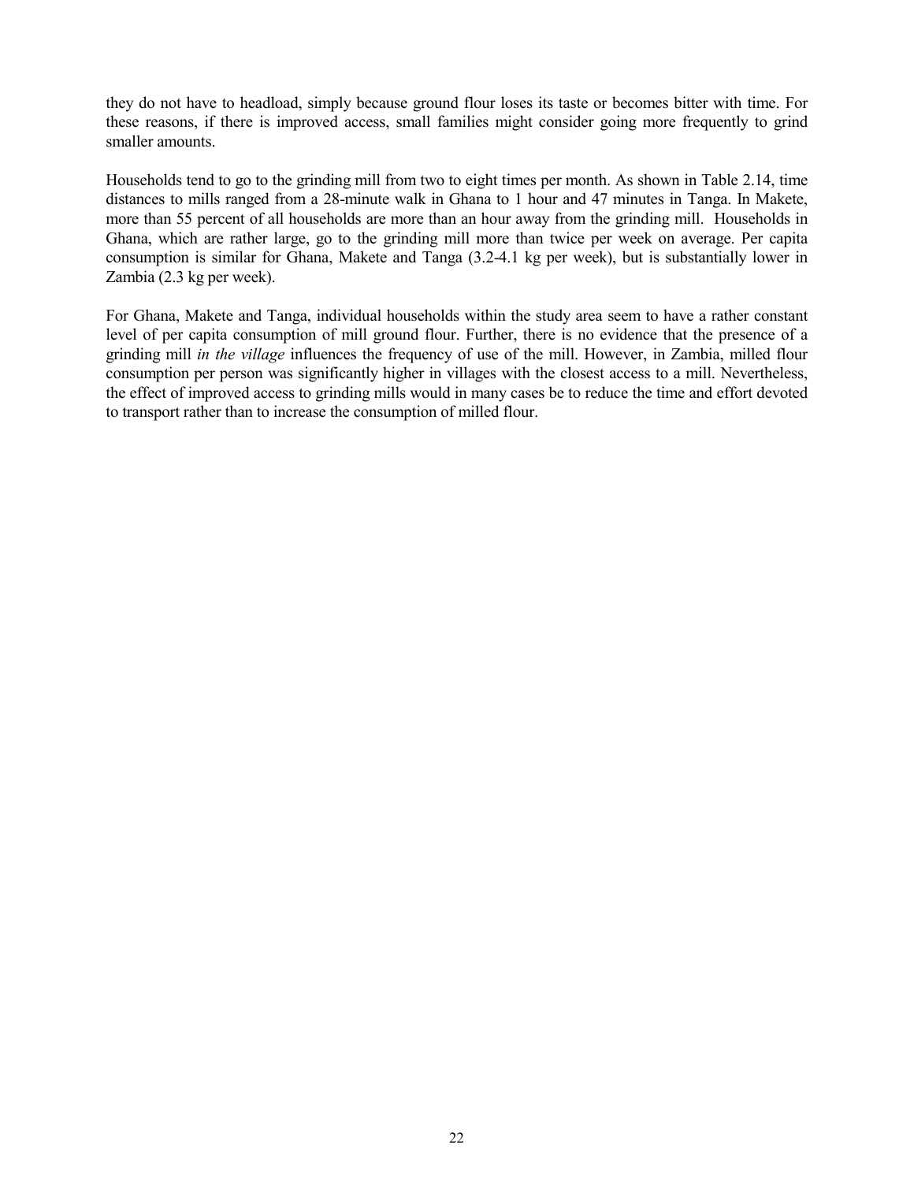they do not have to headload, simply because ground flour loses its taste or becomes bitter with time. For these reasons, if there is improved access, small families might consider going more frequently to grind smaller amounts.

Households tend to go to the grinding mill from two to eight times per month. As shown in Table 2.14, time distances to mills ranged from a 28-minute walk in Ghana to 1 hour and 47 minutes in Tanga. In Makete, more than 55 percent of all households are more than an hour away from the grinding mill. Households in Ghana, which are rather large, go to the grinding mill more than twice per week on average. Per capita consumption is similar for Ghana, Makete and Tanga (3.2-4.1 kg per week), but is substantially lower in Zambia (2.3 kg per week).

For Ghana, Makete and Tanga, individual households within the study area seem to have a rather constant level of per capita consumption of mill ground flour. Further, there is no evidence that the presence of a grinding mill *in the village* influences the frequency of use of the mill. However, in Zambia, milled flour consumption per person was significantly higher in villages with the closest access to a mill. Nevertheless, the effect of improved access to grinding mills would in many cases be to reduce the time and effort devoted to transport rather than to increase the consumption of milled flour.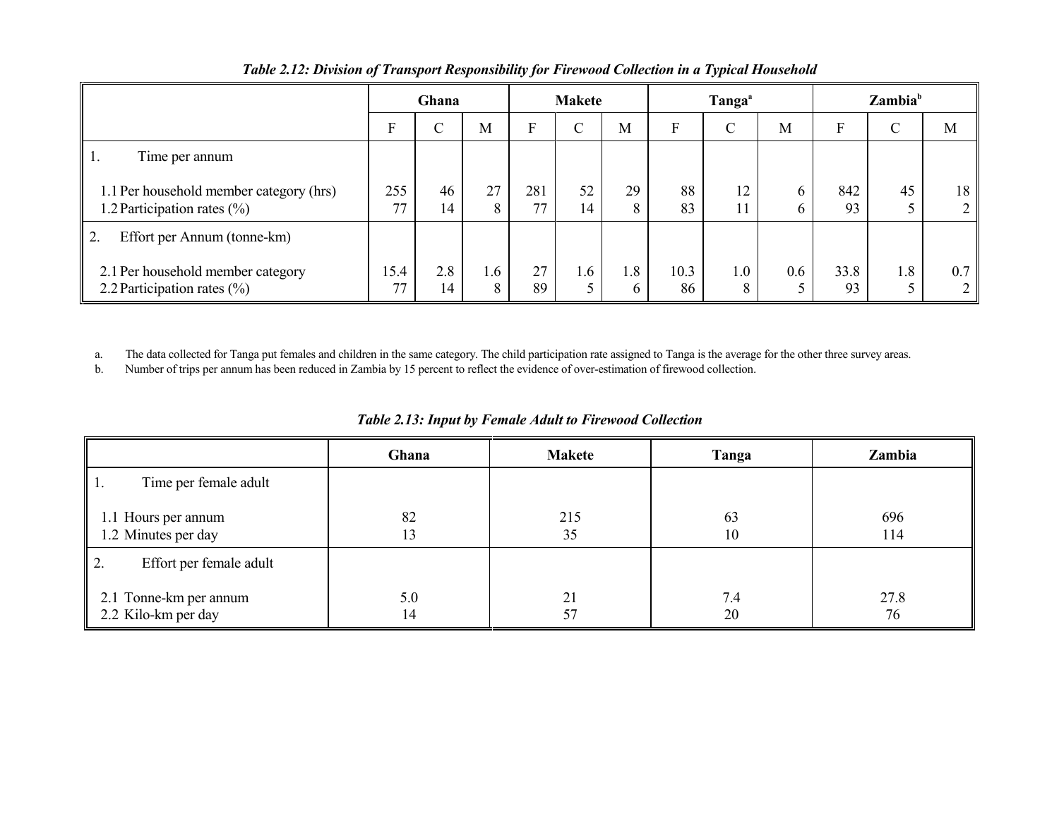*Table 2.12: Division of Transport Responsibility for Firewood Collection in a Typical Household*

| | Ghana | | | Makete | | | Tanga[a] | | | Zambia[b] | | |
|---|---|---|---|---|---|---|---|---|---|---|---|---|
| | F | C | M | F | C | M | F | C | M | F | C | M |
| 1. Time per annum | | | | | | | | | | | | |
| 1.1 Per household member category (hrs) | 255 | 46 | 27 | 281 | 52 | 29 | 88 | 12 | 6 | 842 | 45 | 18 |
| 1.2 Participation rates (%) | 77 | 14 | 8 | 77 | 14 | 8 | 83 | 11 | 6 | 93 | 5 | 2 |
| 2. Effort per Annum (tonne-km) | | | | | | | | | | | | |
| 2.1 Per household member category | 15.4 | 2.8 | 1.6 | 27 | 1.6 | 1.8 | 10.3 | 1.0 | 0.6 | 33.8 | 1.8 | 0.7 |
| 2.2 Participation rates (%) | 77 | 14 | 8 | 89 | 5 | 6 | 86 | 8 | 5 | 93 | 5 | 2 |

a. The data collected for Tanga put females and children in the same category. The child participation rate assigned to Tanga is the average for the other three survey areas.

b. Number of trips per annum has been reduced in Zambia by 15 percent to reflect the evidence of over-estimation of firewood collection.

*Table 2.13: Input by Female Adult to Firewood Collection*

| | Ghana | Makete | Tanga | Zambia |
|---|---|---|---|---|
| 1. Time per female adult | | | | |
| 1.1 Hours per annum | 82 | 215 | 63 | 696 |
| 1.2 Minutes per day | 13 | 35 | 10 | 114 |
| 2. Effort per female adult | | | | |
| 2.1 Tonne-km per annum | 5.0 | 21 | 7.4 | 27.8 |
| 2.2 Kilo-km per day | 14 | 57 | 20 | 76 |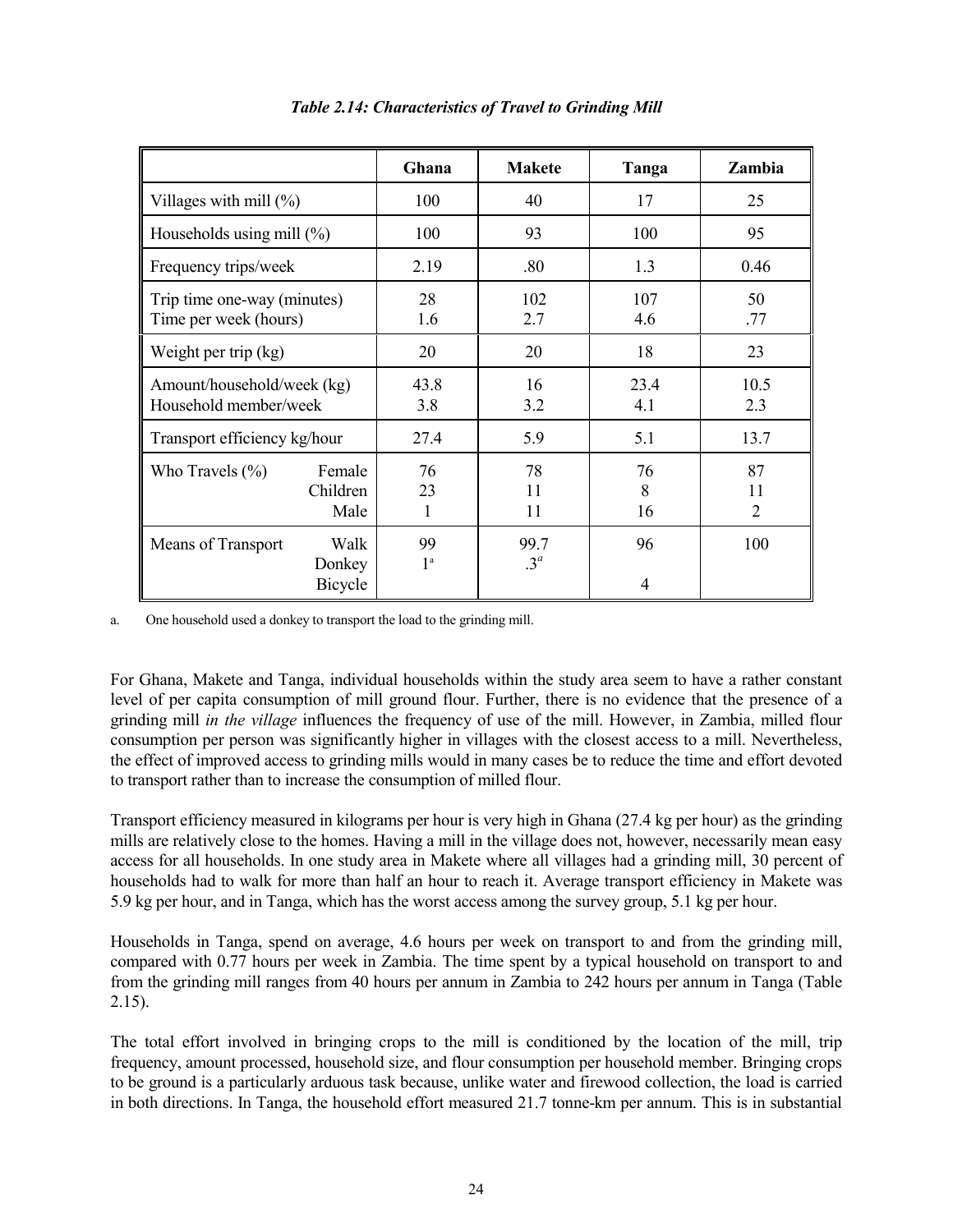*Table 2.14: Characteristics of Travel to Grinding Mill*

| | | Ghana | Makete | Tanga | Zambia |
|---|---|---|---|---|---|
| Villages with mill (%) | | 100 | 40 | 17 | 25 |
| Households using mill (%) | | 100 | 93 | 100 | 95 |
| Frequency trips/week | | 2.19 | .80 | 1.3 | 0.46 |
| Trip time one-way (minutes) | | 28 | 102 | 107 | 50 |
| Time per week (hours) | | 1.6 | 2.7 | 4.6 | .77 |
| Weight per trip (kg) | | 20 | 20 | 18 | 23 |
| Amount/household/week (kg) | | 43.8 | 16 | 23.4 | 10.5 |
| Household member/week | | 3.8 | 3.2 | 4.1 | 2.3 |
| Transport efficiency kg/hour | | 27.4 | 5.9 | 5.1 | 13.7 |
| Who Travels (%) | Female | 76 | 78 | 76 | 87 |
| | Children | 23 | 11 | 8 | 11 |
| | Male | 1 | 11 | 16 | 2 |
| Means of Transport | Walk | 99 | 99.7 | 96 | 100 |
| | Donkey | 1[a] | .3[a] | | |
| | Bicycle | | | 4 | |

a. One household used a donkey to transport the load to the grinding mill.

For Ghana, Makete and Tanga, individual households within the study area seem to have a rather constant level of per capita consumption of mill ground flour. Further, there is no evidence that the presence of a grinding mill *in the village* influences the frequency of use of the mill. However, in Zambia, milled flour consumption per person was significantly higher in villages with the closest access to a mill. Nevertheless, the effect of improved access to grinding mills would in many cases be to reduce the time and effort devoted to transport rather than to increase the consumption of milled flour.

Transport efficiency measured in kilograms per hour is very high in Ghana (27.4 kg per hour) as the grinding mills are relatively close to the homes. Having a mill in the village does not, however, necessarily mean easy access for all households. In one study area in Makete where all villages had a grinding mill, 30 percent of households had to walk for more than half an hour to reach it. Average transport efficiency in Makete was 5.9 kg per hour, and in Tanga, which has the worst access among the survey group, 5.1 kg per hour.

Households in Tanga, spend on average, 4.6 hours per week on transport to and from the grinding mill, compared with 0.77 hours per week in Zambia. The time spent by a typical household on transport to and from the grinding mill ranges from 40 hours per annum in Zambia to 242 hours per annum in Tanga (Table 2.15).

The total effort involved in bringing crops to the mill is conditioned by the location of the mill, trip frequency, amount processed, household size, and flour consumption per household member. Bringing crops to be ground is a particularly arduous task because, unlike water and firewood collection, the load is carried in both directions. In Tanga, the household effort measured 21.7 tonne-km per annum. This is in substantial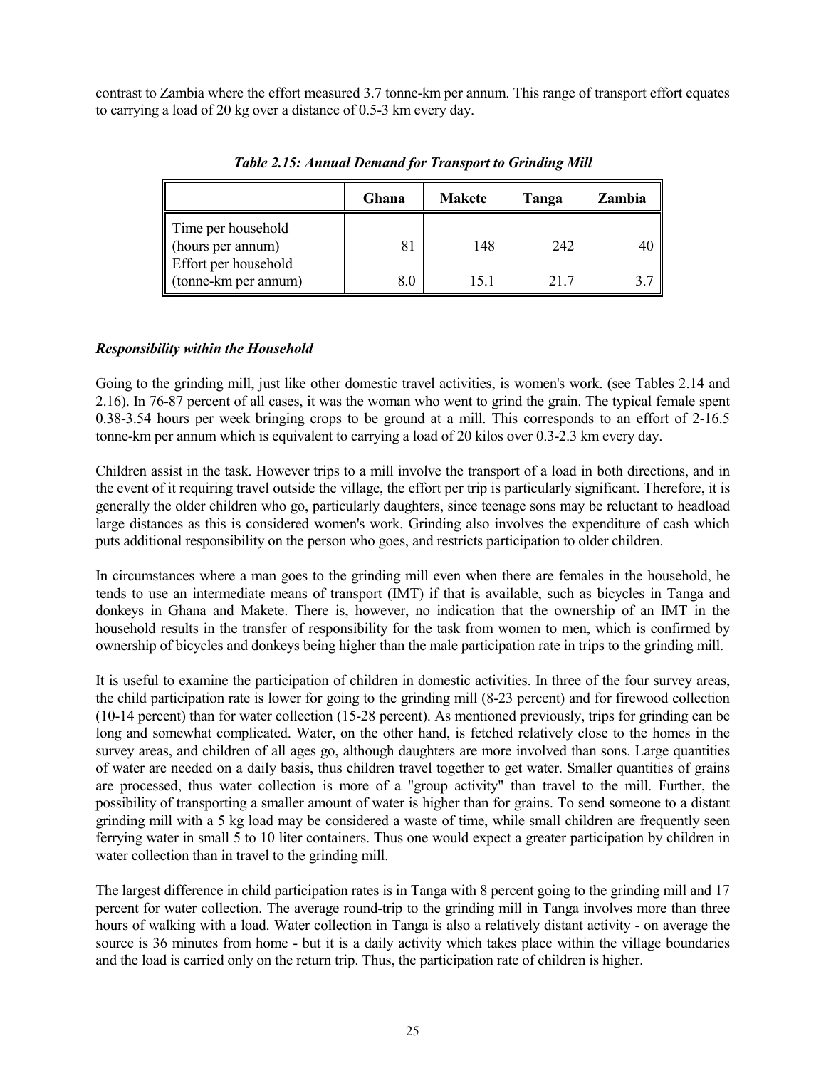contrast to Zambia where the effort measured 3.7 tonne-km per annum. This range of transport effort equates to carrying a load of 20 kg over a distance of 0.5-3 km every day.

***Table 2.15: Annual Demand for Transport to Grinding Mill***

| | Ghana | Makete | Tanga | Zambia |
|---|---|---|---|---|
| Time per household (hours per annum) | 81 | 148 | 242 | 40 |
| Effort per household (tonne-km per annum) | 8.0 | 15.1 | 21.7 | 3.7 |

### *Responsibility within the Household*

Going to the grinding mill, just like other domestic travel activities, is women's work. (see Tables 2.14 and 2.16). In 76-87 percent of all cases, it was the woman who went to grind the grain. The typical female spent 0.38-3.54 hours per week bringing crops to be ground at a mill. This corresponds to an effort of 2-16.5 tonne-km per annum which is equivalent to carrying a load of 20 kilos over 0.3-2.3 km every day.

Children assist in the task. However trips to a mill involve the transport of a load in both directions, and in the event of it requiring travel outside the village, the effort per trip is particularly significant. Therefore, it is generally the older children who go, particularly daughters, since teenage sons may be reluctant to headload large distances as this is considered women's work. Grinding also involves the expenditure of cash which puts additional responsibility on the person who goes, and restricts participation to older children.

In circumstances where a man goes to the grinding mill even when there are females in the household, he tends to use an intermediate means of transport (IMT) if that is available, such as bicycles in Tanga and donkeys in Ghana and Makete. There is, however, no indication that the ownership of an IMT in the household results in the transfer of responsibility for the task from women to men, which is confirmed by ownership of bicycles and donkeys being higher than the male participation rate in trips to the grinding mill.

It is useful to examine the participation of children in domestic activities. In three of the four survey areas, the child participation rate is lower for going to the grinding mill (8-23 percent) and for firewood collection (10-14 percent) than for water collection (15-28 percent). As mentioned previously, trips for grinding can be long and somewhat complicated. Water, on the other hand, is fetched relatively close to the homes in the survey areas, and children of all ages go, although daughters are more involved than sons. Large quantities of water are needed on a daily basis, thus children travel together to get water. Smaller quantities of grains are processed, thus water collection is more of a "group activity" than travel to the mill. Further, the possibility of transporting a smaller amount of water is higher than for grains. To send someone to a distant grinding mill with a 5 kg load may be considered a waste of time, while small children are frequently seen ferrying water in small 5 to 10 liter containers. Thus one would expect a greater participation by children in water collection than in travel to the grinding mill.

The largest difference in child participation rates is in Tanga with 8 percent going to the grinding mill and 17 percent for water collection. The average round-trip to the grinding mill in Tanga involves more than three hours of walking with a load. Water collection in Tanga is also a relatively distant activity - on average the source is 36 minutes from home - but it is a daily activity which takes place within the village boundaries and the load is carried only on the return trip. Thus, the participation rate of children is higher.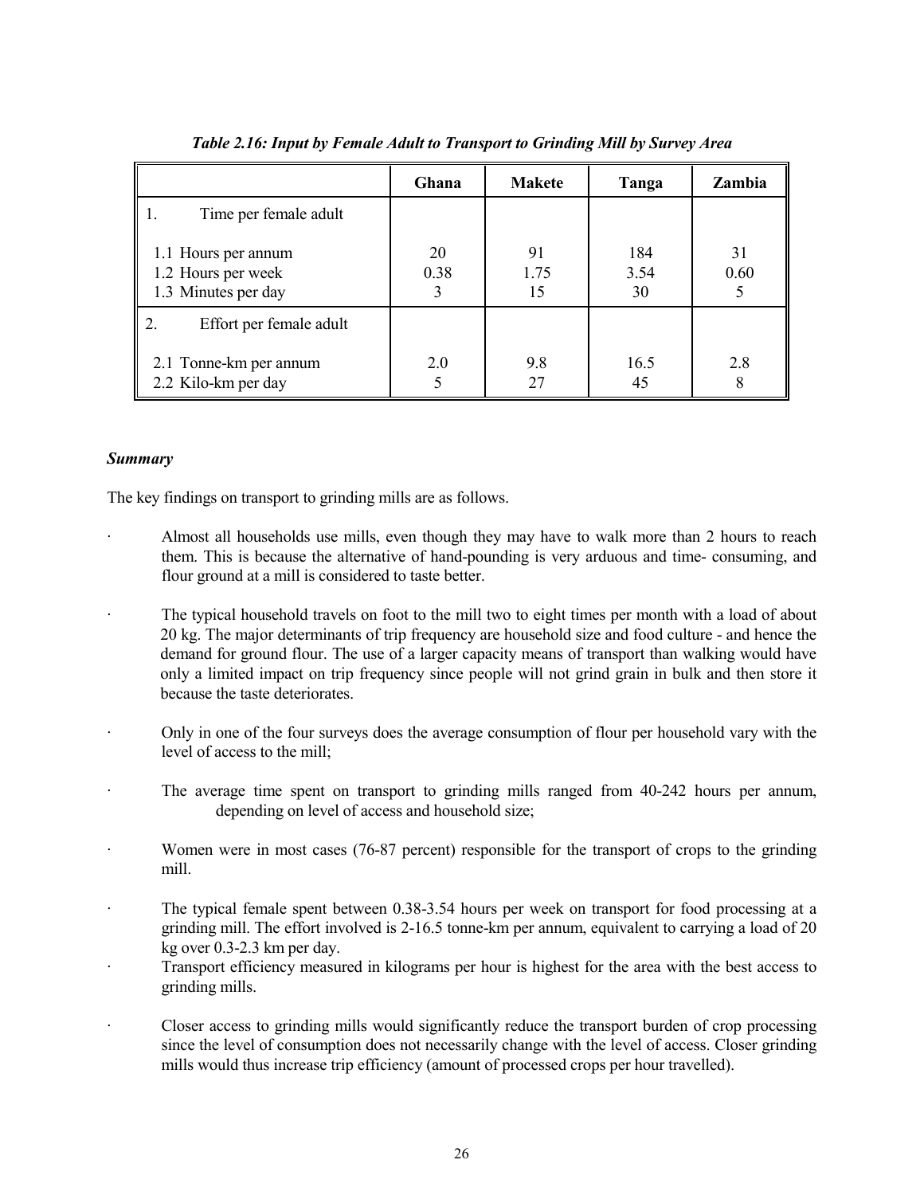*Table 2.16: Input by Female Adult to Transport to Grinding Mill by Survey Area*

| | Ghana | Makete | Tanga | Zambia |
|---|---|---|---|---|
| 1. Time per female adult | | | | |
| 1.1 Hours per annum | 20 | 91 | 184 | 31 |
| 1.2 Hours per week | 0.38 | 1.75 | 3.54 | 0.60 |
| 1.3 Minutes per day | 3 | 15 | 30 | 5 |
| 2. Effort per female adult | | | | |
| 2.1 Tonne-km per annum | 2.0 | 9.8 | 16.5 | 2.8 |
| 2.2 Kilo-km per day | 5 | 27 | 45 | 8 |

***Summary***

The key findings on transport to grinding mills are as follows.

- Almost all households use mills, even though they may have to walk more than 2 hours to reach them. This is because the alternative of hand-pounding is very arduous and time- consuming, and flour ground at a mill is considered to taste better.
- The typical household travels on foot to the mill two to eight times per month with a load of about 20 kg. The major determinants of trip frequency are household size and food culture - and hence the demand for ground flour. The use of a larger capacity means of transport than walking would have only a limited impact on trip frequency since people will not grind grain in bulk and then store it because the taste deteriorates.
- Only in one of the four surveys does the average consumption of flour per household vary with the level of access to the mill;
- The average time spent on transport to grinding mills ranged from 40-242 hours per annum, depending on level of access and household size;
- Women were in most cases (76-87 percent) responsible for the transport of crops to the grinding mill.
- The typical female spent between 0.38-3.54 hours per week on transport for food processing at a grinding mill. The effort involved is 2-16.5 tonne-km per annum, equivalent to carrying a load of 20 kg over 0.3-2.3 km per day.
- Transport efficiency measured in kilograms per hour is highest for the area with the best access to grinding mills.
- Closer access to grinding mills would significantly reduce the transport burden of crop processing since the level of consumption does not necessarily change with the level of access. Closer grinding mills would thus increase trip efficiency (amount of processed crops per hour travelled).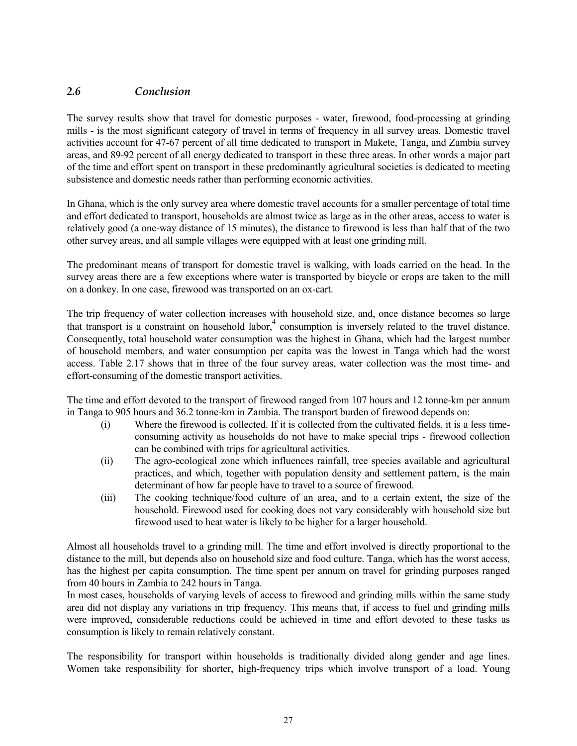## *2.6 Conclusion*

The survey results show that travel for domestic purposes - water, firewood, food-processing at grinding mills - is the most significant category of travel in terms of frequency in all survey areas. Domestic travel activities account for 47-67 percent of all time dedicated to transport in Makete, Tanga, and Zambia survey areas, and 89-92 percent of all energy dedicated to transport in these three areas. In other words a major part of the time and effort spent on transport in these predominantly agricultural societies is dedicated to meeting subsistence and domestic needs rather than performing economic activities.

In Ghana, which is the only survey area where domestic travel accounts for a smaller percentage of total time and effort dedicated to transport, households are almost twice as large as in the other areas, access to water is relatively good (a one-way distance of 15 minutes), the distance to firewood is less than half that of the two other survey areas, and all sample villages were equipped with at least one grinding mill.

The predominant means of transport for domestic travel is walking, with loads carried on the head. In the survey areas there are a few exceptions where water is transported by bicycle or crops are taken to the mill on a donkey. In one case, firewood was transported on an ox-cart.

The trip frequency of water collection increases with household size, and, once distance becomes so large that transport is a constraint on household labor,[4] consumption is inversely related to the travel distance. Consequently, total household water consumption was the highest in Ghana, which had the largest number of household members, and water consumption per capita was the lowest in Tanga which had the worst access. Table 2.17 shows that in three of the four survey areas, water collection was the most time- and effort-consuming of the domestic transport activities.

The time and effort devoted to the transport of firewood ranged from 107 hours and 12 tonne-km per annum in Tanga to 905 hours and 36.2 tonne-km in Zambia. The transport burden of firewood depends on:

(i) Where the firewood is collected. If it is collected from the cultivated fields, it is a less time-consuming activity as households do not have to make special trips - firewood collection can be combined with trips for agricultural activities.

(ii) The agro-ecological zone which influences rainfall, tree species available and agricultural practices, and which, together with population density and settlement pattern, is the main determinant of how far people have to travel to a source of firewood.

(iii) The cooking technique/food culture of an area, and to a certain extent, the size of the household. Firewood used for cooking does not vary considerably with household size but firewood used to heat water is likely to be higher for a larger household.

Almost all households travel to a grinding mill. The time and effort involved is directly proportional to the distance to the mill, but depends also on household size and food culture. Tanga, which has the worst access, has the highest per capita consumption. The time spent per annum on travel for grinding purposes ranged from 40 hours in Zambia to 242 hours in Tanga.

In most cases, households of varying levels of access to firewood and grinding mills within the same study area did not display any variations in trip frequency. This means that, if access to fuel and grinding mills were improved, considerable reductions could be achieved in time and effort devoted to these tasks as consumption is likely to remain relatively constant.

The responsibility for transport within households is traditionally divided along gender and age lines. Women take responsibility for shorter, high-frequency trips which involve transport of a load. Young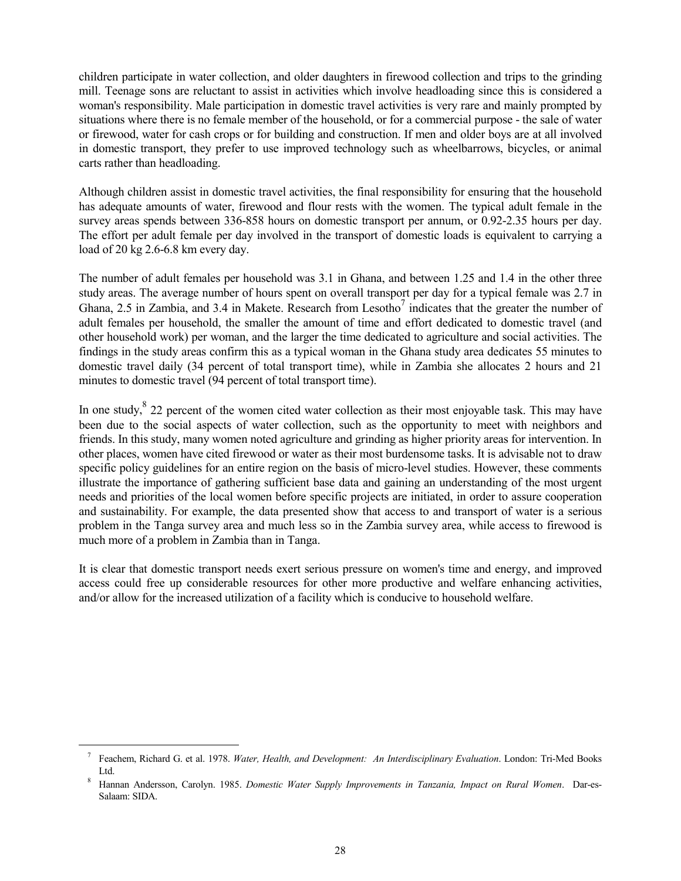children participate in water collection, and older daughters in firewood collection and trips to the grinding mill. Teenage sons are reluctant to assist in activities which involve headloading since this is considered a woman's responsibility. Male participation in domestic travel activities is very rare and mainly prompted by situations where there is no female member of the household, or for a commercial purpose - the sale of water or firewood, water for cash crops or for building and construction. If men and older boys are at all involved in domestic transport, they prefer to use improved technology such as wheelbarrows, bicycles, or animal carts rather than headloading.

Although children assist in domestic travel activities, the final responsibility for ensuring that the household has adequate amounts of water, firewood and flour rests with the women. The typical adult female in the survey areas spends between 336-858 hours on domestic transport per annum, or 0.92-2.35 hours per day. The effort per adult female per day involved in the transport of domestic loads is equivalent to carrying a load of 20 kg 2.6-6.8 km every day.

The number of adult females per household was 3.1 in Ghana, and between 1.25 and 1.4 in the other three study areas. The average number of hours spent on overall transport per day for a typical female was 2.7 in Ghana, 2.5 in Zambia, and 3.4 in Makete. Research from Lesotho[7] indicates that the greater the number of adult females per household, the smaller the amount of time and effort dedicated to domestic travel (and other household work) per woman, and the larger the time dedicated to agriculture and social activities. The findings in the study areas confirm this as a typical woman in the Ghana study area dedicates 55 minutes to domestic travel daily (34 percent of total transport time), while in Zambia she allocates 2 hours and 21 minutes to domestic travel (94 percent of total transport time).

In one study,[8] 22 percent of the women cited water collection as their most enjoyable task. This may have been due to the social aspects of water collection, such as the opportunity to meet with neighbors and friends. In this study, many women noted agriculture and grinding as higher priority areas for intervention. In other places, women have cited firewood or water as their most burdensome tasks. It is advisable not to draw specific policy guidelines for an entire region on the basis of micro-level studies. However, these comments illustrate the importance of gathering sufficient base data and gaining an understanding of the most urgent needs and priorities of the local women before specific projects are initiated, in order to assure cooperation and sustainability. For example, the data presented show that access to and transport of water is a serious problem in the Tanga survey area and much less so in the Zambia survey area, while access to firewood is much more of a problem in Zambia than in Tanga.

It is clear that domestic transport needs exert serious pressure on women's time and energy, and improved access could free up considerable resources for other more productive and welfare enhancing activities, and/or allow for the increased utilization of a facility which is conducive to household welfare.

---

[7] Feachem, Richard G. et al. 1978. *Water, Health, and Development: An Interdisciplinary Evaluation*. London: Tri-Med Books Ltd.

[8] Hannan Andersson, Carolyn. 1985. *Domestic Water Supply Improvements in Tanzania, Impact on Rural Women*. Dar-es-Salaam: SIDA.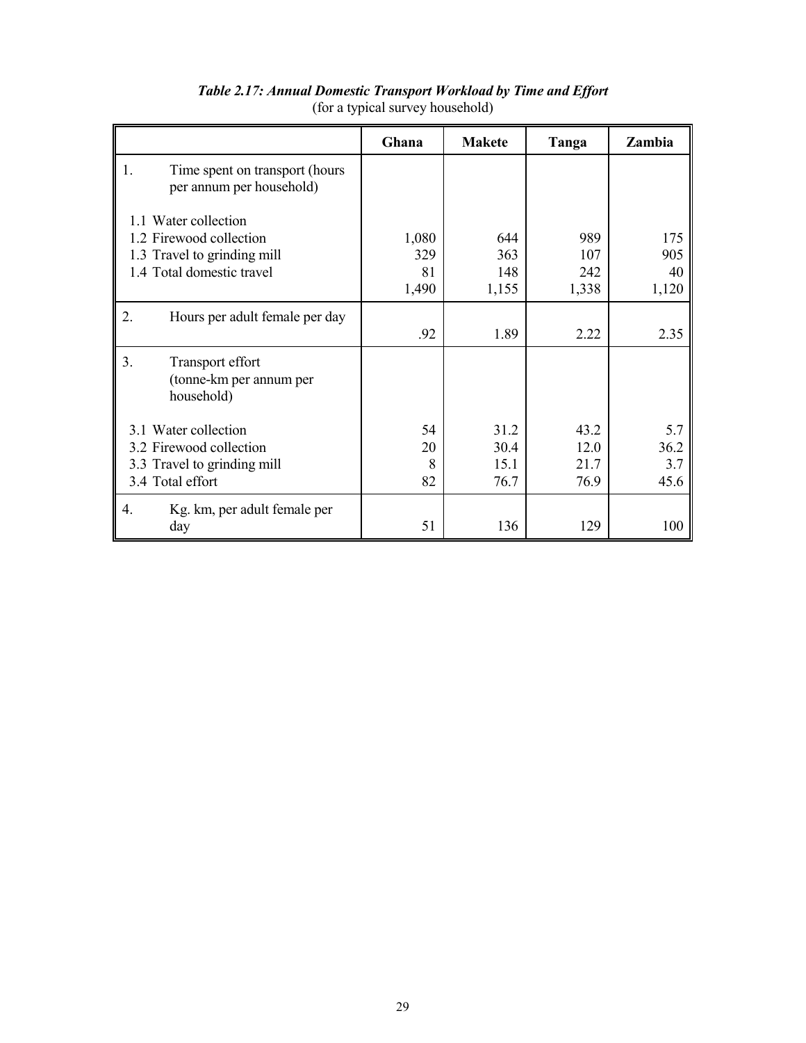***Table 2.17: Annual Domestic Transport Workload by Time and Effort***
(for a typical survey household)

| | Ghana | Makete | Tanga | Zambia |
|---|---|---|---|---|
| 1. Time spent on transport (hours per annum per household) | | | | |
| 1.1 Water collection | 1,080 | 644 | 989 | 175 |
| 1.2 Firewood collection | 329 | 363 | 107 | 905 |
| 1.3 Travel to grinding mill | 81 | 148 | 242 | 40 |
| 1.4 Total domestic travel | 1,490 | 1,155 | 1,338 | 1,120 |
| 2. Hours per adult female per day | .92 | 1.89 | 2.22 | 2.35 |
| 3. Transport effort (tonne-km per annum per household) | | | | |
| 3.1 Water collection | 54 | 31.2 | 43.2 | 5.7 |
| 3.2 Firewood collection | 20 | 30.4 | 12.0 | 36.2 |
| 3.3 Travel to grinding mill | 8 | 15.1 | 21.7 | 3.7 |
| 3.4 Total effort | 82 | 76.7 | 76.9 | 45.6 |
| 4. Kg. km, per adult female per day | 51 | 136 | 129 | 100 |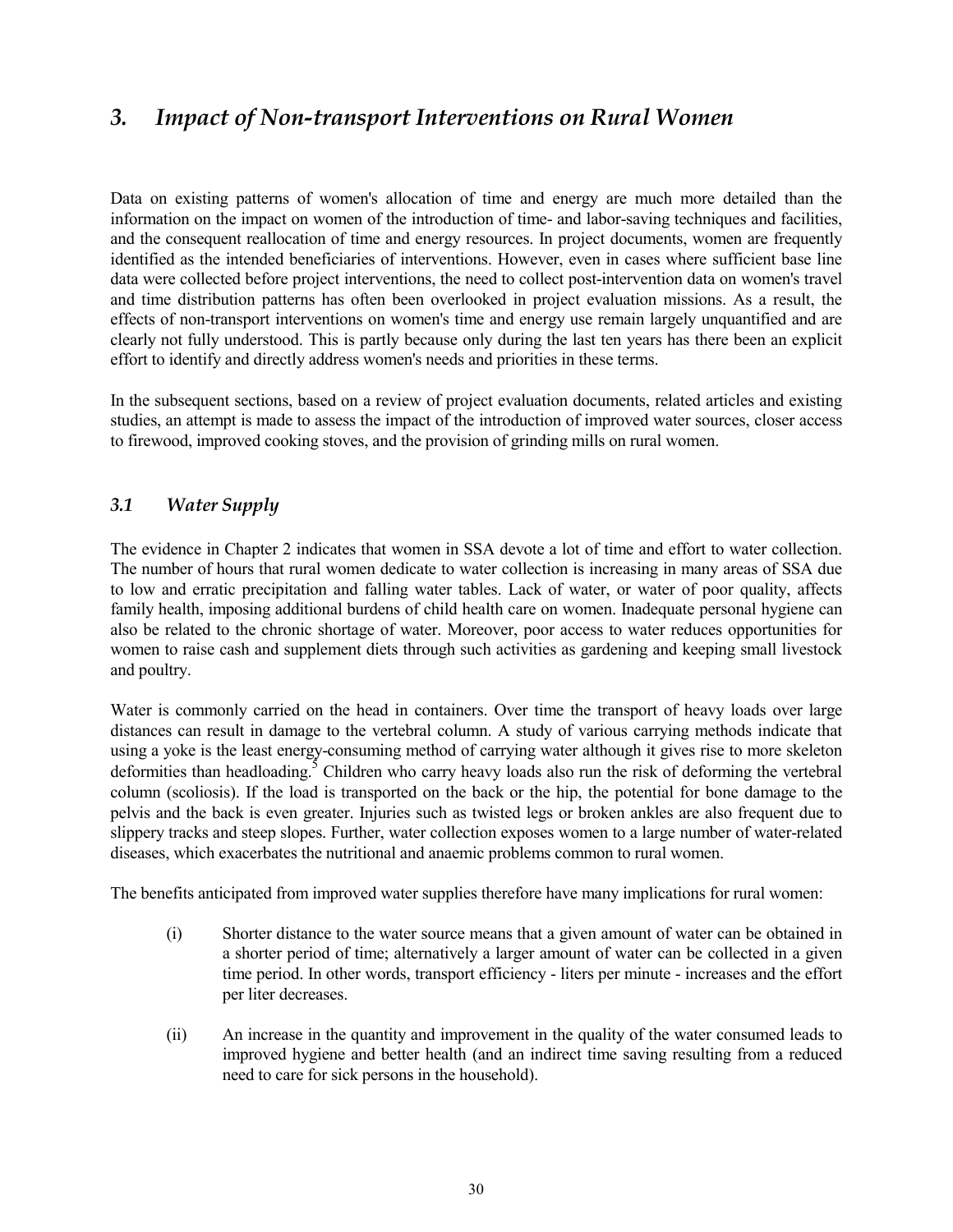# 3. *Impact of Non-transport Interventions on Rural Women*

Data on existing patterns of women's allocation of time and energy are much more detailed than the information on the impact on women of the introduction of time- and labor-saving techniques and facilities, and the consequent reallocation of time and energy resources. In project documents, women are frequently identified as the intended beneficiaries of interventions. However, even in cases where sufficient base line data were collected before project interventions, the need to collect post-intervention data on women's travel and time distribution patterns has often been overlooked in project evaluation missions. As a result, the effects of non-transport interventions on women's time and energy use remain largely unquantified and are clearly not fully understood. This is partly because only during the last ten years has there been an explicit effort to identify and directly address women's needs and priorities in these terms.

In the subsequent sections, based on a review of project evaluation documents, related articles and existing studies, an attempt is made to assess the impact of the introduction of improved water sources, closer access to firewood, improved cooking stoves, and the provision of grinding mills on rural women.

## 3.1 *Water Supply*

The evidence in Chapter 2 indicates that women in SSA devote a lot of time and effort to water collection. The number of hours that rural women dedicate to water collection is increasing in many areas of SSA due to low and erratic precipitation and falling water tables. Lack of water, or water of poor quality, affects family health, imposing additional burdens of child health care on women. Inadequate personal hygiene can also be related to the chronic shortage of water. Moreover, poor access to water reduces opportunities for women to raise cash and supplement diets through such activities as gardening and keeping small livestock and poultry.

Water is commonly carried on the head in containers. Over time the transport of heavy loads over large distances can result in damage to the vertebral column. A study of various carrying methods indicate that using a yoke is the least energy-consuming method of carrying water although it gives rise to more skeleton deformities than headloading.[5] Children who carry heavy loads also run the risk of deforming the vertebral column (scoliosis). If the load is transported on the back or the hip, the potential for bone damage to the pelvis and the back is even greater. Injuries such as twisted legs or broken ankles are also frequent due to slippery tracks and steep slopes. Further, water collection exposes women to a large number of water-related diseases, which exacerbates the nutritional and anaemic problems common to rural women.

The benefits anticipated from improved water supplies therefore have many implications for rural women:

(i) Shorter distance to the water source means that a given amount of water can be obtained in a shorter period of time; alternatively a larger amount of water can be collected in a given time period. In other words, transport efficiency - liters per minute - increases and the effort per liter decreases.

(ii) An increase in the quantity and improvement in the quality of the water consumed leads to improved hygiene and better health (and an indirect time saving resulting from a reduced need to care for sick persons in the household).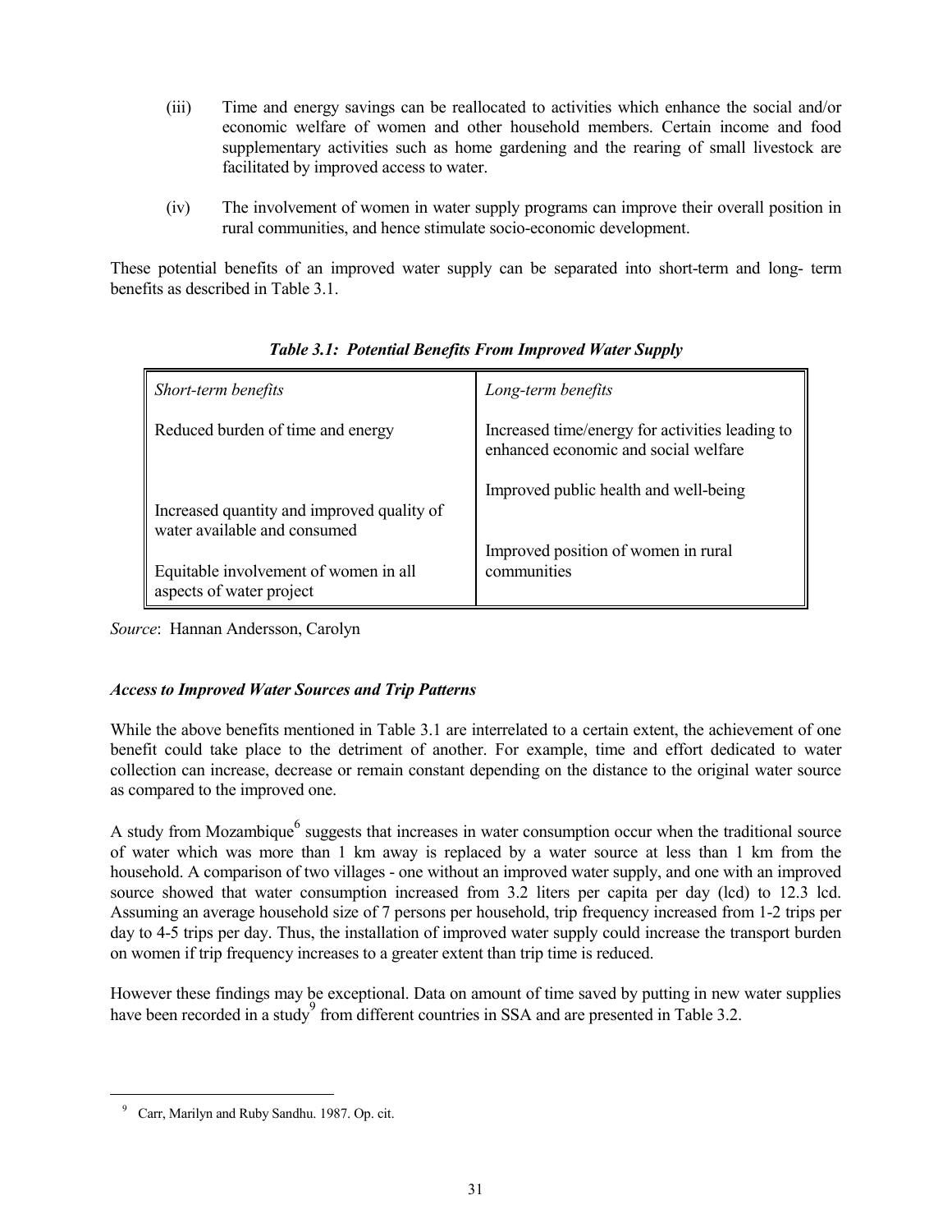(iii) Time and energy savings can be reallocated to activities which enhance the social and/or economic welfare of women and other household members. Certain income and food supplementary activities such as home gardening and the rearing of small livestock are facilitated by improved access to water.

(iv) The involvement of women in water supply programs can improve their overall position in rural communities, and hence stimulate socio-economic development.

These potential benefits of an improved water supply can be separated into short-term and long- term benefits as described in Table 3.1.

***Table 3.1: Potential Benefits From Improved Water Supply***

| *Short-term benefits* | *Long-term benefits* |
|---|---|
| Reduced burden of time and energy | Increased time/energy for activities leading to enhanced economic and social welfare |
| Increased quantity and improved quality of water available and consumed | Improved public health and well-being |
| Equitable involvement of women in all aspects of water project | Improved position of women in rural communities |

*Source*: Hannan Andersson, Carolyn

### *Access to Improved Water Sources and Trip Patterns*

While the above benefits mentioned in Table 3.1 are interrelated to a certain extent, the achievement of one benefit could take place to the detriment of another. For example, time and effort dedicated to water collection can increase, decrease or remain constant depending on the distance to the original water source as compared to the improved one.

A study from Mozambique[6] suggests that increases in water consumption occur when the traditional source of water which was more than 1 km away is replaced by a water source at less than 1 km from the household. A comparison of two villages - one without an improved water supply, and one with an improved source showed that water consumption increased from 3.2 liters per capita per day (lcd) to 12.3 lcd. Assuming an average household size of 7 persons per household, trip frequency increased from 1-2 trips per day to 4-5 trips per day. Thus, the installation of improved water supply could increase the transport burden on women if trip frequency increases to a greater extent than trip time is reduced.

However these findings may be exceptional. Data on amount of time saved by putting in new water supplies have been recorded in a study[9] from different countries in SSA and are presented in Table 3.2.

[9] Carr, Marilyn and Ruby Sandhu. 1987. Op. cit.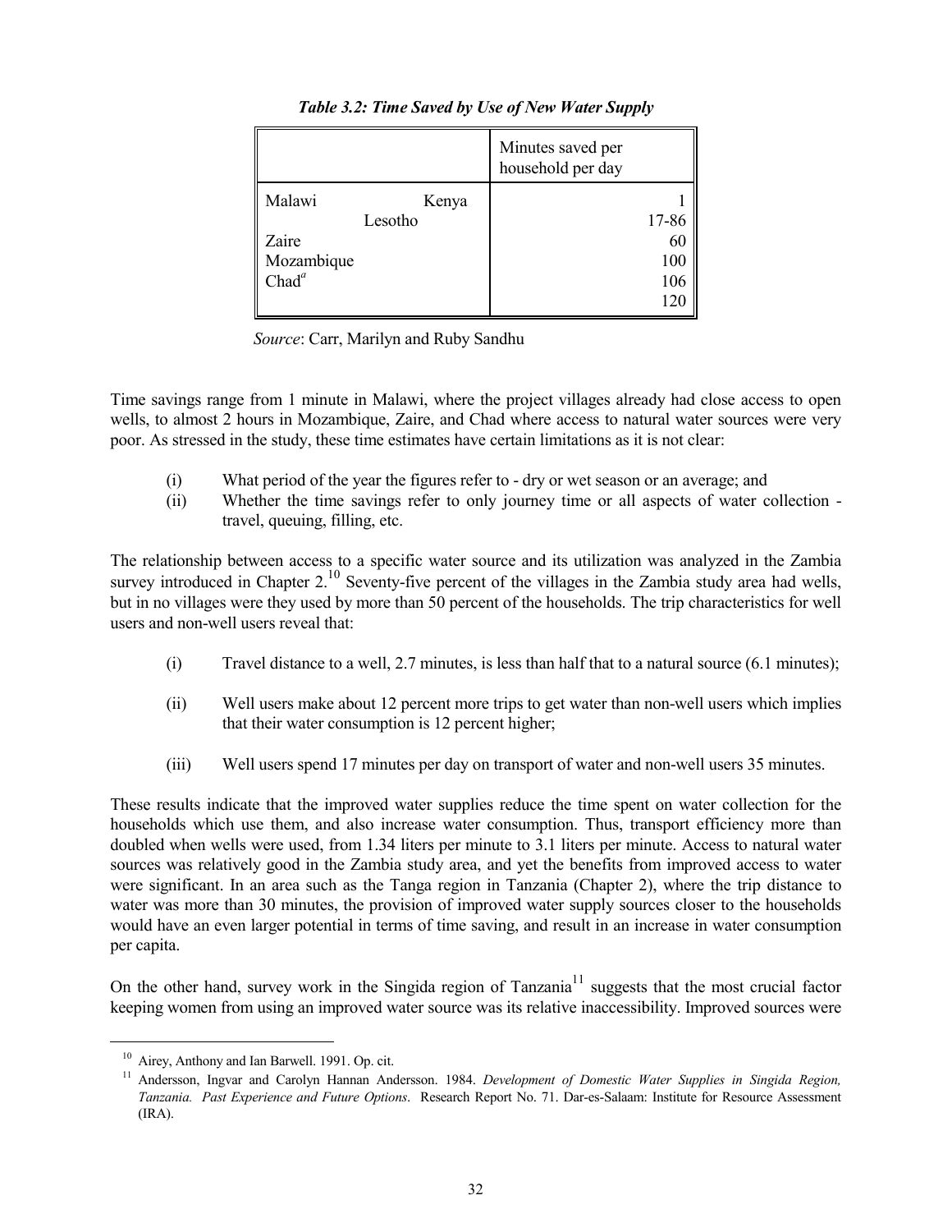*Table 3.2: Time Saved by Use of New Water Supply*

| | Minutes saved per household per day |
|---|---|
| Malawi Kenya | 1 |
| Lesotho | 17-86 |
| Zaire | 60 |
| Mozambique | 100 |
| Chad[a] | 106 |
| | 120 |

*Source*: Carr, Marilyn and Ruby Sandhu

Time savings range from 1 minute in Malawi, where the project villages already had close access to open wells, to almost 2 hours in Mozambique, Zaire, and Chad where access to natural water sources were very poor. As stressed in the study, these time estimates have certain limitations as it is not clear:

(i) What period of the year the figures refer to - dry or wet season or an average; and

(ii) Whether the time savings refer to only journey time or all aspects of water collection - travel, queuing, filling, etc.

The relationship between access to a specific water source and its utilization was analyzed in the Zambia survey introduced in Chapter 2.[10] Seventy-five percent of the villages in the Zambia study area had wells, but in no villages were they used by more than 50 percent of the households. The trip characteristics for well users and non-well users reveal that:

(i) Travel distance to a well, 2.7 minutes, is less than half that to a natural source (6.1 minutes);

(ii) Well users make about 12 percent more trips to get water than non-well users which implies that their water consumption is 12 percent higher;

(iii) Well users spend 17 minutes per day on transport of water and non-well users 35 minutes.

These results indicate that the improved water supplies reduce the time spent on water collection for the households which use them, and also increase water consumption. Thus, transport efficiency more than doubled when wells were used, from 1.34 liters per minute to 3.1 liters per minute. Access to natural water sources was relatively good in the Zambia study area, and yet the benefits from improved access to water were significant. In an area such as the Tanga region in Tanzania (Chapter 2), where the trip distance to water was more than 30 minutes, the provision of improved water supply sources closer to the households would have an even larger potential in terms of time saving, and result in an increase in water consumption per capita.

On the other hand, survey work in the Singida region of Tanzania[11] suggests that the most crucial factor keeping women from using an improved water source was its relative inaccessibility. Improved sources were

---

[10] Airey, Anthony and Ian Barwell. 1991. Op. cit.

[11] Andersson, Ingvar and Carolyn Hannan Andersson. 1984. *Development of Domestic Water Supplies in Singida Region, Tanzania. Past Experience and Future Options*. Research Report No. 71. Dar-es-Salaam: Institute for Resource Assessment (IRA).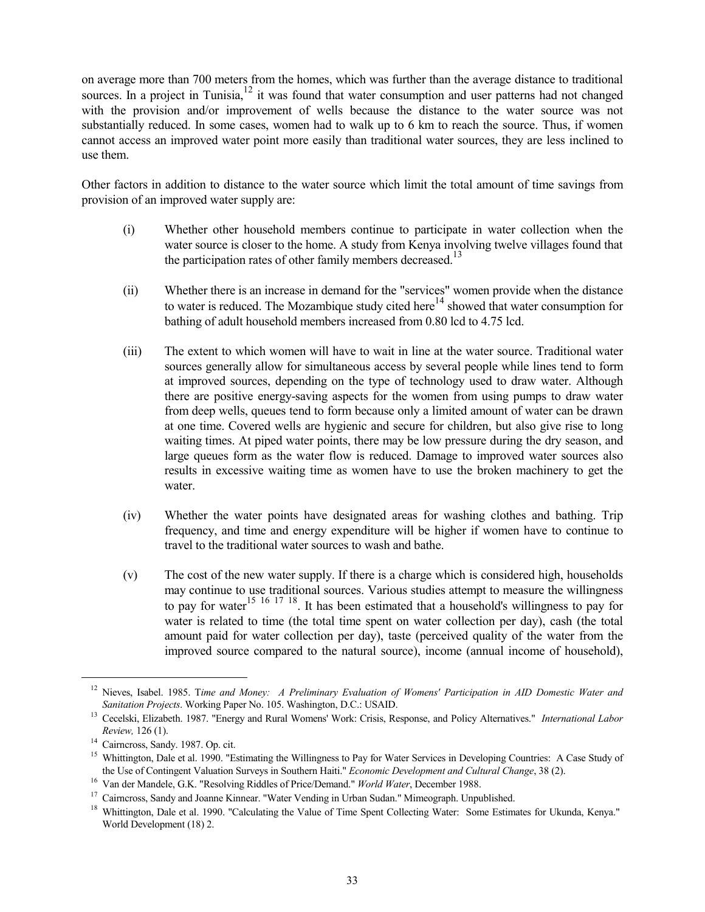on average more than 700 meters from the homes, which was further than the average distance to traditional sources. In a project in Tunisia,[12] it was found that water consumption and user patterns had not changed with the provision and/or improvement of wells because the distance to the water source was not substantially reduced. In some cases, women had to walk up to 6 km to reach the source. Thus, if women cannot access an improved water point more easily than traditional water sources, they are less inclined to use them.

Other factors in addition to distance to the water source which limit the total amount of time savings from provision of an improved water supply are:

(i) Whether other household members continue to participate in water collection when the water source is closer to the home. A study from Kenya involving twelve villages found that the participation rates of other family members decreased.[13]

(ii) Whether there is an increase in demand for the "services" women provide when the distance to water is reduced. The Mozambique study cited here[14] showed that water consumption for bathing of adult household members increased from 0.80 lcd to 4.75 lcd.

(iii) The extent to which women will have to wait in line at the water source. Traditional water sources generally allow for simultaneous access by several people while lines tend to form at improved sources, depending on the type of technology used to draw water. Although there are positive energy-saving aspects for the women from using pumps to draw water from deep wells, queues tend to form because only a limited amount of water can be drawn at one time. Covered wells are hygienic and secure for children, but also give rise to long waiting times. At piped water points, there may be low pressure during the dry season, and large queues form as the water flow is reduced. Damage to improved water sources also results in excessive waiting time as women have to use the broken machinery to get the water.

(iv) Whether the water points have designated areas for washing clothes and bathing. Trip frequency, and time and energy expenditure will be higher if women have to continue to travel to the traditional water sources to wash and bathe.

(v) The cost of the new water supply. If there is a charge which is considered high, households may continue to use traditional sources. Various studies attempt to measure the willingness to pay for water[15] [16] [17] [18]. It has been estimated that a household's willingness to pay for water is related to time (the total time spent on water collection per day), cash (the total amount paid for water collection per day), taste (perceived quality of the water from the improved source compared to the natural source), income (annual income of household),

---

[12] Nieves, Isabel. 1985. *Time and Money: A Preliminary Evaluation of Womens' Participation in AID Domestic Water and Sanitation Projects*. Working Paper No. 105. Washington, D.C.: USAID.

[13] Cecelski, Elizabeth. 1987. "Energy and Rural Womens' Work: Crisis, Response, and Policy Alternatives." *International Labor Review,* 126 (1).

[14] Cairncross, Sandy. 1987. Op. cit.

[15] Whittington, Dale et al. 1990. "Estimating the Willingness to Pay for Water Services in Developing Countries: A Case Study of the Use of Contingent Valuation Surveys in Southern Haiti." *Economic Development and Cultural Change*, 38 (2).

[16] Van der Mandele, G.K. "Resolving Riddles of Price/Demand." *World Water*, December 1988.

[17] Cairncross, Sandy and Joanne Kinnear. "Water Vending in Urban Sudan." Mimeograph. Unpublished.

[18] Whittington, Dale et al. 1990. "Calculating the Value of Time Spent Collecting Water: Some Estimates for Ukunda, Kenya." World Development (18) 2.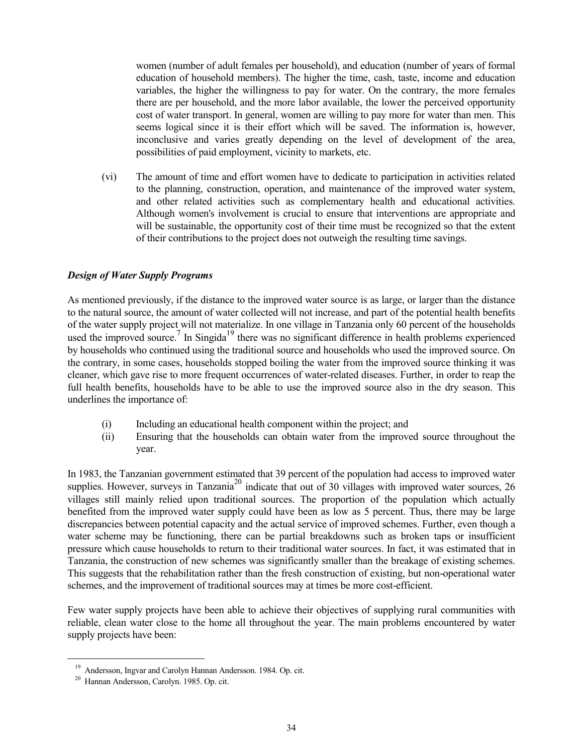women (number of adult females per household), and education (number of years of formal education of household members). The higher the time, cash, taste, income and education variables, the higher the willingness to pay for water. On the contrary, the more females there are per household, and the more labor available, the lower the perceived opportunity cost of water transport. In general, women are willing to pay more for water than men. This seems logical since it is their effort which will be saved. The information is, however, inconclusive and varies greatly depending on the level of development of the area, possibilities of paid employment, vicinity to markets, etc.

(vi) The amount of time and effort women have to dedicate to participation in activities related to the planning, construction, operation, and maintenance of the improved water system, and other related activities such as complementary health and educational activities. Although women's involvement is crucial to ensure that interventions are appropriate and will be sustainable, the opportunity cost of their time must be recognized so that the extent of their contributions to the project does not outweigh the resulting time savings.

### *Design of Water Supply Programs*

As mentioned previously, if the distance to the improved water source is as large, or larger than the distance to the natural source, the amount of water collected will not increase, and part of the potential health benefits of the water supply project will not materialize. In one village in Tanzania only 60 percent of the households used the improved source.[7] In Singida[19] there was no significant difference in health problems experienced by households who continued using the traditional source and households who used the improved source. On the contrary, in some cases, households stopped boiling the water from the improved source thinking it was cleaner, which gave rise to more frequent occurrences of water-related diseases. Further, in order to reap the full health benefits, households have to be able to use the improved source also in the dry season. This underlines the importance of:

(i) Including an educational health component within the project; and
(ii) Ensuring that the households can obtain water from the improved source throughout the year.

In 1983, the Tanzanian government estimated that 39 percent of the population had access to improved water supplies. However, surveys in Tanzania[20] indicate that out of 30 villages with improved water sources, 26 villages still mainly relied upon traditional sources. The proportion of the population which actually benefited from the improved water supply could have been as low as 5 percent. Thus, there may be large discrepancies between potential capacity and the actual service of improved schemes. Further, even though a water scheme may be functioning, there can be partial breakdowns such as broken taps or insufficient pressure which cause households to return to their traditional water sources. In fact, it was estimated that in Tanzania, the construction of new schemes was significantly smaller than the breakage of existing schemes. This suggests that the rehabilitation rather than the fresh construction of existing, but non-operational water schemes, and the improvement of traditional sources may at times be more cost-efficient.

Few water supply projects have been able to achieve their objectives of supplying rural communities with reliable, clean water close to the home all throughout the year. The main problems encountered by water supply projects have been:

[19] Andersson, Ingvar and Carolyn Hannan Andersson. 1984. Op. cit.

[20] Hannan Andersson, Carolyn. 1985. Op. cit.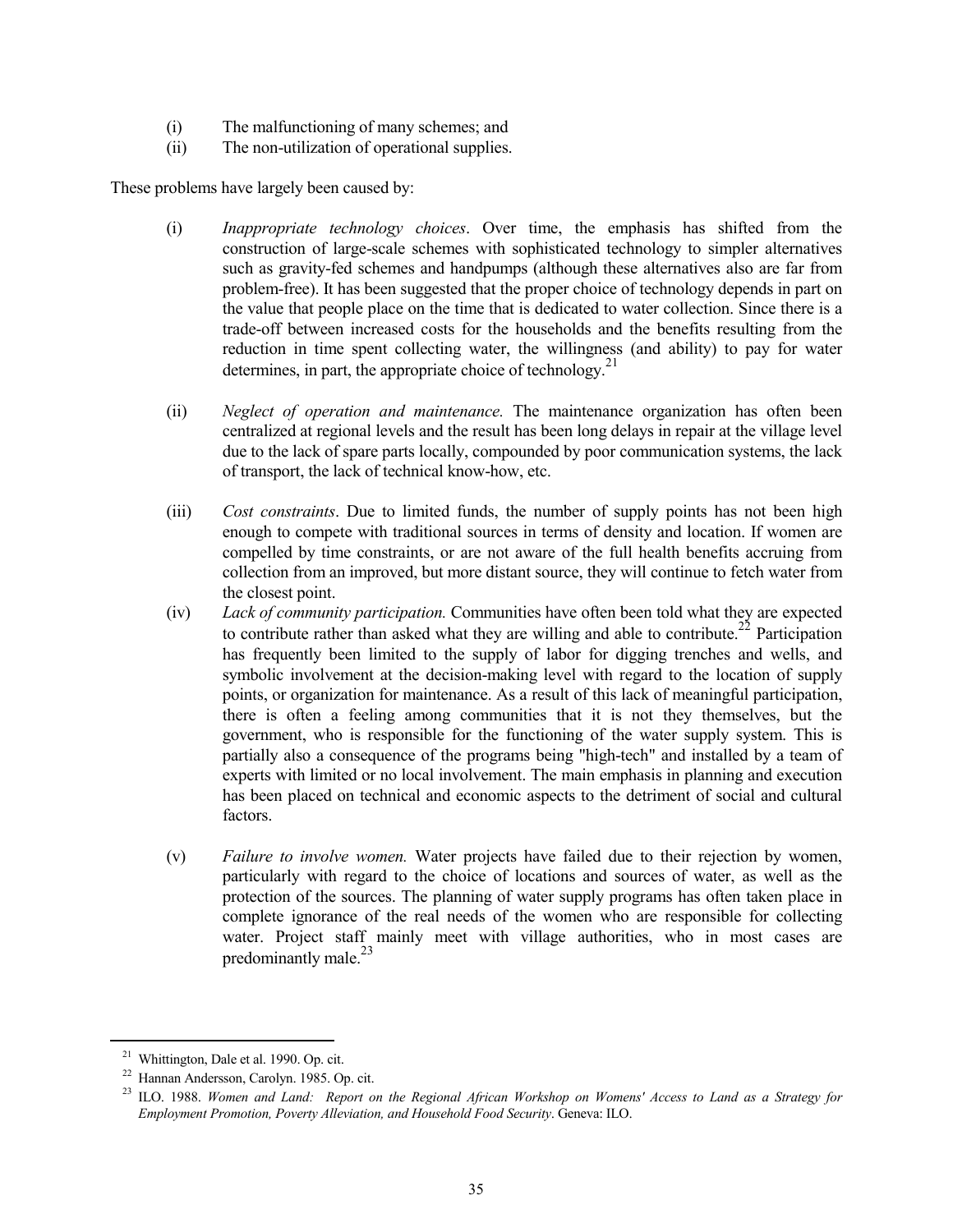(i) The malfunctioning of many schemes; and
(ii) The non-utilization of operational supplies.

These problems have largely been caused by:

(i) *Inappropriate technology choices*. Over time, the emphasis has shifted from the construction of large-scale schemes with sophisticated technology to simpler alternatives such as gravity-fed schemes and handpumps (although these alternatives also are far from problem-free). It has been suggested that the proper choice of technology depends in part on the value that people place on the time that is dedicated to water collection. Since there is a trade-off between increased costs for the households and the benefits resulting from the reduction in time spent collecting water, the willingness (and ability) to pay for water determines, in part, the appropriate choice of technology.[21]

(ii) *Neglect of operation and maintenance.* The maintenance organization has often been centralized at regional levels and the result has been long delays in repair at the village level due to the lack of spare parts locally, compounded by poor communication systems, the lack of transport, the lack of technical know-how, etc.

(iii) *Cost constraints*. Due to limited funds, the number of supply points has not been high enough to compete with traditional sources in terms of density and location. If women are compelled by time constraints, or are not aware of the full health benefits accruing from collection from an improved, but more distant source, they will continue to fetch water from the closest point.

(iv) *Lack of community participation.* Communities have often been told what they are expected to contribute rather than asked what they are willing and able to contribute.[22] Participation has frequently been limited to the supply of labor for digging trenches and wells, and symbolic involvement at the decision-making level with regard to the location of supply points, or organization for maintenance. As a result of this lack of meaningful participation, there is often a feeling among communities that it is not they themselves, but the government, who is responsible for the functioning of the water supply system. This is partially also a consequence of the programs being "high-tech" and installed by a team of experts with limited or no local involvement. The main emphasis in planning and execution has been placed on technical and economic aspects to the detriment of social and cultural factors.

(v) *Failure to involve women.* Water projects have failed due to their rejection by women, particularly with regard to the choice of locations and sources of water, as well as the protection of the sources. The planning of water supply programs has often taken place in complete ignorance of the real needs of the women who are responsible for collecting water. Project staff mainly meet with village authorities, who in most cases are predominantly male.[23]

---

[21] Whittington, Dale et al. 1990. Op. cit.

[22] Hannan Andersson, Carolyn. 1985. Op. cit.

[23] ILO. 1988. *Women and Land: Report on the Regional African Workshop on Womens' Access to Land as a Strategy for Employment Promotion, Poverty Alleviation, and Household Food Security*. Geneva: ILO.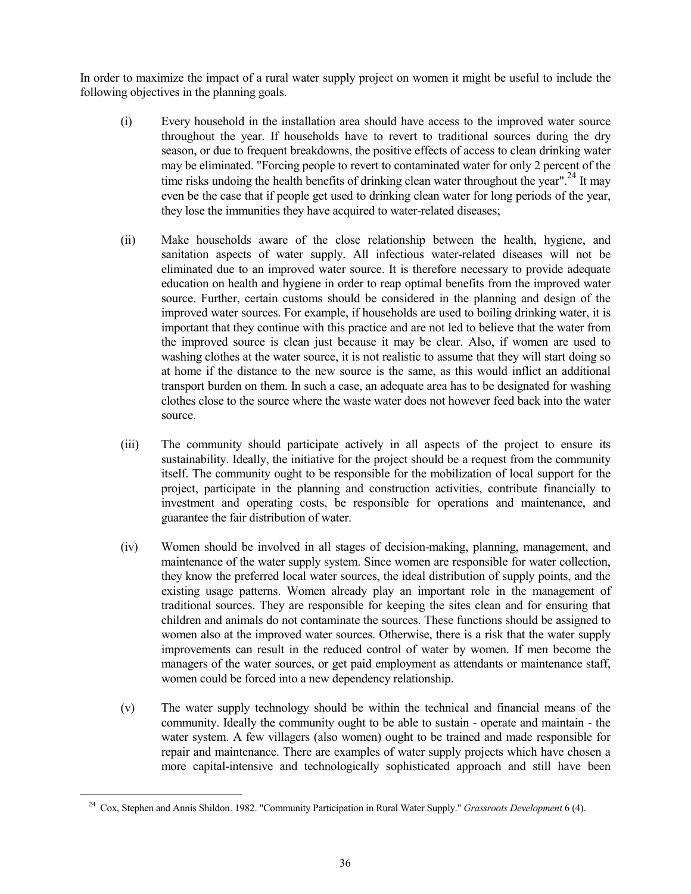In order to maximize the impact of a rural water supply project on women it might be useful to include the following objectives in the planning goals.

(i) Every household in the installation area should have access to the improved water source throughout the year. If households have to revert to traditional sources during the dry season, or due to frequent breakdowns, the positive effects of access to clean drinking water may be eliminated. "Forcing people to revert to contaminated water for only 2 percent of the time risks undoing the health benefits of drinking clean water throughout the year".[24] It may even be the case that if people get used to drinking clean water for long periods of the year, they lose the immunities they have acquired to water-related diseases;

(ii) Make households aware of the close relationship between the health, hygiene, and sanitation aspects of water supply. All infectious water-related diseases will not be eliminated due to an improved water source. It is therefore necessary to provide adequate education on health and hygiene in order to reap optimal benefits from the improved water source. Further, certain customs should be considered in the planning and design of the improved water sources. For example, if households are used to boiling drinking water, it is important that they continue with this practice and are not led to believe that the water from the improved source is clean just because it may be clear. Also, if women are used to washing clothes at the water source, it is not realistic to assume that they will start doing so at home if the distance to the new source is the same, as this would inflict an additional transport burden on them. In such a case, an adequate area has to be designated for washing clothes close to the source where the waste water does not however feed back into the water source.

(iii) The community should participate actively in all aspects of the project to ensure its sustainability. Ideally, the initiative for the project should be a request from the community itself. The community ought to be responsible for the mobilization of local support for the project, participate in the planning and construction activities, contribute financially to investment and operating costs, be responsible for operations and maintenance, and guarantee the fair distribution of water.

(iv) Women should be involved in all stages of decision-making, planning, management, and maintenance of the water supply system. Since women are responsible for water collection, they know the preferred local water sources, the ideal distribution of supply points, and the existing usage patterns. Women already play an important role in the management of traditional sources. They are responsible for keeping the sites clean and for ensuring that children and animals do not contaminate the sources. These functions should be assigned to women also at the improved water sources. Otherwise, there is a risk that the water supply improvements can result in the reduced control of water by women. If men become the managers of the water sources, or get paid employment as attendants or maintenance staff, women could be forced into a new dependency relationship.

(v) The water supply technology should be within the technical and financial means of the community. Ideally the community ought to be able to sustain - operate and maintain - the water system. A few villagers (also women) ought to be trained and made responsible for repair and maintenance. There are examples of water supply projects which have chosen a more capital-intensive and technologically sophisticated approach and still have been

---

[24] Cox, Stephen and Annis Shildon. 1982. "Community Participation in Rural Water Supply." *Grassroots Development* 6 (4).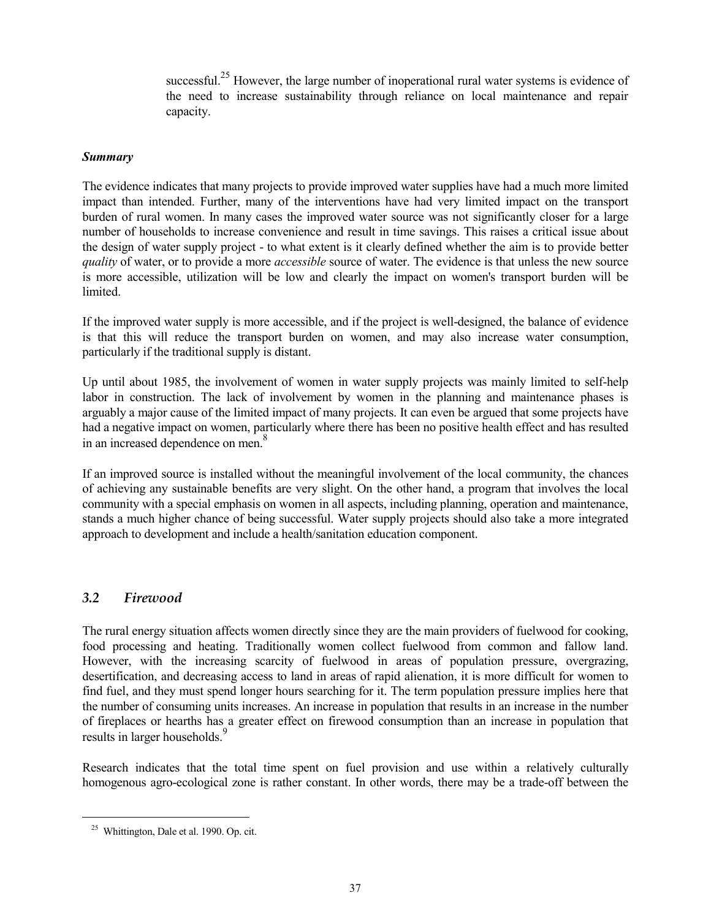successful.[25] However, the large number of inoperational rural water systems is evidence of the need to increase sustainability through reliance on local maintenance and repair capacity.

***Summary***

The evidence indicates that many projects to provide improved water supplies have had a much more limited impact than intended. Further, many of the interventions have had very limited impact on the transport burden of rural women. In many cases the improved water source was not significantly closer for a large number of households to increase convenience and result in time savings. This raises a critical issue about the design of water supply project - to what extent is it clearly defined whether the aim is to provide better *quality* of water, or to provide a more *accessible* source of water. The evidence is that unless the new source is more accessible, utilization will be low and clearly the impact on women's transport burden will be limited.

If the improved water supply is more accessible, and if the project is well-designed, the balance of evidence is that this will reduce the transport burden on women, and may also increase water consumption, particularly if the traditional supply is distant.

Up until about 1985, the involvement of women in water supply projects was mainly limited to self-help labor in construction. The lack of involvement by women in the planning and maintenance phases is arguably a major cause of the limited impact of many projects. It can even be argued that some projects have had a negative impact on women, particularly where there has been no positive health effect and has resulted in an increased dependence on men.[8]

If an improved source is installed without the meaningful involvement of the local community, the chances of achieving any sustainable benefits are very slight. On the other hand, a program that involves the local community with a special emphasis on women in all aspects, including planning, operation and maintenance, stands a much higher chance of being successful. Water supply projects should also take a more integrated approach to development and include a health/sanitation education component.

## *3.2 Firewood*

The rural energy situation affects women directly since they are the main providers of fuelwood for cooking, food processing and heating. Traditionally women collect fuelwood from common and fallow land. However, with the increasing scarcity of fuelwood in areas of population pressure, overgrazing, desertification, and decreasing access to land in areas of rapid alienation, it is more difficult for women to find fuel, and they must spend longer hours searching for it. The term population pressure implies here that the number of consuming units increases. An increase in population that results in an increase in the number of fireplaces or hearths has a greater effect on firewood consumption than an increase in population that results in larger households.[9]

Research indicates that the total time spent on fuel provision and use within a relatively culturally homogenous agro-ecological zone is rather constant. In other words, there may be a trade-off between the

[25] Whittington, Dale et al. 1990. Op. cit.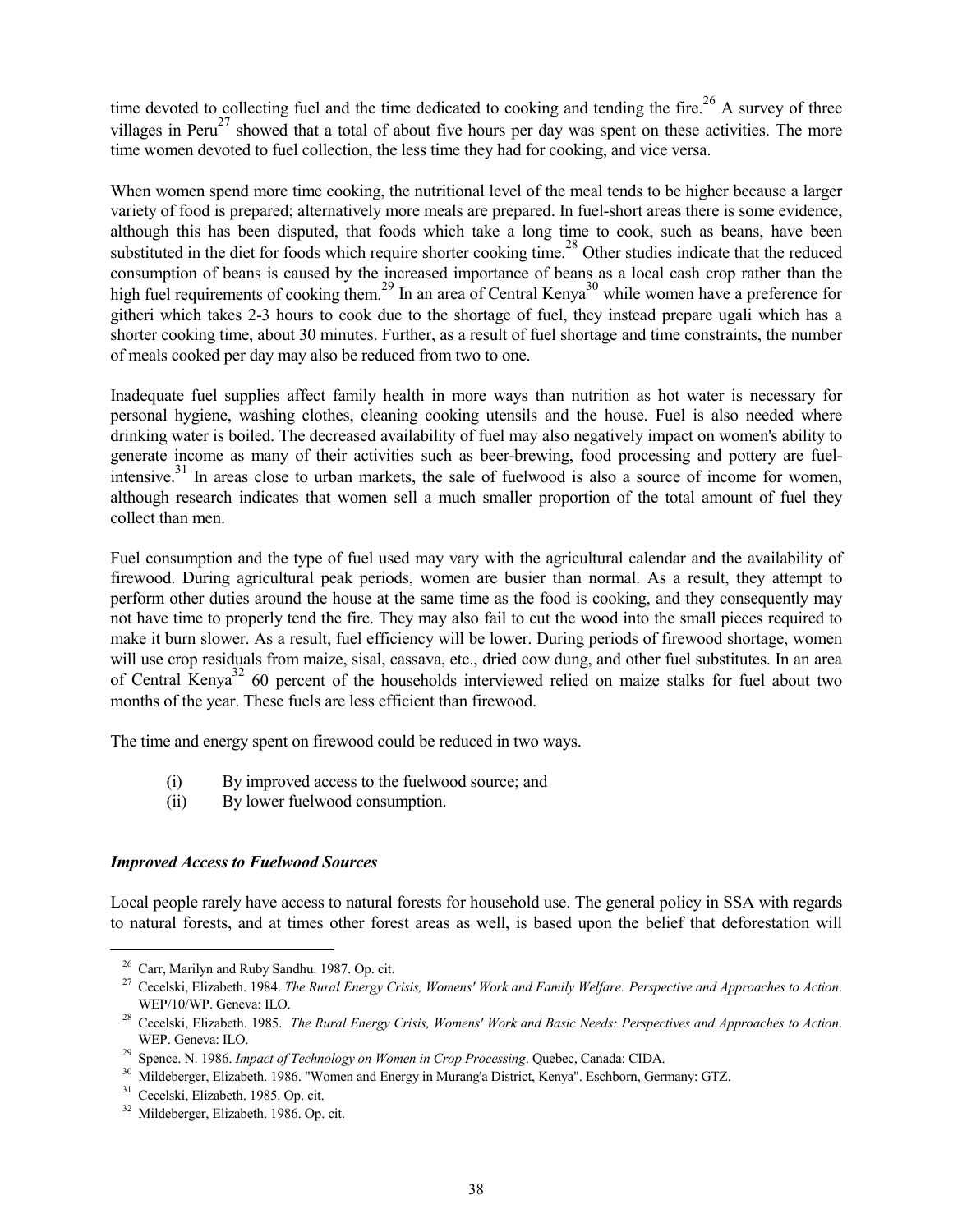time devoted to collecting fuel and the time dedicated to cooking and tending the fire.[26] A survey of three villages in Peru[27] showed that a total of about five hours per day was spent on these activities. The more time women devoted to fuel collection, the less time they had for cooking, and vice versa.

When women spend more time cooking, the nutritional level of the meal tends to be higher because a larger variety of food is prepared; alternatively more meals are prepared. In fuel-short areas there is some evidence, although this has been disputed, that foods which take a long time to cook, such as beans, have been substituted in the diet for foods which require shorter cooking time.[28] Other studies indicate that the reduced consumption of beans is caused by the increased importance of beans as a local cash crop rather than the high fuel requirements of cooking them.[29] In an area of Central Kenya[30] while women have a preference for githeri which takes 2-3 hours to cook due to the shortage of fuel, they instead prepare ugali which has a shorter cooking time, about 30 minutes. Further, as a result of fuel shortage and time constraints, the number of meals cooked per day may also be reduced from two to one.

Inadequate fuel supplies affect family health in more ways than nutrition as hot water is necessary for personal hygiene, washing clothes, cleaning cooking utensils and the house. Fuel is also needed where drinking water is boiled. The decreased availability of fuel may also negatively impact on women's ability to generate income as many of their activities such as beer-brewing, food processing and pottery are fuel-intensive.[31] In areas close to urban markets, the sale of fuelwood is also a source of income for women, although research indicates that women sell a much smaller proportion of the total amount of fuel they collect than men.

Fuel consumption and the type of fuel used may vary with the agricultural calendar and the availability of firewood. During agricultural peak periods, women are busier than normal. As a result, they attempt to perform other duties around the house at the same time as the food is cooking, and they consequently may not have time to properly tend the fire. They may also fail to cut the wood into the small pieces required to make it burn slower. As a result, fuel efficiency will be lower. During periods of firewood shortage, women will use crop residuals from maize, sisal, cassava, etc., dried cow dung, and other fuel substitutes. In an area of Central Kenya[32] 60 percent of the households interviewed relied on maize stalks for fuel about two months of the year. These fuels are less efficient than firewood.

The time and energy spent on firewood could be reduced in two ways.

(i) By improved access to the fuelwood source; and
(ii) By lower fuelwood consumption.

### *Improved Access to Fuelwood Sources*

Local people rarely have access to natural forests for household use. The general policy in SSA with regards to natural forests, and at times other forest areas as well, is based upon the belief that deforestation will

---

[26] Carr, Marilyn and Ruby Sandhu. 1987. Op. cit.

[27] Cecelski, Elizabeth. 1984. *The Rural Energy Crisis, Womens' Work and Family Welfare: Perspective and Approaches to Action*. WEP/10/WP. Geneva: ILO.

[28] Cecelski, Elizabeth. 1985. *The Rural Energy Crisis, Womens' Work and Basic Needs: Perspectives and Approaches to Action*. WEP. Geneva: ILO.

[29] Spence. N. 1986. *Impact of Technology on Women in Crop Processing*. Quebec, Canada: CIDA.

[30] Mildeberger, Elizabeth. 1986. "Women and Energy in Murang'a District, Kenya". Eschborn, Germany: GTZ.

[31] Cecelski, Elizabeth. 1985. Op. cit.

[32] Mildeberger, Elizabeth. 1986. Op. cit.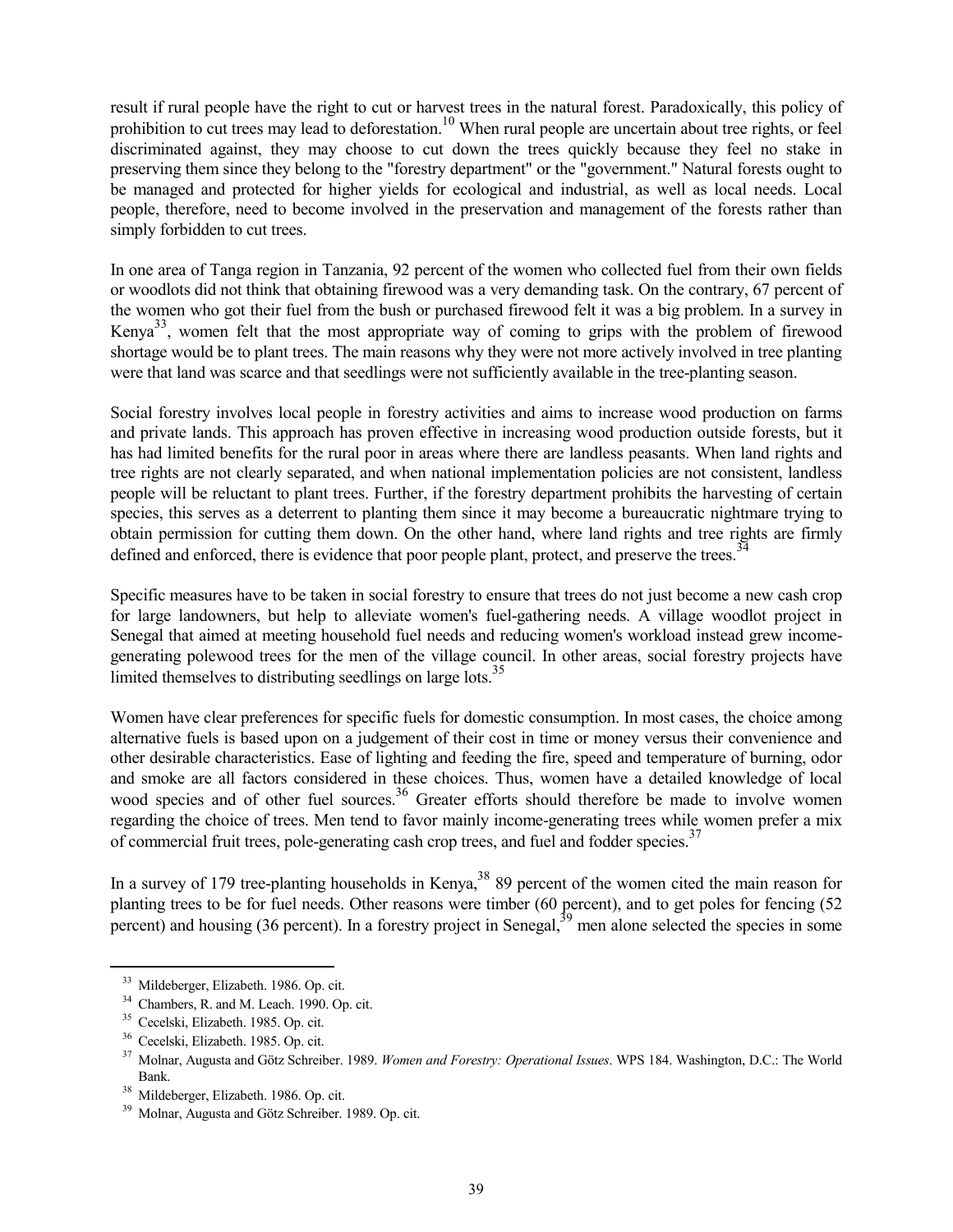result if rural people have the right to cut or harvest trees in the natural forest. Paradoxically, this policy of prohibition to cut trees may lead to deforestation.[10] When rural people are uncertain about tree rights, or feel discriminated against, they may choose to cut down the trees quickly because they feel no stake in preserving them since they belong to the "forestry department" or the "government." Natural forests ought to be managed and protected for higher yields for ecological and industrial, as well as local needs. Local people, therefore, need to become involved in the preservation and management of the forests rather than simply forbidden to cut trees.

In one area of Tanga region in Tanzania, 92 percent of the women who collected fuel from their own fields or woodlots did not think that obtaining firewood was a very demanding task. On the contrary, 67 percent of the women who got their fuel from the bush or purchased firewood felt it was a big problem. In a survey in Kenya[33], women felt that the most appropriate way of coming to grips with the problem of firewood shortage would be to plant trees. The main reasons why they were not more actively involved in tree planting were that land was scarce and that seedlings were not sufficiently available in the tree-planting season.

Social forestry involves local people in forestry activities and aims to increase wood production on farms and private lands. This approach has proven effective in increasing wood production outside forests, but it has had limited benefits for the rural poor in areas where there are landless peasants. When land rights and tree rights are not clearly separated, and when national implementation policies are not consistent, landless people will be reluctant to plant trees. Further, if the forestry department prohibits the harvesting of certain species, this serves as a deterrent to planting them since it may become a bureaucratic nightmare trying to obtain permission for cutting them down. On the other hand, where land rights and tree rights are firmly defined and enforced, there is evidence that poor people plant, protect, and preserve the trees.[34]

Specific measures have to be taken in social forestry to ensure that trees do not just become a new cash crop for large landowners, but help to alleviate women's fuel-gathering needs. A village woodlot project in Senegal that aimed at meeting household fuel needs and reducing women's workload instead grew income-generating polewood trees for the men of the village council. In other areas, social forestry projects have limited themselves to distributing seedlings on large lots.[35]

Women have clear preferences for specific fuels for domestic consumption. In most cases, the choice among alternative fuels is based upon on a judgement of their cost in time or money versus their convenience and other desirable characteristics. Ease of lighting and feeding the fire, speed and temperature of burning, odor and smoke are all factors considered in these choices. Thus, women have a detailed knowledge of local wood species and of other fuel sources.[36] Greater efforts should therefore be made to involve women regarding the choice of trees. Men tend to favor mainly income-generating trees while women prefer a mix of commercial fruit trees, pole-generating cash crop trees, and fuel and fodder species.[37]

In a survey of 179 tree-planting households in Kenya,[38] 89 percent of the women cited the main reason for planting trees to be for fuel needs. Other reasons were timber (60 percent), and to get poles for fencing (52 percent) and housing (36 percent). In a forestry project in Senegal,[39] men alone selected the species in some

---

[33] Mildeberger, Elizabeth. 1986. Op. cit.

[34] Chambers, R. and M. Leach. 1990. Op. cit.

[35] Cecelski, Elizabeth. 1985. Op. cit.

[36] Cecelski, Elizabeth. 1985. Op. cit.

[37] Molnar, Augusta and Götz Schreiber. 1989. *Women and Forestry: Operational Issues*. WPS 184. Washington, D.C.: The World Bank.

[38] Mildeberger, Elizabeth. 1986. Op. cit.

[39] Molnar, Augusta and Götz Schreiber. 1989. Op. cit.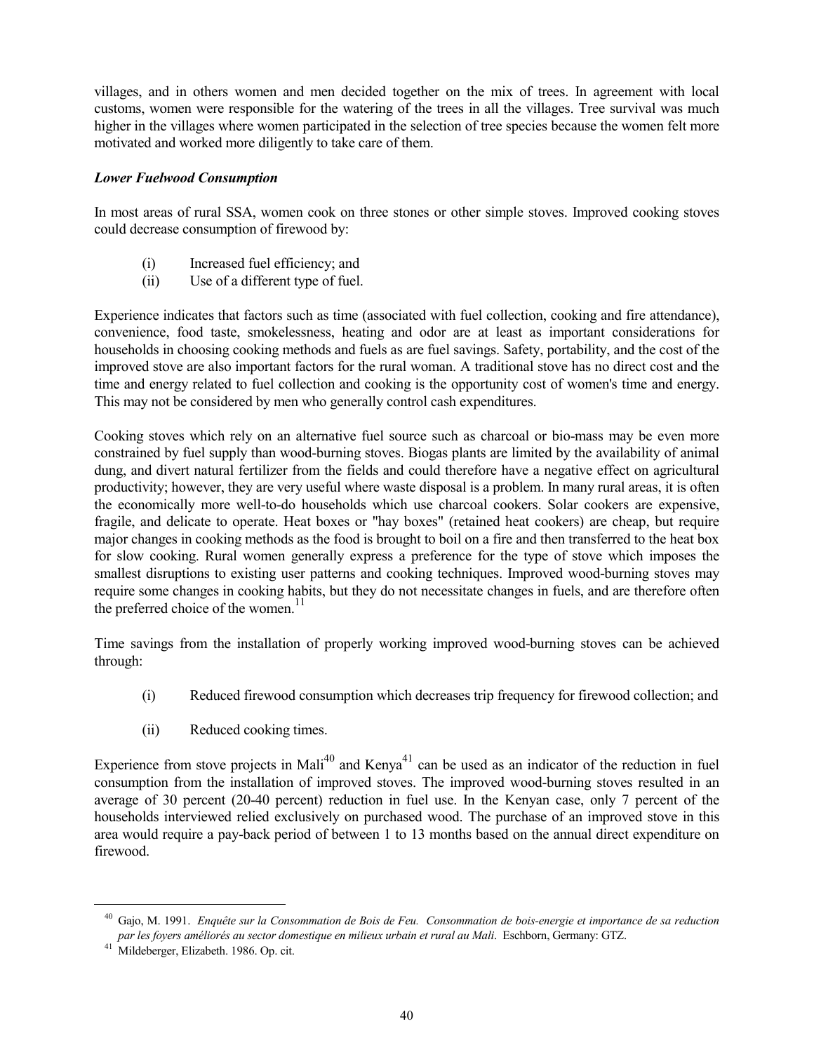villages, and in others women and men decided together on the mix of trees. In agreement with local customs, women were responsible for the watering of the trees in all the villages. Tree survival was much higher in the villages where women participated in the selection of tree species because the women felt more motivated and worked more diligently to take care of them.

***Lower Fuelwood Consumption***

In most areas of rural SSA, women cook on three stones or other simple stoves. Improved cooking stoves could decrease consumption of firewood by:

(i) Increased fuel efficiency; and
(ii) Use of a different type of fuel.

Experience indicates that factors such as time (associated with fuel collection, cooking and fire attendance), convenience, food taste, smokelessness, heating and odor are at least as important considerations for households in choosing cooking methods and fuels as are fuel savings. Safety, portability, and the cost of the improved stove are also important factors for the rural woman. A traditional stove has no direct cost and the time and energy related to fuel collection and cooking is the opportunity cost of women's time and energy. This may not be considered by men who generally control cash expenditures.

Cooking stoves which rely on an alternative fuel source such as charcoal or bio-mass may be even more constrained by fuel supply than wood-burning stoves. Biogas plants are limited by the availability of animal dung, and divert natural fertilizer from the fields and could therefore have a negative effect on agricultural productivity; however, they are very useful where waste disposal is a problem. In many rural areas, it is often the economically more well-to-do households which use charcoal cookers. Solar cookers are expensive, fragile, and delicate to operate. Heat boxes or "hay boxes" (retained heat cookers) are cheap, but require major changes in cooking methods as the food is brought to boil on a fire and then transferred to the heat box for slow cooking. Rural women generally express a preference for the type of stove which imposes the smallest disruptions to existing user patterns and cooking techniques. Improved wood-burning stoves may require some changes in cooking habits, but they do not necessitate changes in fuels, and are therefore often the preferred choice of the women.[11]

Time savings from the installation of properly working improved wood-burning stoves can be achieved through:

(i) Reduced firewood consumption which decreases trip frequency for firewood collection; and

(ii) Reduced cooking times.

Experience from stove projects in Mali[40] and Kenya[41] can be used as an indicator of the reduction in fuel consumption from the installation of improved stoves. The improved wood-burning stoves resulted in an average of 30 percent (20-40 percent) reduction in fuel use. In the Kenyan case, only 7 percent of the households interviewed relied exclusively on purchased wood. The purchase of an improved stove in this area would require a pay-back period of between 1 to 13 months based on the annual direct expenditure on firewood.

---

[40] Gajo, M. 1991. *Enquête sur la Consommation de Bois de Feu. Consommation de bois-energie et importance de sa reduction par les foyers améliorés au sector domestique en milieux urbain et rural au Mali*. Eschborn, Germany: GTZ.

[41] Mildeberger, Elizabeth. 1986. Op. cit.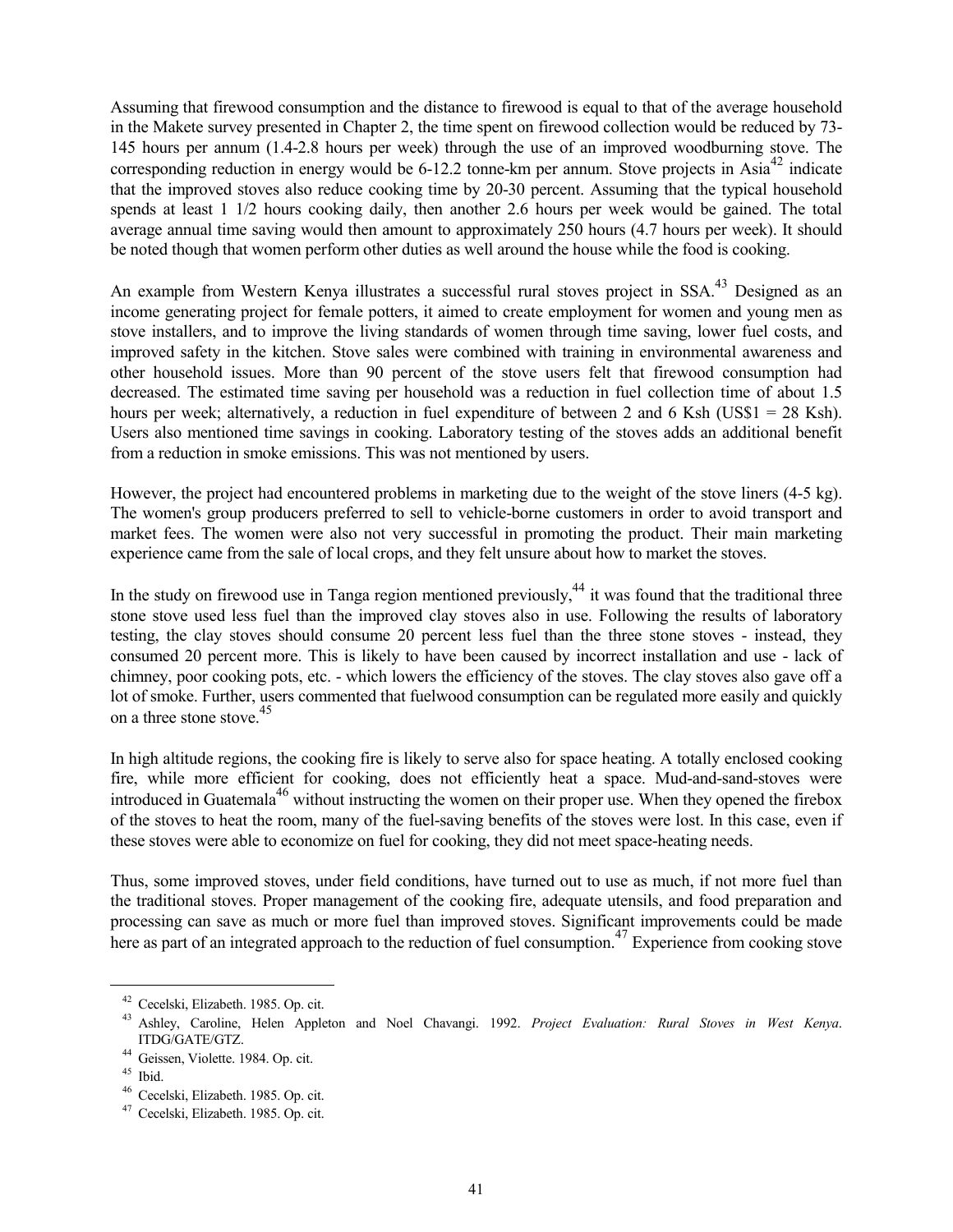Assuming that firewood consumption and the distance to firewood is equal to that of the average household in the Makete survey presented in Chapter 2, the time spent on firewood collection would be reduced by 73-145 hours per annum (1.4-2.8 hours per week) through the use of an improved woodburning stove. The corresponding reduction in energy would be 6-12.2 tonne-km per annum. Stove projects in Asia[42] indicate that the improved stoves also reduce cooking time by 20-30 percent. Assuming that the typical household spends at least 1 1/2 hours cooking daily, then another 2.6 hours per week would be gained. The total average annual time saving would then amount to approximately 250 hours (4.7 hours per week). It should be noted though that women perform other duties as well around the house while the food is cooking.

An example from Western Kenya illustrates a successful rural stoves project in SSA.[43] Designed as an income generating project for female potters, it aimed to create employment for women and young men as stove installers, and to improve the living standards of women through time saving, lower fuel costs, and improved safety in the kitchen. Stove sales were combined with training in environmental awareness and other household issues. More than 90 percent of the stove users felt that firewood consumption had decreased. The estimated time saving per household was a reduction in fuel collection time of about 1.5 hours per week; alternatively, a reduction in fuel expenditure of between 2 and 6 Ksh (US$1 = 28 Ksh). Users also mentioned time savings in cooking. Laboratory testing of the stoves adds an additional benefit from a reduction in smoke emissions. This was not mentioned by users.

However, the project had encountered problems in marketing due to the weight of the stove liners (4-5 kg). The women's group producers preferred to sell to vehicle-borne customers in order to avoid transport and market fees. The women were also not very successful in promoting the product. Their main marketing experience came from the sale of local crops, and they felt unsure about how to market the stoves.

In the study on firewood use in Tanga region mentioned previously,[44] it was found that the traditional three stone stove used less fuel than the improved clay stoves also in use. Following the results of laboratory testing, the clay stoves should consume 20 percent less fuel than the three stone stoves - instead, they consumed 20 percent more. This is likely to have been caused by incorrect installation and use - lack of chimney, poor cooking pots, etc. - which lowers the efficiency of the stoves. The clay stoves also gave off a lot of smoke. Further, users commented that fuelwood consumption can be regulated more easily and quickly on a three stone stove.[45]

In high altitude regions, the cooking fire is likely to serve also for space heating. A totally enclosed cooking fire, while more efficient for cooking, does not efficiently heat a space. Mud-and-sand-stoves were introduced in Guatemala[46] without instructing the women on their proper use. When they opened the firebox of the stoves to heat the room, many of the fuel-saving benefits of the stoves were lost. In this case, even if these stoves were able to economize on fuel for cooking, they did not meet space-heating needs.

Thus, some improved stoves, under field conditions, have turned out to use as much, if not more fuel than the traditional stoves. Proper management of the cooking fire, adequate utensils, and food preparation and processing can save as much or more fuel than improved stoves. Significant improvements could be made here as part of an integrated approach to the reduction of fuel consumption.[47] Experience from cooking stove

---

[42] Cecelski, Elizabeth. 1985. Op. cit.

[43] Ashley, Caroline, Helen Appleton and Noel Chavangi. 1992. *Project Evaluation: Rural Stoves in West Kenya*. ITDG/GATE/GTZ.

[44] Geissen, Violette. 1984. Op. cit.

[45] Ibid.

[46] Cecelski, Elizabeth. 1985. Op. cit.

[47] Cecelski, Elizabeth. 1985. Op. cit.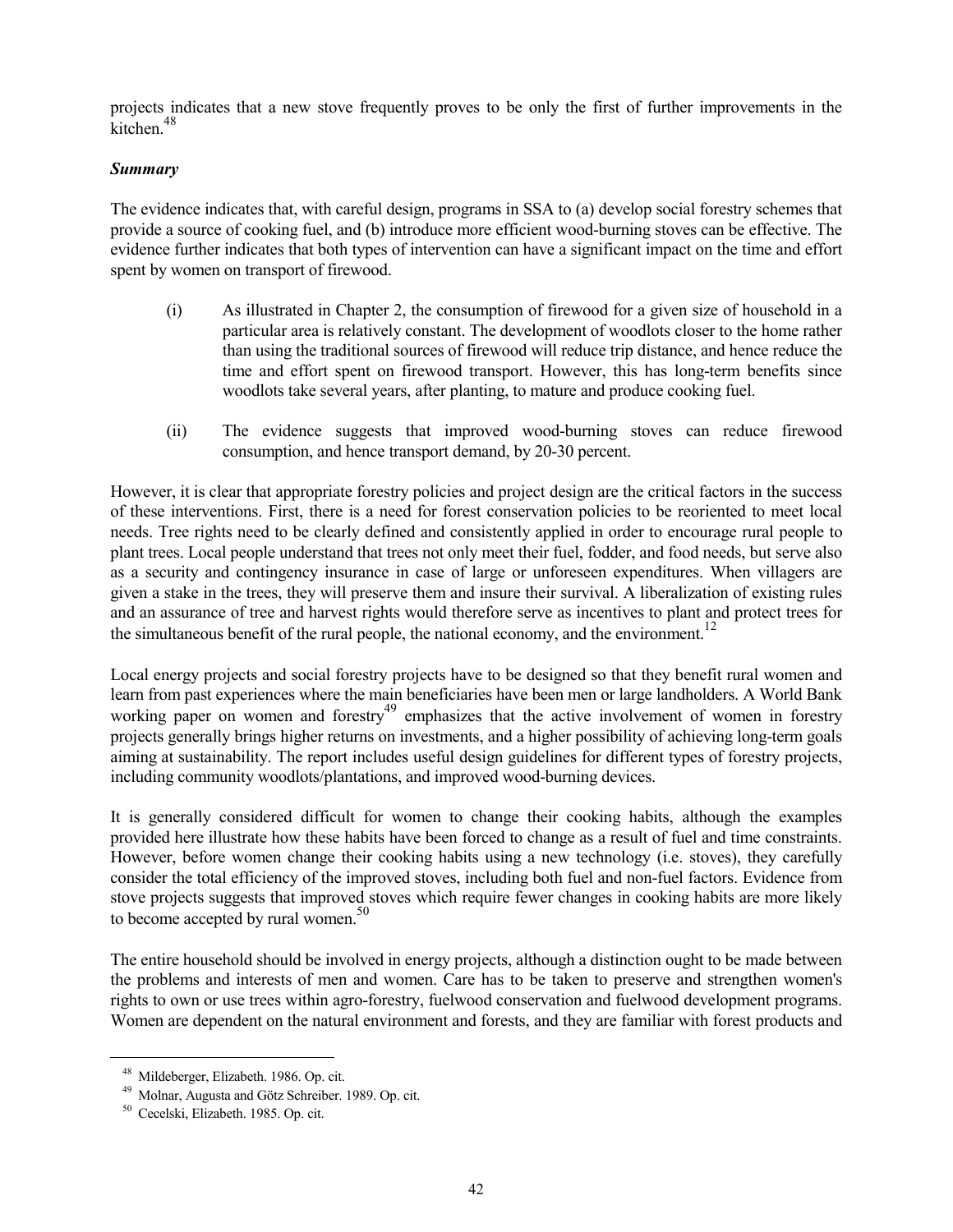projects indicates that a new stove frequently proves to be only the first of further improvements in the kitchen.[48]

***Summary***

The evidence indicates that, with careful design, programs in SSA to (a) develop social forestry schemes that provide a source of cooking fuel, and (b) introduce more efficient wood-burning stoves can be effective. The evidence further indicates that both types of intervention can have a significant impact on the time and effort spent by women on transport of firewood.

(i) As illustrated in Chapter 2, the consumption of firewood for a given size of household in a particular area is relatively constant. The development of woodlots closer to the home rather than using the traditional sources of firewood will reduce trip distance, and hence reduce the time and effort spent on firewood transport. However, this has long-term benefits since woodlots take several years, after planting, to mature and produce cooking fuel.

(ii) The evidence suggests that improved wood-burning stoves can reduce firewood consumption, and hence transport demand, by 20-30 percent.

However, it is clear that appropriate forestry policies and project design are the critical factors in the success of these interventions. First, there is a need for forest conservation policies to be reoriented to meet local needs. Tree rights need to be clearly defined and consistently applied in order to encourage rural people to plant trees. Local people understand that trees not only meet their fuel, fodder, and food needs, but serve also as a security and contingency insurance in case of large or unforeseen expenditures. When villagers are given a stake in the trees, they will preserve them and insure their survival. A liberalization of existing rules and an assurance of tree and harvest rights would therefore serve as incentives to plant and protect trees for the simultaneous benefit of the rural people, the national economy, and the environment.[12]

Local energy projects and social forestry projects have to be designed so that they benefit rural women and learn from past experiences where the main beneficiaries have been men or large landholders. A World Bank working paper on women and forestry[49] emphasizes that the active involvement of women in forestry projects generally brings higher returns on investments, and a higher possibility of achieving long-term goals aiming at sustainability. The report includes useful design guidelines for different types of forestry projects, including community woodlots/plantations, and improved wood-burning devices.

It is generally considered difficult for women to change their cooking habits, although the examples provided here illustrate how these habits have been forced to change as a result of fuel and time constraints. However, before women change their cooking habits using a new technology (i.e. stoves), they carefully consider the total efficiency of the improved stoves, including both fuel and non-fuel factors. Evidence from stove projects suggests that improved stoves which require fewer changes in cooking habits are more likely to become accepted by rural women.[50]

The entire household should be involved in energy projects, although a distinction ought to be made between the problems and interests of men and women. Care has to be taken to preserve and strengthen women's rights to own or use trees within agro-forestry, fuelwood conservation and fuelwood development programs. Women are dependent on the natural environment and forests, and they are familiar with forest products and

---

[48] Mildeberger, Elizabeth. 1986. Op. cit.

[49] Molnar, Augusta and Götz Schreiber. 1989. Op. cit.

[50] Cecelski, Elizabeth. 1985. Op. cit.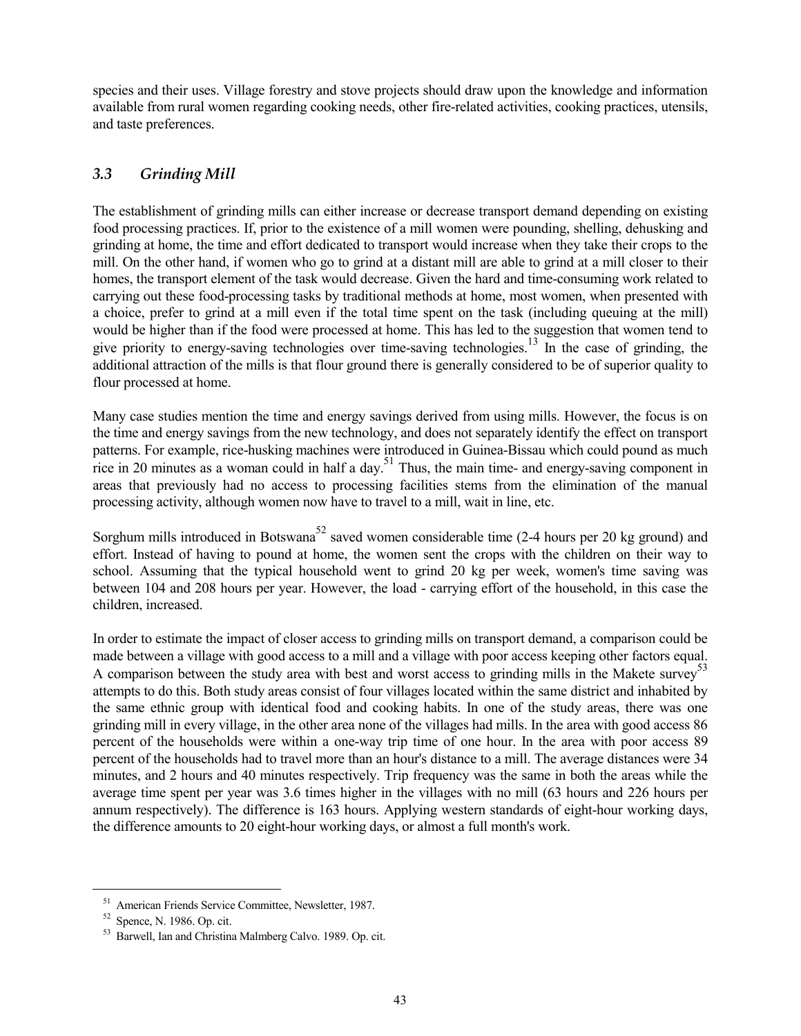species and their uses. Village forestry and stove projects should draw upon the knowledge and information available from rural women regarding cooking needs, other fire-related activities, cooking practices, utensils, and taste preferences.

### *3.3 Grinding Mill*

The establishment of grinding mills can either increase or decrease transport demand depending on existing food processing practices. If, prior to the existence of a mill women were pounding, shelling, dehusking and grinding at home, the time and effort dedicated to transport would increase when they take their crops to the mill. On the other hand, if women who go to grind at a distant mill are able to grind at a mill closer to their homes, the transport element of the task would decrease. Given the hard and time-consuming work related to carrying out these food-processing tasks by traditional methods at home, most women, when presented with a choice, prefer to grind at a mill even if the total time spent on the task (including queuing at the mill) would be higher than if the food were processed at home. This has led to the suggestion that women tend to give priority to energy-saving technologies over time-saving technologies.[13] In the case of grinding, the additional attraction of the mills is that flour ground there is generally considered to be of superior quality to flour processed at home.

Many case studies mention the time and energy savings derived from using mills. However, the focus is on the time and energy savings from the new technology, and does not separately identify the effect on transport patterns. For example, rice-husking machines were introduced in Guinea-Bissau which could pound as much rice in 20 minutes as a woman could in half a day.[51] Thus, the main time- and energy-saving component in areas that previously had no access to processing facilities stems from the elimination of the manual processing activity, although women now have to travel to a mill, wait in line, etc.

Sorghum mills introduced in Botswana[52] saved women considerable time (2-4 hours per 20 kg ground) and effort. Instead of having to pound at home, the women sent the crops with the children on their way to school. Assuming that the typical household went to grind 20 kg per week, women's time saving was between 104 and 208 hours per year. However, the load - carrying effort of the household, in this case the children, increased.

In order to estimate the impact of closer access to grinding mills on transport demand, a comparison could be made between a village with good access to a mill and a village with poor access keeping other factors equal. A comparison between the study area with best and worst access to grinding mills in the Makete survey[53] attempts to do this. Both study areas consist of four villages located within the same district and inhabited by the same ethnic group with identical food and cooking habits. In one of the study areas, there was one grinding mill in every village, in the other area none of the villages had mills. In the area with good access 86 percent of the households were within a one-way trip time of one hour. In the area with poor access 89 percent of the households had to travel more than an hour's distance to a mill. The average distances were 34 minutes, and 2 hours and 40 minutes respectively. Trip frequency was the same in both the areas while the average time spent per year was 3.6 times higher in the villages with no mill (63 hours and 226 hours per annum respectively). The difference is 163 hours. Applying western standards of eight-hour working days, the difference amounts to 20 eight-hour working days, or almost a full month's work.

---

[51] American Friends Service Committee, Newsletter, 1987.

[52] Spence, N. 1986. Op. cit.

[53] Barwell, Ian and Christina Malmberg Calvo. 1989. Op. cit.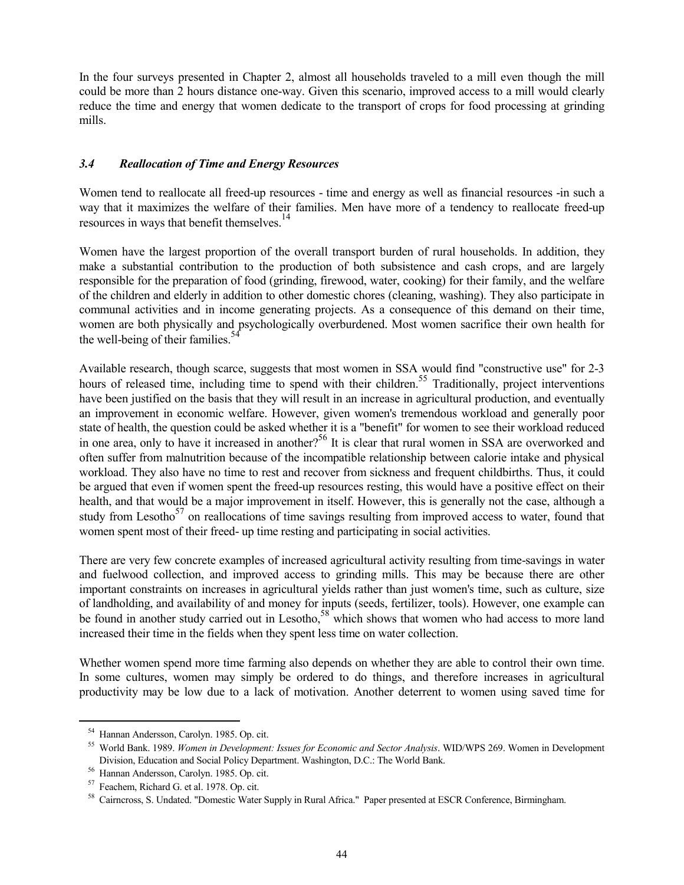In the four surveys presented in Chapter 2, almost all households traveled to a mill even though the mill could be more than 2 hours distance one-way. Given this scenario, improved access to a mill would clearly reduce the time and energy that women dedicate to the transport of crops for food processing at grinding mills.

### *3.4 Reallocation of Time and Energy Resources*

Women tend to reallocate all freed-up resources - time and energy as well as financial resources -in such a way that it maximizes the welfare of their families. Men have more of a tendency to reallocate freed-up resources in ways that benefit themselves.[14]

Women have the largest proportion of the overall transport burden of rural households. In addition, they make a substantial contribution to the production of both subsistence and cash crops, and are largely responsible for the preparation of food (grinding, firewood, water, cooking) for their family, and the welfare of the children and elderly in addition to other domestic chores (cleaning, washing). They also participate in communal activities and in income generating projects. As a consequence of this demand on their time, women are both physically and psychologically overburdened. Most women sacrifice their own health for the well-being of their families.[54]

Available research, though scarce, suggests that most women in SSA would find "constructive use" for 2-3 hours of released time, including time to spend with their children.[55] Traditionally, project interventions have been justified on the basis that they will result in an increase in agricultural production, and eventually an improvement in economic welfare. However, given women's tremendous workload and generally poor state of health, the question could be asked whether it is a "benefit" for women to see their workload reduced in one area, only to have it increased in another?[56] It is clear that rural women in SSA are overworked and often suffer from malnutrition because of the incompatible relationship between calorie intake and physical workload. They also have no time to rest and recover from sickness and frequent childbirths. Thus, it could be argued that even if women spent the freed-up resources resting, this would have a positive effect on their health, and that would be a major improvement in itself. However, this is generally not the case, although a study from Lesotho[57] on reallocations of time savings resulting from improved access to water, found that women spent most of their freed- up time resting and participating in social activities.

There are very few concrete examples of increased agricultural activity resulting from time-savings in water and fuelwood collection, and improved access to grinding mills. This may be because there are other important constraints on increases in agricultural yields rather than just women's time, such as culture, size of landholding, and availability of and money for inputs (seeds, fertilizer, tools). However, one example can be found in another study carried out in Lesotho,[58] which shows that women who had access to more land increased their time in the fields when they spent less time on water collection.

Whether women spend more time farming also depends on whether they are able to control their own time. In some cultures, women may simply be ordered to do things, and therefore increases in agricultural productivity may be low due to a lack of motivation. Another deterrent to women using saved time for

---

[54] Hannan Andersson, Carolyn. 1985. Op. cit.

[55] World Bank. 1989. *Women in Development: Issues for Economic and Sector Analysis*. WID/WPS 269. Women in Development Division, Education and Social Policy Department. Washington, D.C.: The World Bank.

[56] Hannan Andersson, Carolyn. 1985. Op. cit.

[57] Feachem, Richard G. et al. 1978. Op. cit.

[58] Cairncross, S. Undated. "Domestic Water Supply in Rural Africa." Paper presented at ESCR Conference, Birmingham.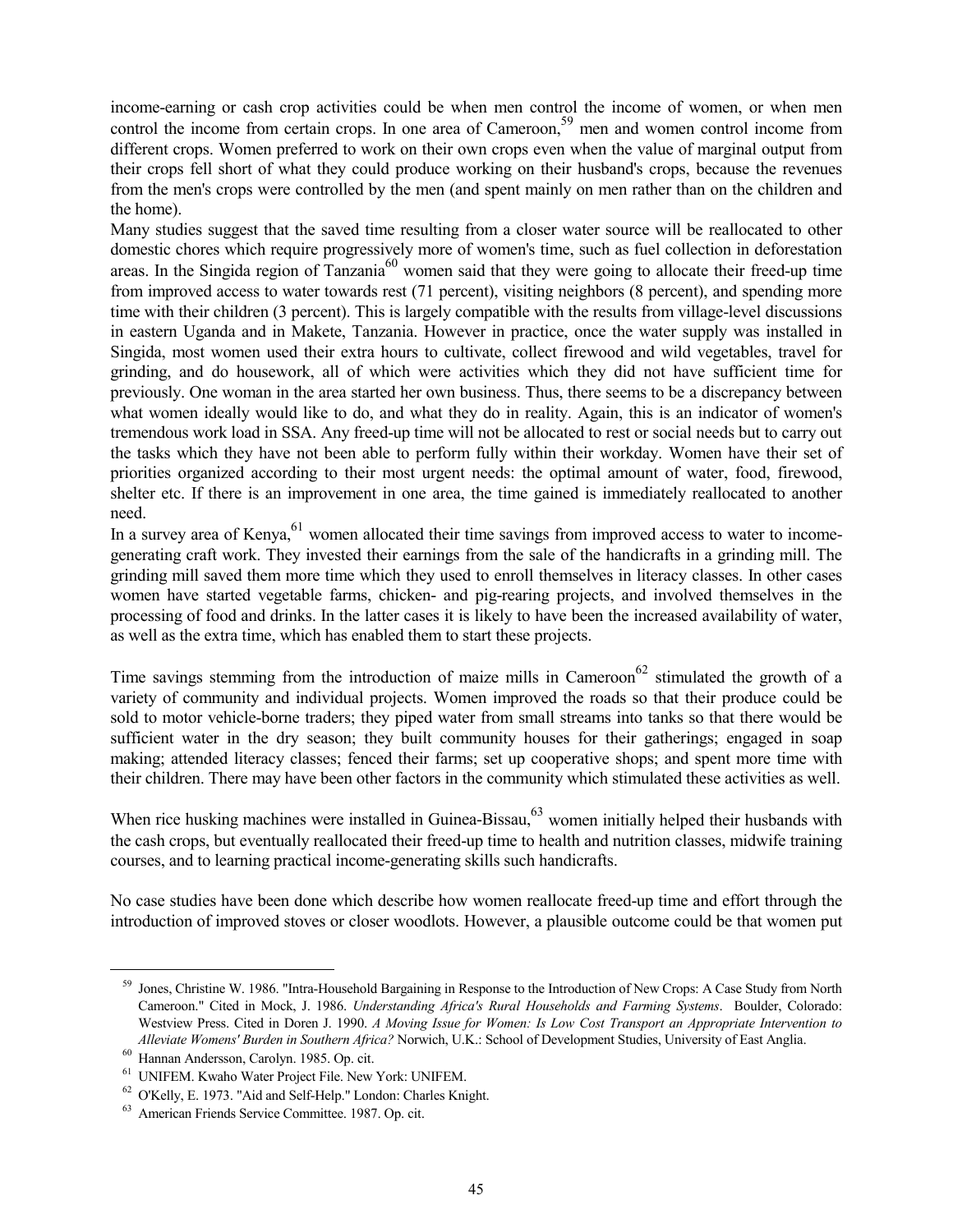income-earning or cash crop activities could be when men control the income of women, or when men control the income from certain crops. In one area of Cameroon,[59] men and women control income from different crops. Women preferred to work on their own crops even when the value of marginal output from their crops fell short of what they could produce working on their husband's crops, because the revenues from the men's crops were controlled by the men (and spent mainly on men rather than on the children and the home).

Many studies suggest that the saved time resulting from a closer water source will be reallocated to other domestic chores which require progressively more of women's time, such as fuel collection in deforestation areas. In the Singida region of Tanzania[60] women said that they were going to allocate their freed-up time from improved access to water towards rest (71 percent), visiting neighbors (8 percent), and spending more time with their children (3 percent). This is largely compatible with the results from village-level discussions in eastern Uganda and in Makete, Tanzania. However in practice, once the water supply was installed in Singida, most women used their extra hours to cultivate, collect firewood and wild vegetables, travel for grinding, and do housework, all of which were activities which they did not have sufficient time for previously. One woman in the area started her own business. Thus, there seems to be a discrepancy between what women ideally would like to do, and what they do in reality. Again, this is an indicator of women's tremendous work load in SSA. Any freed-up time will not be allocated to rest or social needs but to carry out the tasks which they have not been able to perform fully within their workday. Women have their set of priorities organized according to their most urgent needs: the optimal amount of water, food, firewood, shelter etc. If there is an improvement in one area, the time gained is immediately reallocated to another need.

In a survey area of Kenya,[61] women allocated their time savings from improved access to water to income-generating craft work. They invested their earnings from the sale of the handicrafts in a grinding mill. The grinding mill saved them more time which they used to enroll themselves in literacy classes. In other cases women have started vegetable farms, chicken- and pig-rearing projects, and involved themselves in the processing of food and drinks. In the latter cases it is likely to have been the increased availability of water, as well as the extra time, which has enabled them to start these projects.

Time savings stemming from the introduction of maize mills in Cameroon[62] stimulated the growth of a variety of community and individual projects. Women improved the roads so that their produce could be sold to motor vehicle-borne traders; they piped water from small streams into tanks so that there would be sufficient water in the dry season; they built community houses for their gatherings; engaged in soap making; attended literacy classes; fenced their farms; set up cooperative shops; and spent more time with their children. There may have been other factors in the community which stimulated these activities as well.

When rice husking machines were installed in Guinea-Bissau,[63] women initially helped their husbands with the cash crops, but eventually reallocated their freed-up time to health and nutrition classes, midwife training courses, and to learning practical income-generating skills such handicrafts.

No case studies have been done which describe how women reallocate freed-up time and effort through the introduction of improved stoves or closer woodlots. However, a plausible outcome could be that women put

---

[59] Jones, Christine W. 1986. "Intra-Household Bargaining in Response to the Introduction of New Crops: A Case Study from North Cameroon." Cited in Mock, J. 1986. *Understanding Africa's Rural Households and Farming Systems*. Boulder, Colorado: Westview Press. Cited in Doren J. 1990. *A Moving Issue for Women: Is Low Cost Transport an Appropriate Intervention to Alleviate Womens' Burden in Southern Africa?* Norwich, U.K.: School of Development Studies, University of East Anglia.

[60] Hannan Andersson, Carolyn. 1985. Op. cit.

[61] UNIFEM. Kwaho Water Project File. New York: UNIFEM.

[62] O'Kelly, E. 1973. "Aid and Self-Help." London: Charles Knight.

[63] American Friends Service Committee. 1987. Op. cit.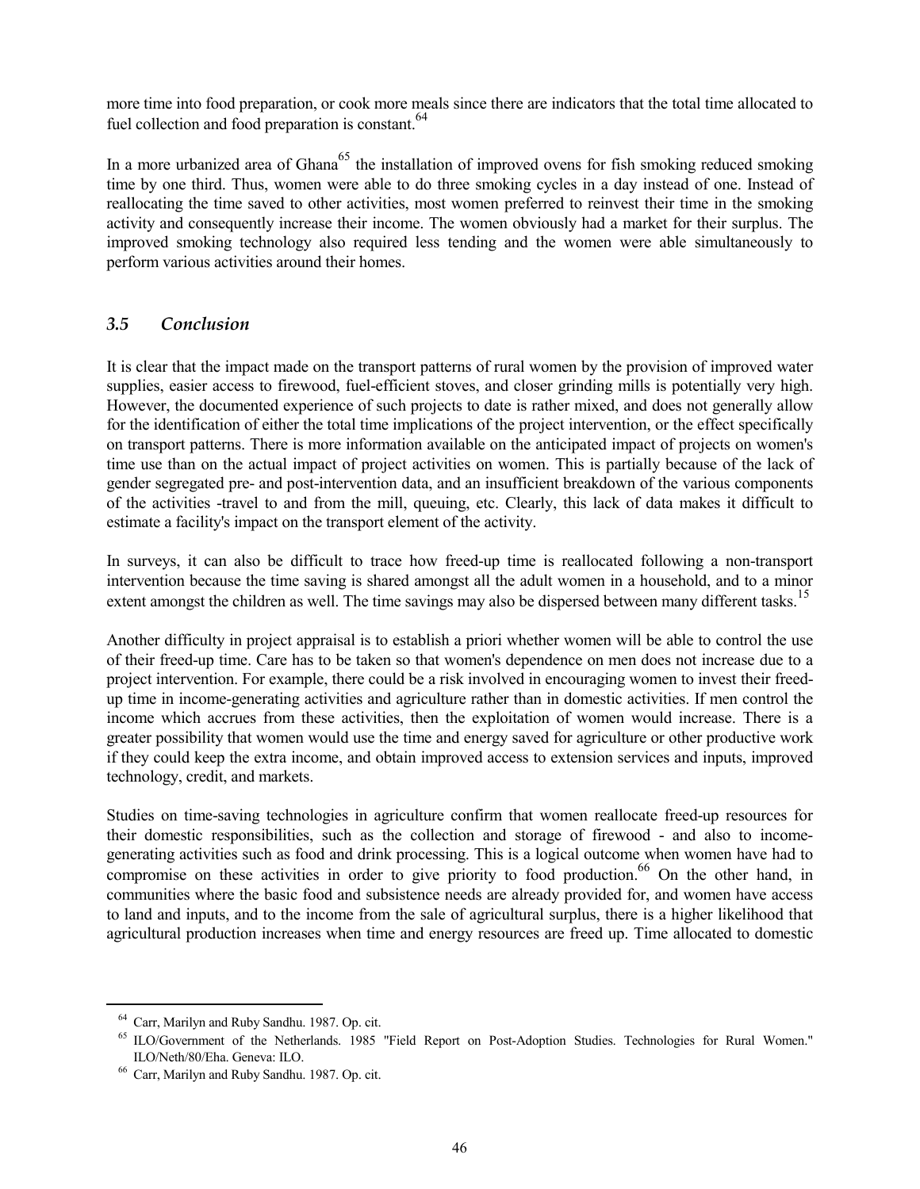more time into food preparation, or cook more meals since there are indicators that the total time allocated to fuel collection and food preparation is constant.[64]

In a more urbanized area of Ghana[65] the installation of improved ovens for fish smoking reduced smoking time by one third. Thus, women were able to do three smoking cycles in a day instead of one. Instead of reallocating the time saved to other activities, most women preferred to reinvest their time in the smoking activity and consequently increase their income. The women obviously had a market for their surplus. The improved smoking technology also required less tending and the women were able simultaneously to perform various activities around their homes.

### *3.5 Conclusion*

It is clear that the impact made on the transport patterns of rural women by the provision of improved water supplies, easier access to firewood, fuel-efficient stoves, and closer grinding mills is potentially very high. However, the documented experience of such projects to date is rather mixed, and does not generally allow for the identification of either the total time implications of the project intervention, or the effect specifically on transport patterns. There is more information available on the anticipated impact of projects on women's time use than on the actual impact of project activities on women. This is partially because of the lack of gender segregated pre- and post-intervention data, and an insufficient breakdown of the various components of the activities -travel to and from the mill, queuing, etc. Clearly, this lack of data makes it difficult to estimate a facility's impact on the transport element of the activity.

In surveys, it can also be difficult to trace how freed-up time is reallocated following a non-transport intervention because the time saving is shared amongst all the adult women in a household, and to a minor extent amongst the children as well. The time savings may also be dispersed between many different tasks.[15]

Another difficulty in project appraisal is to establish a priori whether women will be able to control the use of their freed-up time. Care has to be taken so that women's dependence on men does not increase due to a project intervention. For example, there could be a risk involved in encouraging women to invest their freed-up time in income-generating activities and agriculture rather than in domestic activities. If men control the income which accrues from these activities, then the exploitation of women would increase. There is a greater possibility that women would use the time and energy saved for agriculture or other productive work if they could keep the extra income, and obtain improved access to extension services and inputs, improved technology, credit, and markets.

Studies on time-saving technologies in agriculture confirm that women reallocate freed-up resources for their domestic responsibilities, such as the collection and storage of firewood - and also to income-generating activities such as food and drink processing. This is a logical outcome when women have had to compromise on these activities in order to give priority to food production.[66] On the other hand, in communities where the basic food and subsistence needs are already provided for, and women have access to land and inputs, and to the income from the sale of agricultural surplus, there is a higher likelihood that agricultural production increases when time and energy resources are freed up. Time allocated to domestic

---

[64] Carr, Marilyn and Ruby Sandhu. 1987. Op. cit.

[65] ILO/Government of the Netherlands. 1985 "Field Report on Post-Adoption Studies. Technologies for Rural Women." ILO/Neth/80/Eha. Geneva: ILO.

[66] Carr, Marilyn and Ruby Sandhu. 1987. Op. cit.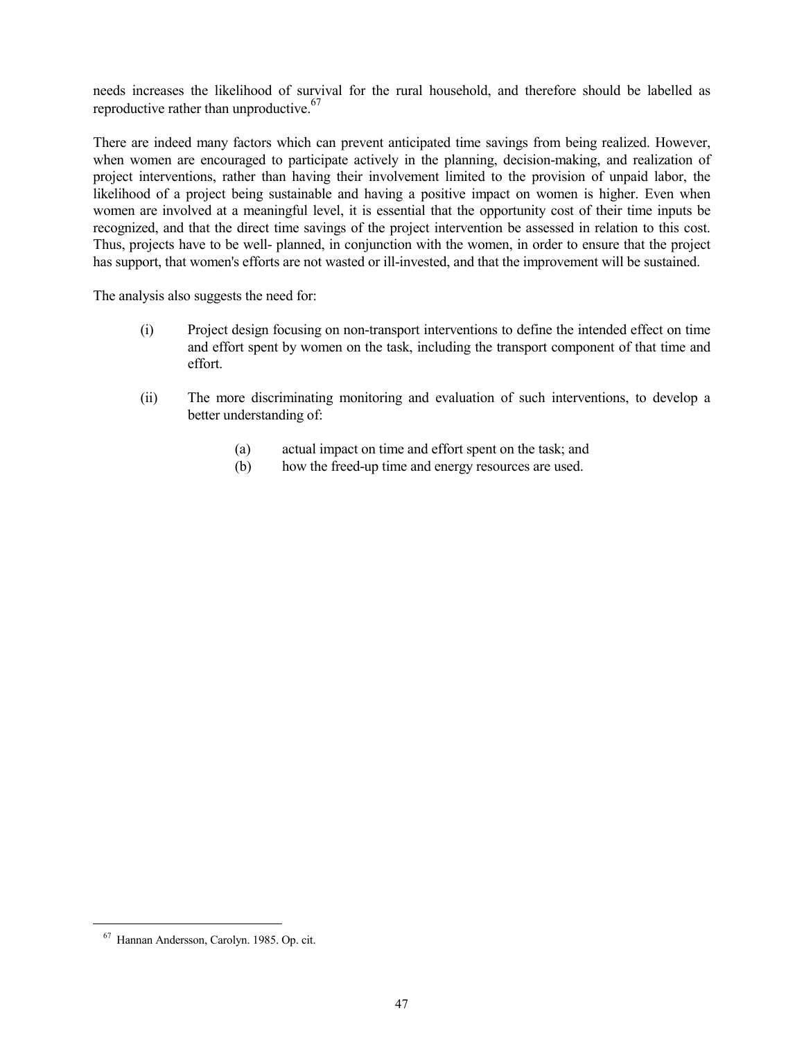needs increases the likelihood of survival for the rural household, and therefore should be labelled as reproductive rather than unproductive.[67]

There are indeed many factors which can prevent anticipated time savings from being realized. However, when women are encouraged to participate actively in the planning, decision-making, and realization of project interventions, rather than having their involvement limited to the provision of unpaid labor, the likelihood of a project being sustainable and having a positive impact on women is higher. Even when women are involved at a meaningful level, it is essential that the opportunity cost of their time inputs be recognized, and that the direct time savings of the project intervention be assessed in relation to this cost. Thus, projects have to be well- planned, in conjunction with the women, in order to ensure that the project has support, that women's efforts are not wasted or ill-invested, and that the improvement will be sustained.

The analysis also suggests the need for:

(i) Project design focusing on non-transport interventions to define the intended effect on time and effort spent by women on the task, including the transport component of that time and effort.

(ii) The more discriminating monitoring and evaluation of such interventions, to develop a better understanding of:

  (a) actual impact on time and effort spent on the task; and
  (b) how the freed-up time and energy resources are used.

---

[67] Hannan Andersson, Carolyn. 1985. Op. cit.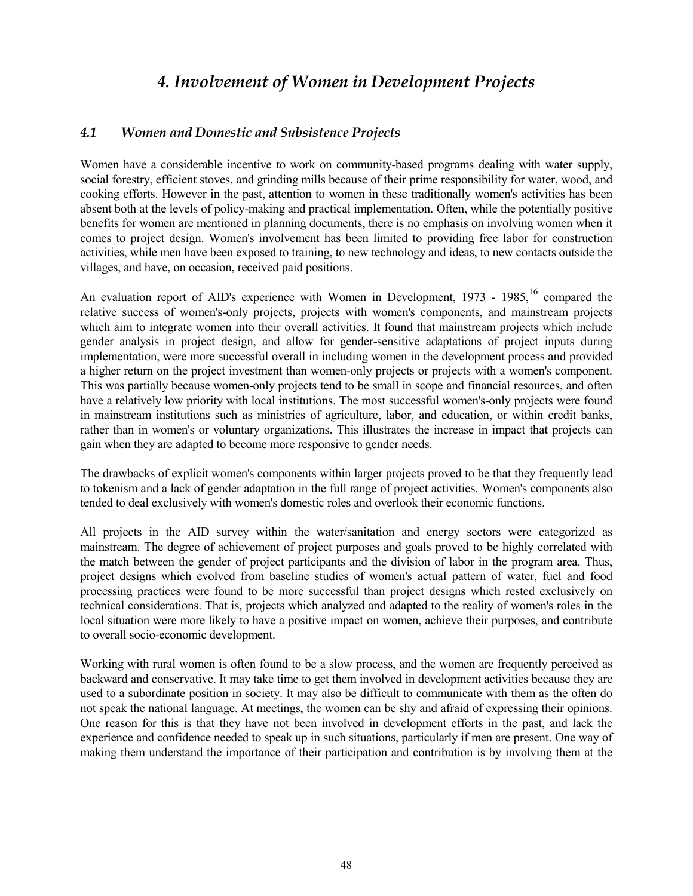# *4. Involvement of Women in Development Projects*

## *4.1 Women and Domestic and Subsistence Projects*

Women have a considerable incentive to work on community-based programs dealing with water supply, social forestry, efficient stoves, and grinding mills because of their prime responsibility for water, wood, and cooking efforts. However in the past, attention to women in these traditionally women's activities has been absent both at the levels of policy-making and practical implementation. Often, while the potentially positive benefits for women are mentioned in planning documents, there is no emphasis on involving women when it comes to project design. Women's involvement has been limited to providing free labor for construction activities, while men have been exposed to training, to new technology and ideas, to new contacts outside the villages, and have, on occasion, received paid positions.

An evaluation report of AID's experience with Women in Development, 1973 - 1985,[16] compared the relative success of women's-only projects, projects with women's components, and mainstream projects which aim to integrate women into their overall activities. It found that mainstream projects which include gender analysis in project design, and allow for gender-sensitive adaptations of project inputs during implementation, were more successful overall in including women in the development process and provided a higher return on the project investment than women-only projects or projects with a women's component. This was partially because women-only projects tend to be small in scope and financial resources, and often have a relatively low priority with local institutions. The most successful women's-only projects were found in mainstream institutions such as ministries of agriculture, labor, and education, or within credit banks, rather than in women's or voluntary organizations. This illustrates the increase in impact that projects can gain when they are adapted to become more responsive to gender needs.

The drawbacks of explicit women's components within larger projects proved to be that they frequently lead to tokenism and a lack of gender adaptation in the full range of project activities. Women's components also tended to deal exclusively with women's domestic roles and overlook their economic functions.

All projects in the AID survey within the water/sanitation and energy sectors were categorized as mainstream. The degree of achievement of project purposes and goals proved to be highly correlated with the match between the gender of project participants and the division of labor in the program area. Thus, project designs which evolved from baseline studies of women's actual pattern of water, fuel and food processing practices were found to be more successful than project designs which rested exclusively on technical considerations. That is, projects which analyzed and adapted to the reality of women's roles in the local situation were more likely to have a positive impact on women, achieve their purposes, and contribute to overall socio-economic development.

Working with rural women is often found to be a slow process, and the women are frequently perceived as backward and conservative. It may take time to get them involved in development activities because they are used to a subordinate position in society. It may also be difficult to communicate with them as the often do not speak the national language. At meetings, the women can be shy and afraid of expressing their opinions. One reason for this is that they have not been involved in development efforts in the past, and lack the experience and confidence needed to speak up in such situations, particularly if men are present. One way of making them understand the importance of their participation and contribution is by involving them at the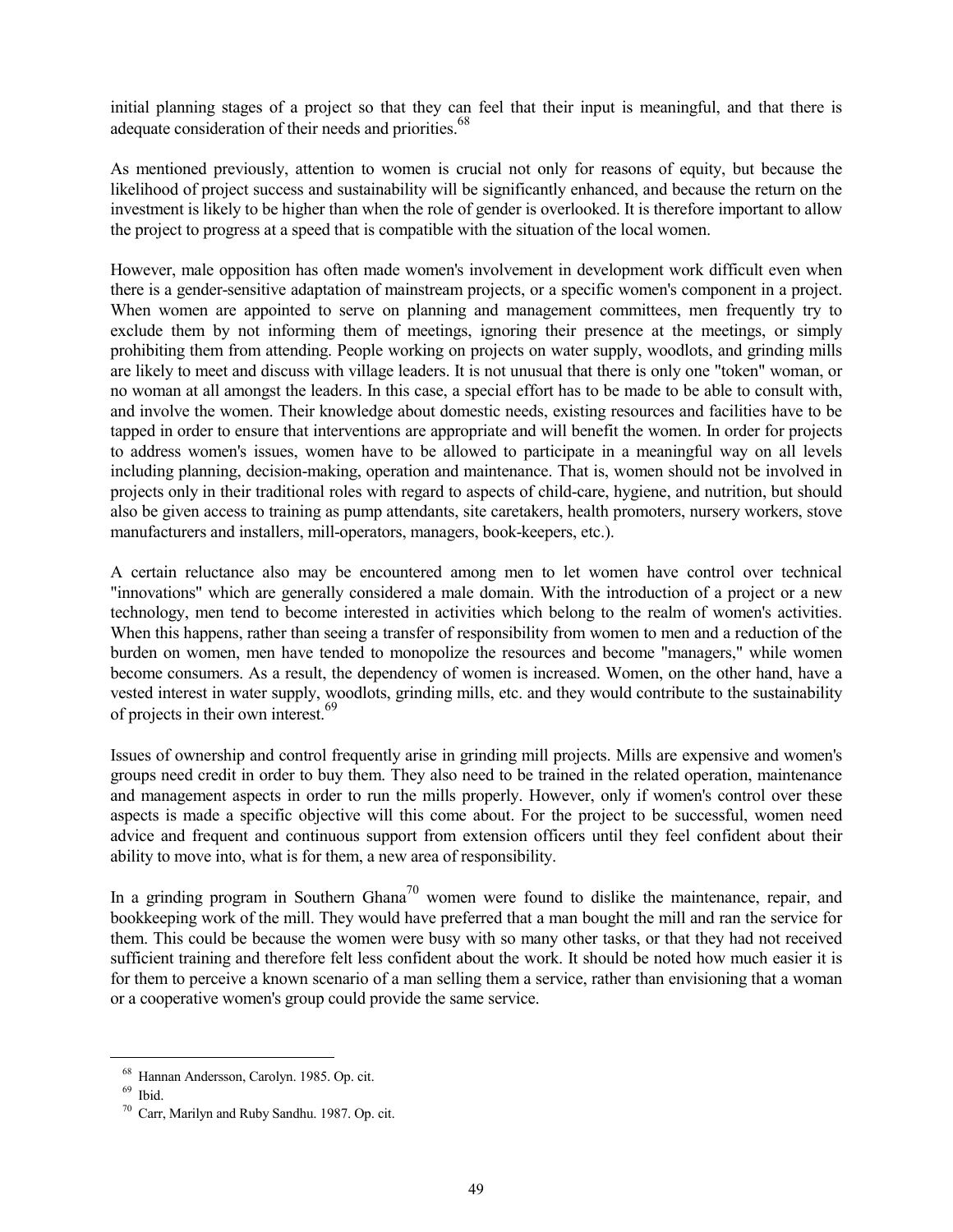initial planning stages of a project so that they can feel that their input is meaningful, and that there is adequate consideration of their needs and priorities.[68]

As mentioned previously, attention to women is crucial not only for reasons of equity, but because the likelihood of project success and sustainability will be significantly enhanced, and because the return on the investment is likely to be higher than when the role of gender is overlooked. It is therefore important to allow the project to progress at a speed that is compatible with the situation of the local women.

However, male opposition has often made women's involvement in development work difficult even when there is a gender-sensitive adaptation of mainstream projects, or a specific women's component in a project. When women are appointed to serve on planning and management committees, men frequently try to exclude them by not informing them of meetings, ignoring their presence at the meetings, or simply prohibiting them from attending. People working on projects on water supply, woodlots, and grinding mills are likely to meet and discuss with village leaders. It is not unusual that there is only one "token" woman, or no woman at all amongst the leaders. In this case, a special effort has to be made to be able to consult with, and involve the women. Their knowledge about domestic needs, existing resources and facilities have to be tapped in order to ensure that interventions are appropriate and will benefit the women. In order for projects to address women's issues, women have to be allowed to participate in a meaningful way on all levels including planning, decision-making, operation and maintenance. That is, women should not be involved in projects only in their traditional roles with regard to aspects of child-care, hygiene, and nutrition, but should also be given access to training as pump attendants, site caretakers, health promoters, nursery workers, stove manufacturers and installers, mill-operators, managers, book-keepers, etc.).

A certain reluctance also may be encountered among men to let women have control over technical "innovations" which are generally considered a male domain. With the introduction of a project or a new technology, men tend to become interested in activities which belong to the realm of women's activities. When this happens, rather than seeing a transfer of responsibility from women to men and a reduction of the burden on women, men have tended to monopolize the resources and become "managers," while women become consumers. As a result, the dependency of women is increased. Women, on the other hand, have a vested interest in water supply, woodlots, grinding mills, etc. and they would contribute to the sustainability of projects in their own interest.[69]

Issues of ownership and control frequently arise in grinding mill projects. Mills are expensive and women's groups need credit in order to buy them. They also need to be trained in the related operation, maintenance and management aspects in order to run the mills properly. However, only if women's control over these aspects is made a specific objective will this come about. For the project to be successful, women need advice and frequent and continuous support from extension officers until they feel confident about their ability to move into, what is for them, a new area of responsibility.

In a grinding program in Southern Ghana[70] women were found to dislike the maintenance, repair, and bookkeeping work of the mill. They would have preferred that a man bought the mill and ran the service for them. This could be because the women were busy with so many other tasks, or that they had not received sufficient training and therefore felt less confident about the work. It should be noted how much easier it is for them to perceive a known scenario of a man selling them a service, rather than envisioning that a woman or a cooperative women's group could provide the same service.

---

[68] Hannan Andersson, Carolyn. 1985. Op. cit.

[69] Ibid.

[70] Carr, Marilyn and Ruby Sandhu. 1987. Op. cit.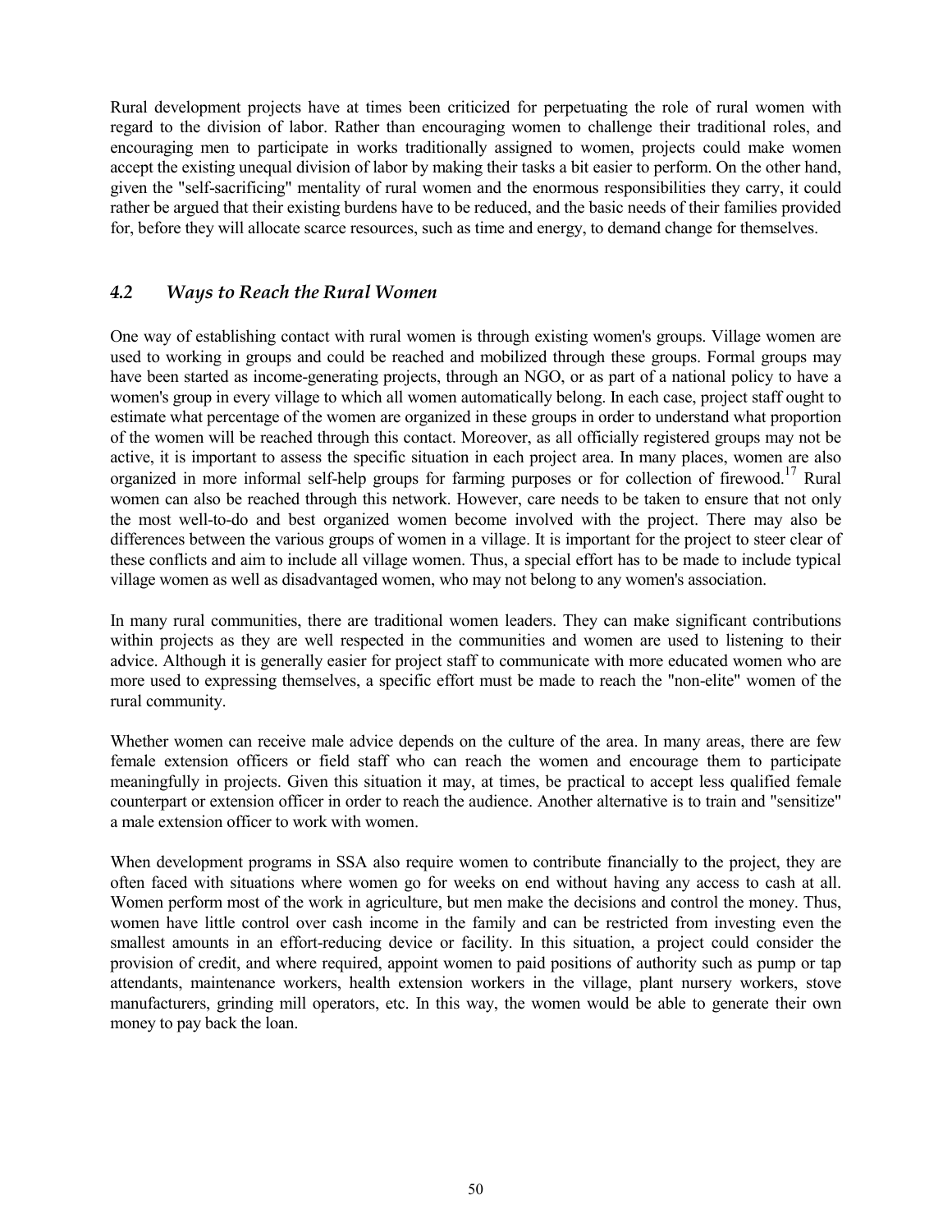Rural development projects have at times been criticized for perpetuating the role of rural women with regard to the division of labor. Rather than encouraging women to challenge their traditional roles, and encouraging men to participate in works traditionally assigned to women, projects could make women accept the existing unequal division of labor by making their tasks a bit easier to perform. On the other hand, given the "self-sacrificing" mentality of rural women and the enormous responsibilities they carry, it could rather be argued that their existing burdens have to be reduced, and the basic needs of their families provided for, before they will allocate scarce resources, such as time and energy, to demand change for themselves.

## *4.2 Ways to Reach the Rural Women*

One way of establishing contact with rural women is through existing women's groups. Village women are used to working in groups and could be reached and mobilized through these groups. Formal groups may have been started as income-generating projects, through an NGO, or as part of a national policy to have a women's group in every village to which all women automatically belong. In each case, project staff ought to estimate what percentage of the women are organized in these groups in order to understand what proportion of the women will be reached through this contact. Moreover, as all officially registered groups may not be active, it is important to assess the specific situation in each project area. In many places, women are also organized in more informal self-help groups for farming purposes or for collection of firewood.[17] Rural women can also be reached through this network. However, care needs to be taken to ensure that not only the most well-to-do and best organized women become involved with the project. There may also be differences between the various groups of women in a village. It is important for the project to steer clear of these conflicts and aim to include all village women. Thus, a special effort has to be made to include typical village women as well as disadvantaged women, who may not belong to any women's association.

In many rural communities, there are traditional women leaders. They can make significant contributions within projects as they are well respected in the communities and women are used to listening to their advice. Although it is generally easier for project staff to communicate with more educated women who are more used to expressing themselves, a specific effort must be made to reach the "non-elite" women of the rural community.

Whether women can receive male advice depends on the culture of the area. In many areas, there are few female extension officers or field staff who can reach the women and encourage them to participate meaningfully in projects. Given this situation it may, at times, be practical to accept less qualified female counterpart or extension officer in order to reach the audience. Another alternative is to train and "sensitize" a male extension officer to work with women.

When development programs in SSA also require women to contribute financially to the project, they are often faced with situations where women go for weeks on end without having any access to cash at all. Women perform most of the work in agriculture, but men make the decisions and control the money. Thus, women have little control over cash income in the family and can be restricted from investing even the smallest amounts in an effort-reducing device or facility. In this situation, a project could consider the provision of credit, and where required, appoint women to paid positions of authority such as pump or tap attendants, maintenance workers, health extension workers in the village, plant nursery workers, stove manufacturers, grinding mill operators, etc. In this way, the women would be able to generate their own money to pay back the loan.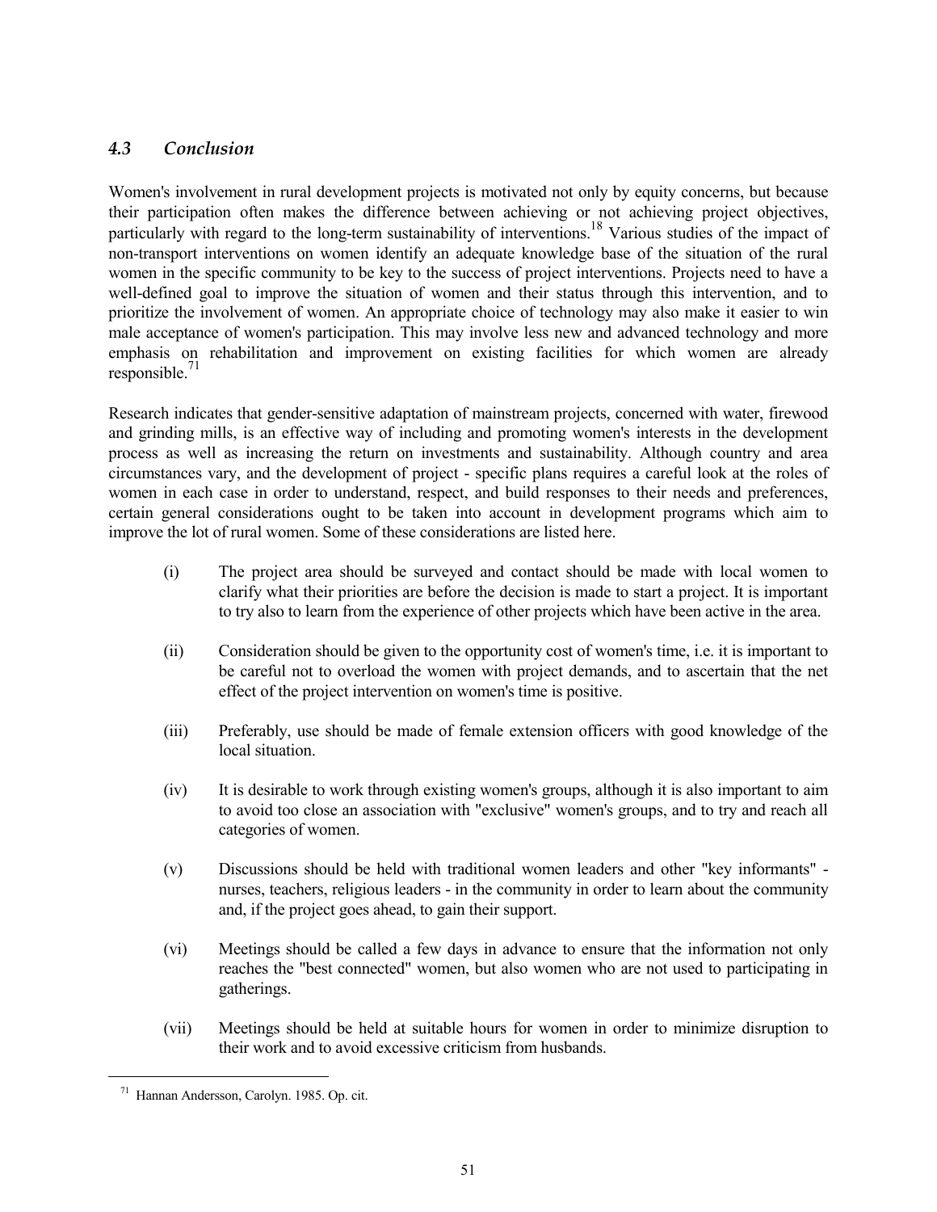### *4.3 Conclusion*

Women's involvement in rural development projects is motivated not only by equity concerns, but because their participation often makes the difference between achieving or not achieving project objectives, particularly with regard to the long-term sustainability of interventions.[18] Various studies of the impact of non-transport interventions on women identify an adequate knowledge base of the situation of the rural women in the specific community to be key to the success of project interventions. Projects need to have a well-defined goal to improve the situation of women and their status through this intervention, and to prioritize the involvement of women. An appropriate choice of technology may also make it easier to win male acceptance of women's participation. This may involve less new and advanced technology and more emphasis on rehabilitation and improvement on existing facilities for which women are already responsible.[71]

Research indicates that gender-sensitive adaptation of mainstream projects, concerned with water, firewood and grinding mills, is an effective way of including and promoting women's interests in the development process as well as increasing the return on investments and sustainability. Although country and area circumstances vary, and the development of project - specific plans requires a careful look at the roles of women in each case in order to understand, respect, and build responses to their needs and preferences, certain general considerations ought to be taken into account in development programs which aim to improve the lot of rural women. Some of these considerations are listed here.

(i) The project area should be surveyed and contact should be made with local women to clarify what their priorities are before the decision is made to start a project. It is important to try also to learn from the experience of other projects which have been active in the area.

(ii) Consideration should be given to the opportunity cost of women's time, i.e. it is important to be careful not to overload the women with project demands, and to ascertain that the net effect of the project intervention on women's time is positive.

(iii) Preferably, use should be made of female extension officers with good knowledge of the local situation.

(iv) It is desirable to work through existing women's groups, although it is also important to aim to avoid too close an association with "exclusive" women's groups, and to try and reach all categories of women.

(v) Discussions should be held with traditional women leaders and other "key informants" - nurses, teachers, religious leaders - in the community in order to learn about the community and, if the project goes ahead, to gain their support.

(vi) Meetings should be called a few days in advance to ensure that the information not only reaches the "best connected" women, but also women who are not used to participating in gatherings.

(vii) Meetings should be held at suitable hours for women in order to minimize disruption to their work and to avoid excessive criticism from husbands.

---

[71] Hannan Andersson, Carolyn. 1985. Op. cit.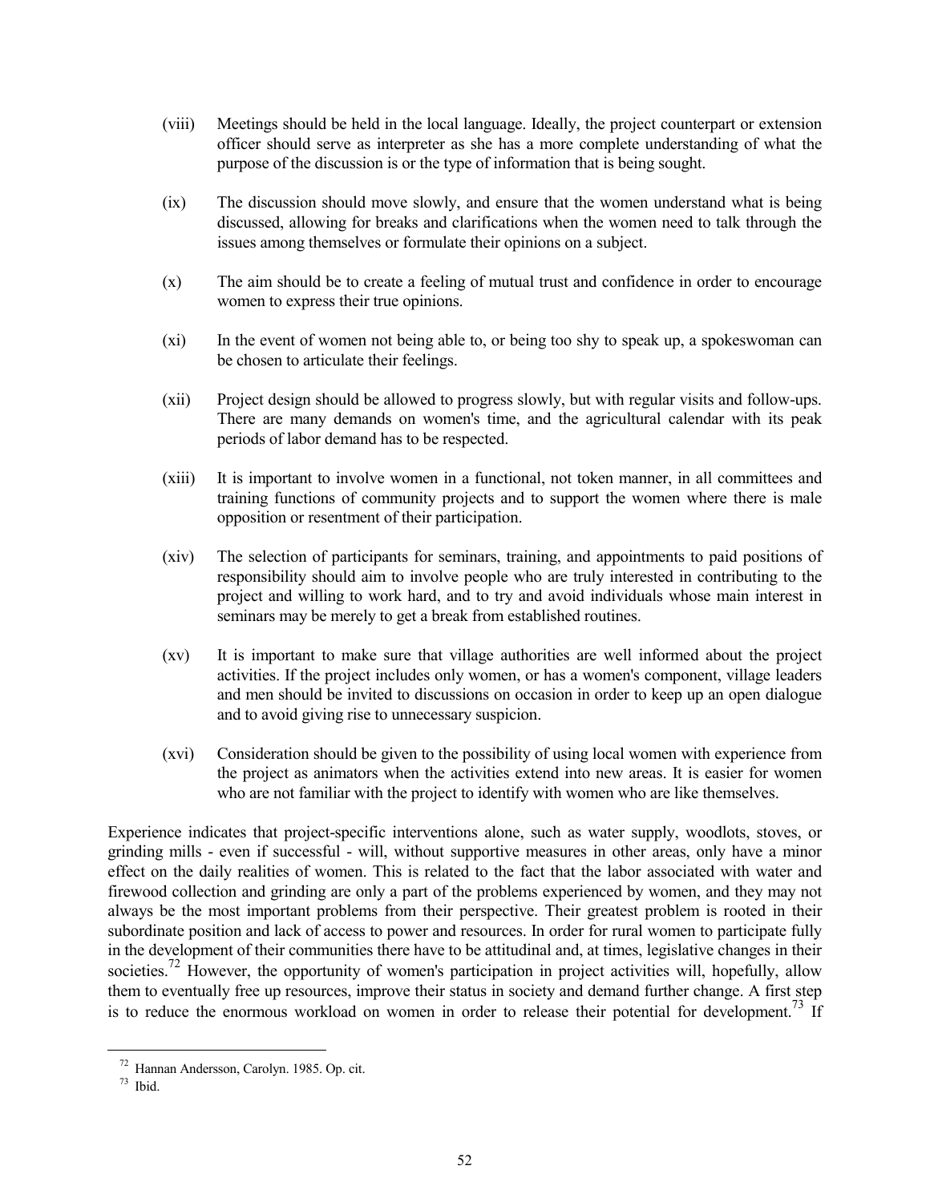(viii) Meetings should be held in the local language. Ideally, the project counterpart or extension officer should serve as interpreter as she has a more complete understanding of what the purpose of the discussion is or the type of information that is being sought.

(ix) The discussion should move slowly, and ensure that the women understand what is being discussed, allowing for breaks and clarifications when the women need to talk through the issues among themselves or formulate their opinions on a subject.

(x) The aim should be to create a feeling of mutual trust and confidence in order to encourage women to express their true opinions.

(xi) In the event of women not being able to, or being too shy to speak up, a spokeswoman can be chosen to articulate their feelings.

(xii) Project design should be allowed to progress slowly, but with regular visits and follow-ups. There are many demands on women's time, and the agricultural calendar with its peak periods of labor demand has to be respected.

(xiii) It is important to involve women in a functional, not token manner, in all committees and training functions of community projects and to support the women where there is male opposition or resentment of their participation.

(xiv) The selection of participants for seminars, training, and appointments to paid positions of responsibility should aim to involve people who are truly interested in contributing to the project and willing to work hard, and to try and avoid individuals whose main interest in seminars may be merely to get a break from established routines.

(xv) It is important to make sure that village authorities are well informed about the project activities. If the project includes only women, or has a women's component, village leaders and men should be invited to discussions on occasion in order to keep up an open dialogue and to avoid giving rise to unnecessary suspicion.

(xvi) Consideration should be given to the possibility of using local women with experience from the project as animators when the activities extend into new areas. It is easier for women who are not familiar with the project to identify with women who are like themselves.

Experience indicates that project-specific interventions alone, such as water supply, woodlots, stoves, or grinding mills - even if successful - will, without supportive measures in other areas, only have a minor effect on the daily realities of women. This is related to the fact that the labor associated with water and firewood collection and grinding are only a part of the problems experienced by women, and they may not always be the most important problems from their perspective. Their greatest problem is rooted in their subordinate position and lack of access to power and resources. In order for rural women to participate fully in the development of their communities there have to be attitudinal and, at times, legislative changes in their societies.[72] However, the opportunity of women's participation in project activities will, hopefully, allow them to eventually free up resources, improve their status in society and demand further change. A first step is to reduce the enormous workload on women in order to release their potential for development.[73] If

---

[72] Hannan Andersson, Carolyn. 1985. Op. cit.

[73] Ibid.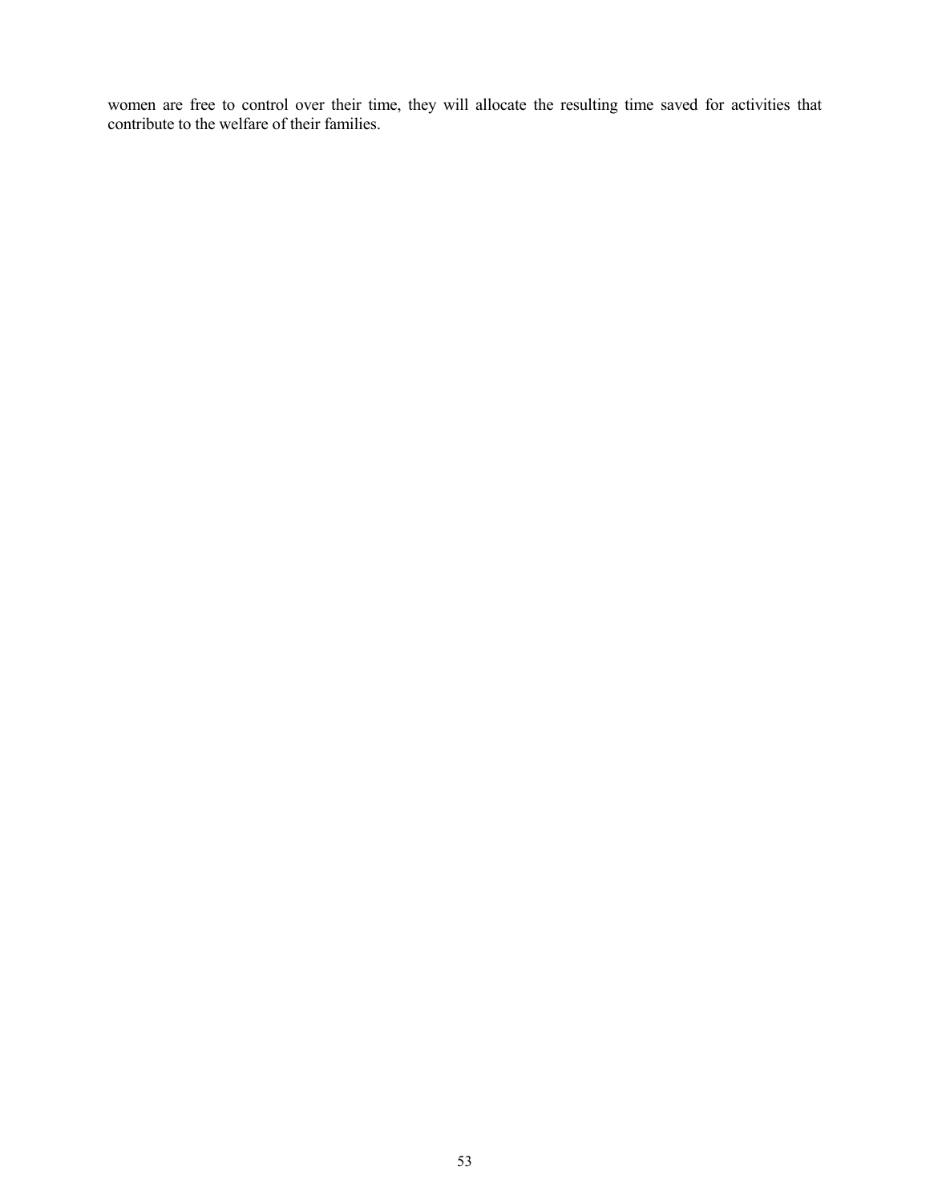women are free to control over their time, they will allocate the resulting time saved for activities that contribute to the welfare of their families.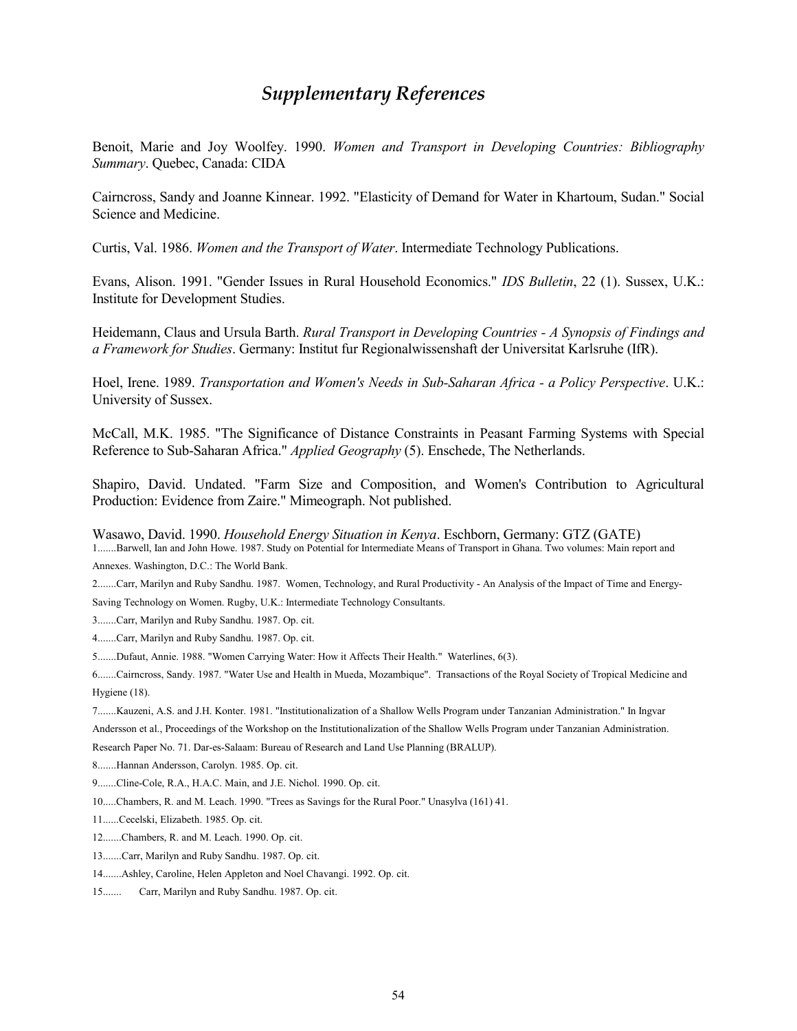## *Supplementary References*

Benoit, Marie and Joy Woolfey. 1990. *Women and Transport in Developing Countries: Bibliography Summary*. Quebec, Canada: CIDA

Cairncross, Sandy and Joanne Kinnear. 1992. "Elasticity of Demand for Water in Khartoum, Sudan." Social Science and Medicine.

Curtis, Val. 1986. *Women and the Transport of Water*. Intermediate Technology Publications.

Evans, Alison. 1991. "Gender Issues in Rural Household Economics." *IDS Bulletin*, 22 (1). Sussex, U.K.: Institute for Development Studies.

Heidemann, Claus and Ursula Barth. *Rural Transport in Developing Countries - A Synopsis of Findings and a Framework for Studies*. Germany: Institut fur Regionalwissenshaft der Universitat Karlsruhe (IfR).

Hoel, Irene. 1989. *Transportation and Women's Needs in Sub-Saharan Africa - a Policy Perspective*. U.K.: University of Sussex.

McCall, M.K. 1985. "The Significance of Distance Constraints in Peasant Farming Systems with Special Reference to Sub-Saharan Africa." *Applied Geography* (5). Enschede, The Netherlands.

Shapiro, David. Undated. "Farm Size and Composition, and Women's Contribution to Agricultural Production: Evidence from Zaire." Mimeograph. Not published.

Wasawo, David. 1990. *Household Energy Situation in Kenya*. Eschborn, Germany: GTZ (GATE)

1.......Barwell, Ian and John Howe. 1987. Study on Potential for Intermediate Means of Transport in Ghana. Two volumes: Main report and Annexes. Washington, D.C.: The World Bank.

2.......Carr, Marilyn and Ruby Sandhu. 1987. Women, Technology, and Rural Productivity - An Analysis of the Impact of Time and Energy-Saving Technology on Women. Rugby, U.K.: Intermediate Technology Consultants.

3.......Carr, Marilyn and Ruby Sandhu. 1987. Op. cit.

4.......Carr, Marilyn and Ruby Sandhu. 1987. Op. cit.

5.......Dufaut, Annie. 1988. "Women Carrying Water: How it Affects Their Health." Waterlines, 6(3).

6.......Cairncross, Sandy. 1987. "Water Use and Health in Mueda, Mozambique". Transactions of the Royal Society of Tropical Medicine and Hygiene (18).

7.......Kauzeni, A.S. and J.H. Konter. 1981. "Institutionalization of a Shallow Wells Program under Tanzanian Administration." In Ingvar Andersson et al., Proceedings of the Workshop on the Institutionalization of the Shallow Wells Program under Tanzanian Administration. Research Paper No. 71. Dar-es-Salaam: Bureau of Research and Land Use Planning (BRALUP).

8.......Hannan Andersson, Carolyn. 1985. Op. cit.

9.......Cline-Cole, R.A., H.A.C. Main, and J.E. Nichol. 1990. Op. cit.

10.....Chambers, R. and M. Leach. 1990. "Trees as Savings for the Rural Poor." Unasylva (161) 41.

11......Cecelski, Elizabeth. 1985. Op. cit.

12.......Chambers, R. and M. Leach. 1990. Op. cit.

13.......Carr, Marilyn and Ruby Sandhu. 1987. Op. cit.

14.......Ashley, Caroline, Helen Appleton and Noel Chavangi. 1992. Op. cit.

15....... Carr, Marilyn and Ruby Sandhu. 1987. Op. cit.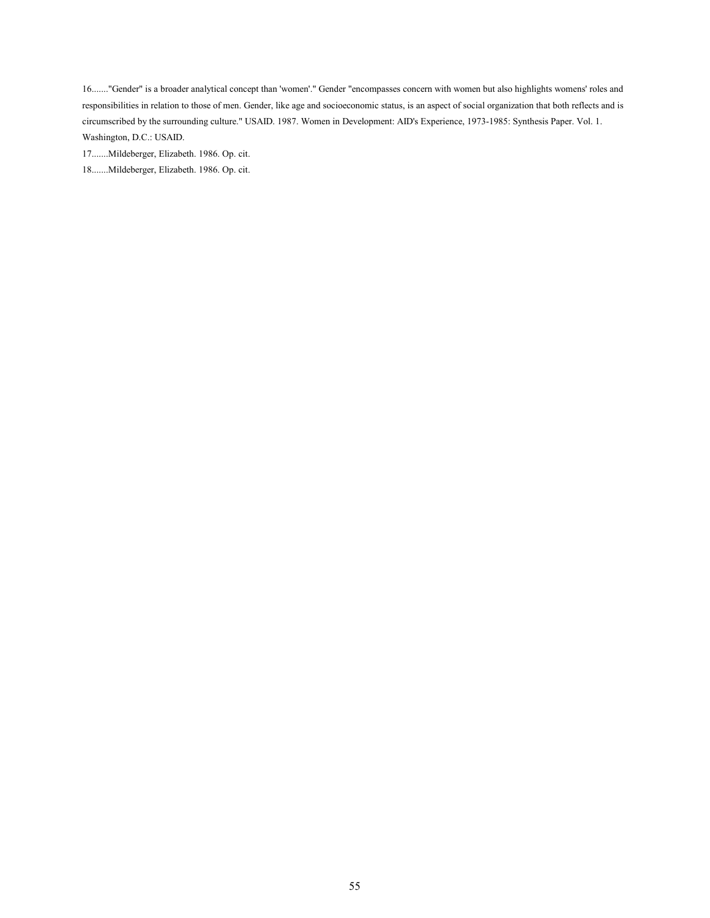16......."Gender" is a broader analytical concept than 'women'." Gender "encompasses concern with women but also highlights womens' roles and responsibilities in relation to those of men. Gender, like age and socioeconomic status, is an aspect of social organization that both reflects and is circumscribed by the surrounding culture." USAID. 1987. Women in Development: AID's Experience, 1973-1985: Synthesis Paper. Vol. 1. Washington, D.C.: USAID.

17.......Mildeberger, Elizabeth. 1986. Op. cit.

18.......Mildeberger, Elizabeth. 1986. Op. cit.